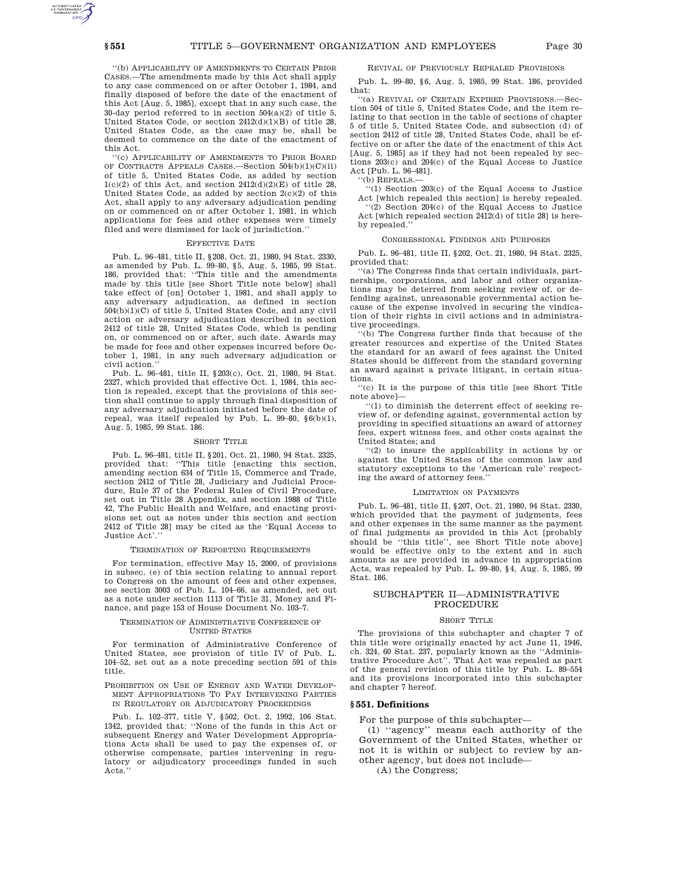''(b) APPLICABILITY OF AMENDMENTS TO CERTAIN PRIOR CASES.—The amendments made by this Act shall apply to any case commenced on or after October 1, 1984, and finally disposed of before the date of the enactment of this Act [Aug. 5, 1985], except that in any such case, the 30-day period referred to in section 504(a)(2) of title 5, United States Code, or section 2412(d)(1)(B) of title 28, United States Code, as the case may be, shall be deemed to commence on the date of the enactment of this Act.

''(c) APPLICABILITY OF AMENDMENTS TO PRIOR BOARD OF CONTRACTS APPEALS CASES.—Section 504(b)(1)(C)(ii) of title 5, United States Code, as added by section 1(c)(2) of this Act, and section 2412(d)(2)(E) of title 28, United States Code, as added by section 2(c)(2) of this Act, shall apply to any adversary adjudication pending on or commenced on or after October 1, 1981, in which applications for fees and other expenses were timely filed and were dismissed for lack of jurisdiction.''

#### EFFECTIVE DATE

Pub. L. 96–481, title II, §208, Oct. 21, 1980, 94 Stat. 2330, as amended by Pub. L. 99–80, §5, Aug. 5, 1985, 99 Stat. 186, provided that: ''This title and the amendments made by this title [see Short Title note below] shall take effect of [on] October 1, 1981, and shall apply to any adversary adjudication, as defined in section 504(b)(1)(C) of title 5, United States Code, and any civil action or adversary adjudication described in section 2412 of title 28, United States Code, which is pending on, or commenced on or after, such date. Awards may be made for fees and other expenses incurred before October 1, 1981, in any such adversary adjudication or civil action.''

Pub. L. 96–481, title II, §203(c), Oct. 21, 1980, 94 Stat. 2327, which provided that effective Oct. 1, 1984, this section is repealed, except that the provisions of this section shall continue to apply through final disposition of any adversary adjudication initiated before the date of repeal, was itself repealed by Pub. L. 99–80, §6(b)(1), Aug. 5, 1985, 99 Stat. 186.

#### SHORT TITLE

Pub. L. 96–481, title II, §201, Oct. 21, 1980, 94 Stat. 2325, provided that: ''This title [enacting this section, amending section 634 of Title 15, Commerce and Trade, section 2412 of Title 28, Judiciary and Judicial Procedure, Rule 37 of the Federal Rules of Civil Procedure, set out in Title 28 Appendix, and section 1988 of Title 42, The Public Health and Welfare, and enacting provisions set out as notes under this section and section 2412 of Title 28] may be cited as the 'Equal Access to Justice Act'.''

#### TERMINATION OF REPORTING REQUIREMENTS

For termination, effective May 15, 2000, of provisions in subsec. (e) of this section relating to annual report to Congress on the amount of fees and other expenses, see section 3003 of Pub. L. 104–66, as amended, set out as a note under section 1113 of Title 31, Money and Finance, and page 153 of House Document No. 103–7.

#### TERMINATION OF ADMINISTRATIVE CONFERENCE OF UNITED STATES

For termination of Administrative Conference of United States, see provision of title IV of Pub. L. 104–52, set out as a note preceding section 591 of this title.

#### PROHIBITION ON USE OF ENERGY AND WATER DEVELOPMENT APPROPRIATIONS TO PAY INTERVENING PARTIES IN REGULATORY OR ADJUDICATORY PROCEEDINGS

Pub. L. 102–377, title V, §502, Oct. 2, 1992, 106 Stat. 1342, provided that: ''None of the funds in this Act or subsequent Energy and Water Development Appropriations Acts shall be used to pay the expenses of, or otherwise compensate, parties intervening in regulatory or adjudicatory proceedings funded in such Acts.''

#### REVIVAL OF PREVIOUSLY REPEALED PROVISIONS

Pub. L. 99–80, §6, Aug. 5, 1985, 99 Stat. 186, provided that:

''(a) REVIVAL OF CERTAIN EXPIRED PROVISIONS.—Section 504 of title 5, United States Code, and the item relating to that section in the table of sections of chapter 5 of title 5, United States Code, and subsection (d) of section 2412 of title 28, United States Code, shall be effective on or after the date of the enactment of this Act [Aug. 5, 1985] as if they had not been repealed by sections 203(c) and 204(c) of the Equal Access to Justice Act [Pub. L. 96–481].

''(b) REPEALS.—

''(1) Section 203(c) of the Equal Access to Justice Act [which repealed this section] is hereby repealed.

''(2) Section 204(c) of the Equal Access to Justice Act [which repealed section 2412(d) of title 28] is hereby repealed.''

#### CONGRESSIONAL FINDINGS AND PURPOSES

Pub. L. 96–481, title II, §202, Oct. 21, 1980, 94 Stat. 2325, provided that:

''(a) The Congress finds that certain individuals, partnerships, corporations, and labor and other organizations may be deterred from seeking review of, or defending against, unreasonable governmental action because of the expense involved in securing the vindication of their rights in civil actions and in administrative proceedings.

''(b) The Congress further finds that because of the greater resources and expertise of the United States the standard for an award of fees against the United States should be different from the standard governing an award against a private litigant, in certain situations.

''(c) It is the purpose of this title [see Short Title note above]—

''(1) to diminish the deterrent effect of seeking review of, or defending against, governmental action by providing in specified situations an award of attorney fees, expert witness fees, and other costs against the United States; and

''(2) to insure the applicability in actions by or against the United States of the common law and statutory exceptions to the 'American rule' respecting the award of attorney fees.''

#### LIMITATION ON PAYMENTS

Pub. L. 96–481, title II, §207, Oct. 21, 1980, 94 Stat. 2330, which provided that the payment of judgments, fees and other expenses in the same manner as the payment of final judgments as provided in this Act [probably should be ''this title'', see Short Title note above] would be effective only to the extent and in such amounts as are provided in advance in appropriation Acts, was repealed by Pub. L. 99–80, §4, Aug. 5, 1985, 99 Stat. 186.

## SUBCHAPTER II—ADMINISTRATIVE PROCEDURE

#### SHORT TITLE

The provisions of this subchapter and chapter 7 of this title were originally enacted by act June 11, 1946, ch. 324, 60 Stat. 237, popularly known as the ''Administrative Procedure Act''. That Act was repealed as part of the general revision of this title by Pub. L. 89–554 and its provisions incorporated into this subchapter and chapter 7 hereof.

### §551. Definitions

For the purpose of this subchapter—

(1) ''agency'' means each authority of the Government of the United States, whether or not it is within or subject to review by another agency, but does not include—

(A) the Congress;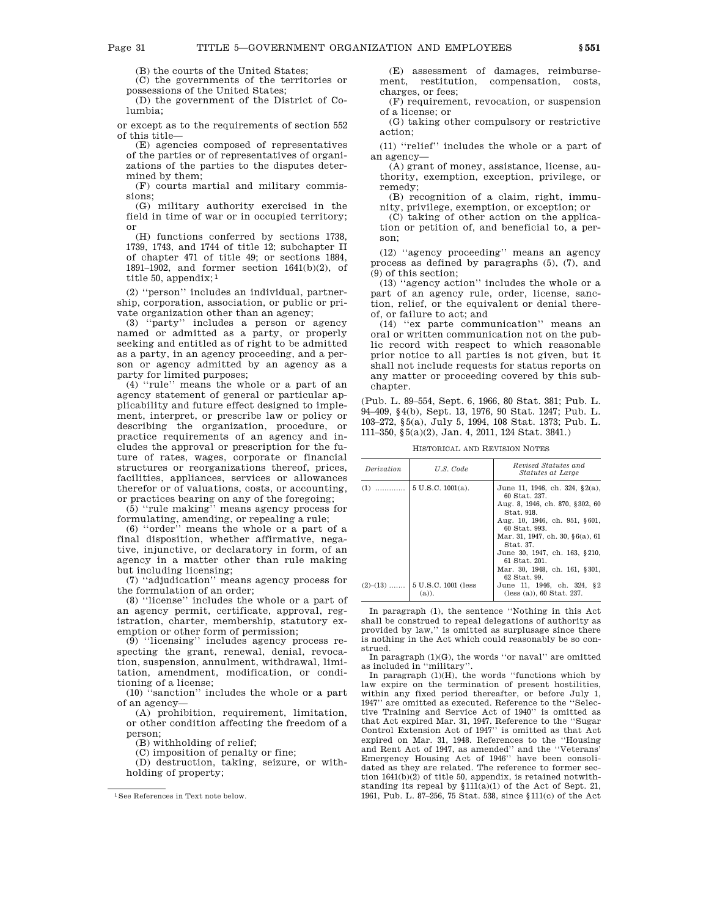(B) the courts of the United States;

(C) the governments of the territories or possessions of the United States;

(D) the government of the District of Columbia;

or except as to the requirements of section 552 of this title—

(E) agencies composed of representatives of the parties or of representatives of organizations of the parties to the disputes determined by them;

(F) courts martial and military commissions;

(G) military authority exercised in the field in time of war or in occupied territory; or

(H) functions conferred by sections 1738, 1739, 1743, and 1744 of title 12; subchapter II of chapter 471 of title 49; or sections 1884, 1891–1902, and former section 1641(b)(2), of title 50, appendix;[1]

(2) ''person'' includes an individual, partnership, corporation, association, or public or private organization other than an agency;

(3) ''party'' includes a person or agency named or admitted as a party, or properly seeking and entitled as of right to be admitted as a party, in an agency proceeding, and a person or agency admitted by an agency as a party for limited purposes;

(4) ''rule'' means the whole or a part of an agency statement of general or particular applicability and future effect designed to implement, interpret, or prescribe law or policy or describing the organization, procedure, or practice requirements of an agency and includes the approval or prescription for the future of rates, wages, corporate or financial structures or reorganizations thereof, prices, facilities, appliances, services or allowances therefor or of valuations, costs, or accounting, or practices bearing on any of the foregoing;

(5) ''rule making'' means agency process for formulating, amending, or repealing a rule;

(6) ''order'' means the whole or a part of a final disposition, whether affirmative, negative, injunctive, or declaratory in form, of an agency in a matter other than rule making but including licensing;

(7) ''adjudication'' means agency process for the formulation of an order;

(8) ''license'' includes the whole or a part of an agency permit, certificate, approval, registration, charter, membership, statutory exemption or other form of permission;

(9) ''licensing'' includes agency process respecting the grant, renewal, denial, revocation, suspension, annulment, withdrawal, limitation, amendment, modification, or conditioning of a license;

(10) ''sanction'' includes the whole or a part of an agency—

(A) prohibition, requirement, limitation, or other condition affecting the freedom of a person;

(B) withholding of relief;

(C) imposition of penalty or fine;

(D) destruction, taking, seizure, or withholding of property;

(E) assessment of damages, reimbursement, restitution, compensation, costs, charges, or fees;

(F) requirement, revocation, or suspension of a license; or

(G) taking other compulsory or restrictive action;

(11) ''relief'' includes the whole or a part of an agency—

(A) grant of money, assistance, license, authority, exemption, exception, privilege, or remedy;

(B) recognition of a claim, right, immunity, privilege, exemption, or exception; or

(C) taking of other action on the application or petition of, and beneficial to, a person;

(12) ''agency proceeding'' means an agency process as defined by paragraphs (5), (7), and (9) of this section;

(13) ''agency action'' includes the whole or a part of an agency rule, order, license, sanction, relief, or the equivalent or denial thereof, or failure to act; and

(14) ''ex parte communication'' means an oral or written communication not on the public record with respect to which reasonable prior notice to all parties is not given, but it shall not include requests for status reports on any matter or proceeding covered by this subchapter.

(Pub. L. 89–554, Sept. 6, 1966, 80 Stat. 381; Pub. L. 94–409, §4(b), Sept. 13, 1976, 90 Stat. 1247; Pub. L. 103–272, §5(a), July 5, 1994, 108 Stat. 1373; Pub. L. 111–350, §5(a)(2), Jan. 4, 2011, 124 Stat. 3841.)

HISTORICAL AND REVISION NOTES

| *Derivation* | *U.S. Code* | *Revised Statutes and Statutes at Large* |
|---|---|---|
| (1) ............ | 5 U.S.C. 1001(a). | June 11, 1946, ch. 324, §2(a), 60 Stat. 237. Aug. 8, 1946, ch. 870, §302, 60 Stat. 918. Aug. 10, 1946, ch. 951, §601, 60 Stat. 993. Mar. 31, 1947, ch. 30, §6(a), 61 Stat. 37. June 30, 1947, ch. 163, §210, 61 Stat. 201. Mar. 30, 1948, ch. 161, §301, 62 Stat. 99. |
| (2)–(13) ....... | 5 U.S.C. 1001 (less (a)). | June 11, 1946, ch. 324, §2 (less (a)), 60 Stat. 237. |

In paragraph (1), the sentence ''Nothing in this Act shall be construed to repeal delegations of authority as provided by law,'' is omitted as surplusage since there is nothing in the Act which could reasonably be so construed.

In paragraph (1)(G), the words ''or naval'' are omitted as included in ''military''.

In paragraph (1)(H), the words ''functions which by law expire on the termination of present hostilities, within any fixed period thereafter, or before July 1, 1947'' are omitted as executed. Reference to the ''Selective Training and Service Act of 1940'' is omitted as that Act expired Mar. 31, 1947. Reference to the ''Sugar Control Extension Act of 1947'' is omitted as that Act expired on Mar. 31, 1948. References to the ''Housing and Rent Act of 1947, as amended'' and the ''Veterans' Emergency Housing Act of 1946'' have been consolidated as they are related. The reference to former section 1641(b)(2) of title 50, appendix, is retained notwithstanding its repeal by §111(a)(1) of the Act of Sept. 21, 1961, Pub. L. 87–256, 75 Stat. 538, since §111(c) of the Act

[1] See References in Text note below.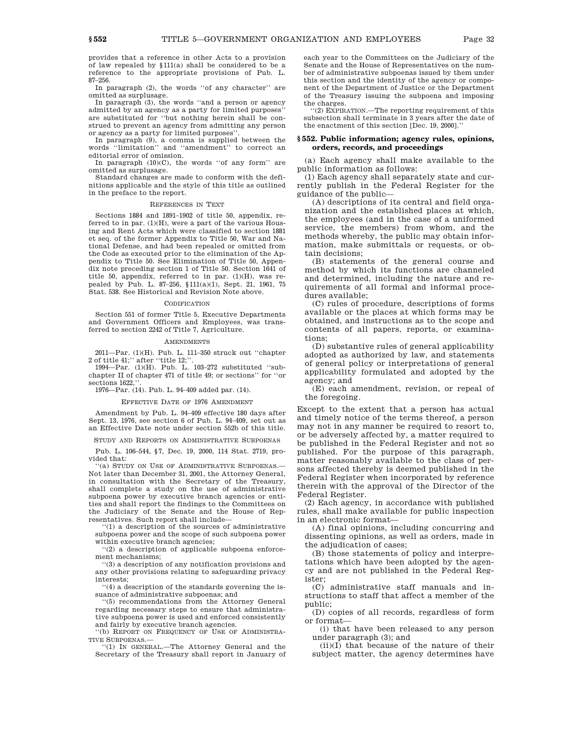provides that a reference in other Acts to a provision of law repealed by §111(a) shall be considered to be a reference to the appropriate provisions of Pub. L. 87–256.

In paragraph (2), the words ''of any character'' are omitted as surplusage.

In paragraph (3), the words ''and a person or agency admitted by an agency as a party for limited purposes'' are substituted for ''but nothing herein shall be construed to prevent an agency from admitting any person or agency as a party for limited purposes''.

In paragraph (9), a comma is supplied between the words ''limitation'' and ''amendment'' to correct an editorial error of omission.

In paragraph (10)(C), the words ''of any form'' are omitted as surplusage.

Standard changes are made to conform with the definitions applicable and the style of this title as outlined in the preface to the report.

REFERENCES IN TEXT

Sections 1884 and 1891–1902 of title 50, appendix, referred to in par. (1)(H), were a part of the various Housing and Rent Acts which were classified to section 1881 et seq. of the former Appendix to Title 50, War and National Defense, and had been repealed or omitted from the Code as executed prior to the elimination of the Appendix to Title 50. See Elimination of Title 50, Appendix note preceding section 1 of Title 50. Section 1641 of title 50, appendix, referred to in par. (1)(H), was repealed by Pub. L. 87–256, §111(a)(1), Sept. 21, 1961, 75 Stat. 538. See Historical and Revision Note above.

CODIFICATION

Section 551 of former Title 5, Executive Departments and Government Officers and Employees, was transferred to section 2242 of Title 7, Agriculture.

AMENDMENTS

2011—Par. (1)(H). Pub. L. 111–350 struck out ''chapter 2 of title 41;'' after ''title 12;''.

1994—Par. (1)(H). Pub. L. 103–272 substituted ''subchapter II of chapter 471 of title 49; or sections'' for ''or sections 1622,''.

1976—Par. (14). Pub. L. 94–409 added par. (14).

EFFECTIVE DATE OF 1976 AMENDMENT

Amendment by Pub. L. 94–409 effective 180 days after Sept. 13, 1976, see section 6 of Pub. L. 94–409, set out as an Effective Date note under section 552b of this title.

STUDY AND REPORTS ON ADMINISTRATIVE SUBPOENAS

Pub. L. 106–544, §7, Dec. 19, 2000, 114 Stat. 2719, provided that:

''(a) STUDY ON USE OF ADMINISTRATIVE SUBPOENAS.—Not later than December 31, 2001, the Attorney General, in consultation with the Secretary of the Treasury, shall complete a study on the use of administrative subpoena power by executive branch agencies or entities and shall report the findings to the Committees on the Judiciary of the Senate and the House of Representatives. Such report shall include—

''(1) a description of the sources of administrative subpoena power and the scope of such subpoena power within executive branch agencies;

''(2) a description of applicable subpoena enforcement mechanisms;

''(3) a description of any notification provisions and any other provisions relating to safeguarding privacy interests;

''(4) a description of the standards governing the issuance of administrative subpoenas; and

''(5) recommendations from the Attorney General regarding necessary steps to ensure that administrative subpoena power is used and enforced consistently and fairly by executive branch agencies.

''(b) REPORT ON FREQUENCY OF USE OF ADMINISTRATIVE SUBPOENAS.—

''(1) IN GENERAL.—The Attorney General and the Secretary of the Treasury shall report in January of each year to the Committees on the Judiciary of the Senate and the House of Representatives on the number of administrative subpoenas issued by them under this section and the identity of the agency or component of the Department of Justice or the Department of the Treasury issuing the subpoena and imposing the charges.

''(2) EXPIRATION.—The reporting requirement of this subsection shall terminate in 3 years after the date of the enactment of this section [Dec. 19, 2000].''

## §552. Public information; agency rules, opinions, orders, records, and proceedings

(a) Each agency shall make available to the public information as follows:

(1) Each agency shall separately state and currently publish in the Federal Register for the guidance of the public—

(A) descriptions of its central and field organization and the established places at which, the employees (and in the case of a uniformed service, the members) from whom, and the methods whereby, the public may obtain information, make submittals or requests, or obtain decisions;

(B) statements of the general course and method by which its functions are channeled and determined, including the nature and requirements of all formal and informal procedures available;

(C) rules of procedure, descriptions of forms available or the places at which forms may be obtained, and instructions as to the scope and contents of all papers, reports, or examinations;

(D) substantive rules of general applicability adopted as authorized by law, and statements of general policy or interpretations of general applicability formulated and adopted by the agency; and

(E) each amendment, revision, or repeal of the foregoing.

Except to the extent that a person has actual and timely notice of the terms thereof, a person may not in any manner be required to resort to, or be adversely affected by, a matter required to be published in the Federal Register and not so published. For the purpose of this paragraph, matter reasonably available to the class of persons affected thereby is deemed published in the Federal Register when incorporated by reference therein with the approval of the Director of the Federal Register.

(2) Each agency, in accordance with published rules, shall make available for public inspection in an electronic format—

(A) final opinions, including concurring and dissenting opinions, as well as orders, made in the adjudication of cases;

(B) those statements of policy and interpretations which have been adopted by the agency and are not published in the Federal Register;

(C) administrative staff manuals and instructions to staff that affect a member of the public;

(D) copies of all records, regardless of form or format—

(i) that have been released to any person under paragraph (3); and

(ii)(I) that because of the nature of their subject matter, the agency determines have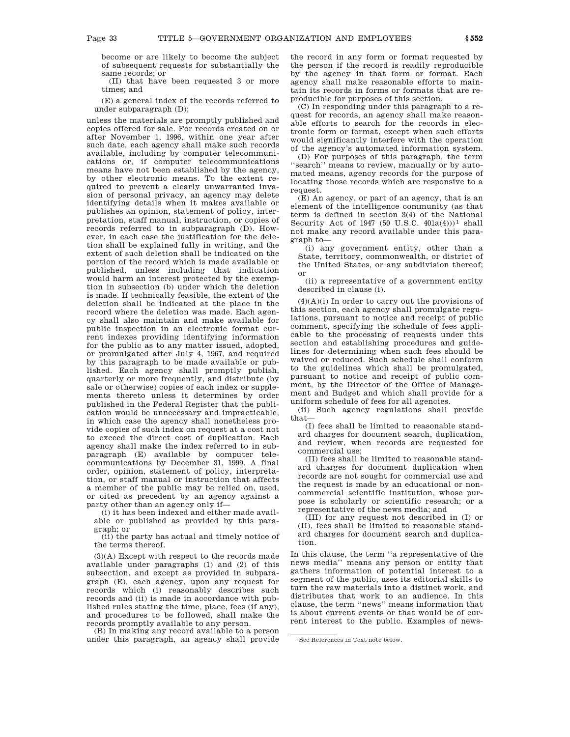become or are likely to become the subject of subsequent requests for substantially the same records; or

(II) that have been requested 3 or more times; and

(E) a general index of the records referred to under subparagraph (D);

unless the materials are promptly published and copies offered for sale. For records created on or after November 1, 1996, within one year after such date, each agency shall make such records available, including by computer telecommunications or, if computer telecommunications means have not been established by the agency, by other electronic means. To the extent required to prevent a clearly unwarranted invasion of personal privacy, an agency may delete identifying details when it makes available or publishes an opinion, statement of policy, interpretation, staff manual, instruction, or copies of records referred to in subparagraph (D). However, in each case the justification for the deletion shall be explained fully in writing, and the extent of such deletion shall be indicated on the portion of the record which is made available or published, unless including that indication would harm an interest protected by the exemption in subsection (b) under which the deletion is made. If technically feasible, the extent of the deletion shall be indicated at the place in the record where the deletion was made. Each agency shall also maintain and make available for public inspection in an electronic format current indexes providing identifying information for the public as to any matter issued, adopted, or promulgated after July 4, 1967, and required by this paragraph to be made available or published. Each agency shall promptly publish, quarterly or more frequently, and distribute (by sale or otherwise) copies of each index or supplements thereto unless it determines by order published in the Federal Register that the publication would be unnecessary and impracticable, in which case the agency shall nonetheless provide copies of such index on request at a cost not to exceed the direct cost of duplication. Each agency shall make the index referred to in subparagraph (E) available by computer telecommunications by December 31, 1999. A final order, opinion, statement of policy, interpretation, or staff manual or instruction that affects a member of the public may be relied on, used, or cited as precedent by an agency against a party other than an agency only if—

(i) it has been indexed and either made available or published as provided by this paragraph; or

(ii) the party has actual and timely notice of the terms thereof.

(3)(A) Except with respect to the records made available under paragraphs (1) and (2) of this subsection, and except as provided in subparagraph (E), each agency, upon any request for records which (i) reasonably describes such records and (ii) is made in accordance with published rules stating the time, place, fees (if any), and procedures to be followed, shall make the records promptly available to any person.

(B) In making any record available to a person under this paragraph, an agency shall provide the record in any form or format requested by the person if the record is readily reproducible by the agency in that form or format. Each agency shall make reasonable efforts to maintain its records in forms or formats that are reproducible for purposes of this section.

(C) In responding under this paragraph to a request for records, an agency shall make reasonable efforts to search for the records in electronic form or format, except when such efforts would significantly interfere with the operation of the agency's automated information system.

(D) For purposes of this paragraph, the term "search" means to review, manually or by automated means, agency records for the purpose of locating those records which are responsive to a request.

(E) An agency, or part of an agency, that is an element of the intelligence community (as that term is defined in section 3(4) of the National Security Act of 1947 (50 U.S.C. 401a(4)))[1] shall not make any record available under this paragraph to—

(i) any government entity, other than a State, territory, commonwealth, or district of the United States, or any subdivision thereof; or

(ii) a representative of a government entity described in clause (i).

(4)(A)(i) In order to carry out the provisions of this section, each agency shall promulgate regulations, pursuant to notice and receipt of public comment, specifying the schedule of fees applicable to the processing of requests under this section and establishing procedures and guidelines for determining when such fees should be waived or reduced. Such schedule shall conform to the guidelines which shall be promulgated, pursuant to notice and receipt of public comment, by the Director of the Office of Management and Budget and which shall provide for a uniform schedule of fees for all agencies.

(ii) Such agency regulations shall provide that—

(I) fees shall be limited to reasonable standard charges for document search, duplication, and review, when records are requested for commercial use;

(II) fees shall be limited to reasonable standard charges for document duplication when records are not sought for commercial use and the request is made by an educational or noncommercial scientific institution, whose purpose is scholarly or scientific research; or a representative of the news media; and

(III) for any request not described in (I) or (II), fees shall be limited to reasonable standard charges for document search and duplication.

In this clause, the term "a representative of the news media" means any person or entity that gathers information of potential interest to a segment of the public, uses its editorial skills to turn the raw materials into a distinct work, and distributes that work to an audience. In this clause, the term "news" means information that is about current events or that would be of current interest to the public. Examples of news-

[1] See References in Text note below.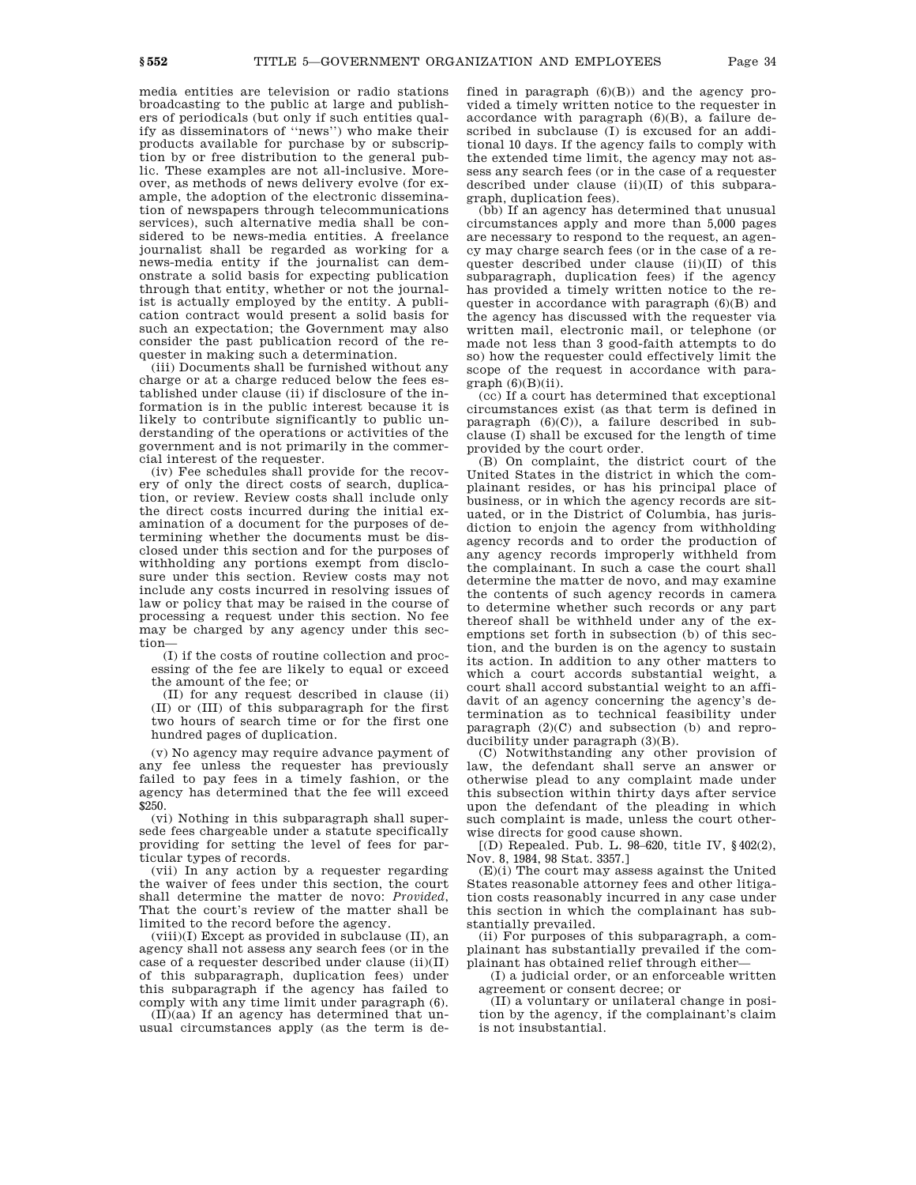media entities are television or radio stations broadcasting to the public at large and publishers of periodicals (but only if such entities qualify as disseminators of ''news'') who make their products available for purchase by or subscription by or free distribution to the general public. These examples are not all-inclusive. Moreover, as methods of news delivery evolve (for example, the adoption of the electronic dissemination of newspapers through telecommunications services), such alternative media shall be considered to be news-media entities. A freelance journalist shall be regarded as working for a news-media entity if the journalist can demonstrate a solid basis for expecting publication through that entity, whether or not the journalist is actually employed by the entity. A publication contract would present a solid basis for such an expectation; the Government may also consider the past publication record of the requester in making such a determination.

(iii) Documents shall be furnished without any charge or at a charge reduced below the fees established under clause (ii) if disclosure of the information is in the public interest because it is likely to contribute significantly to public understanding of the operations or activities of the government and is not primarily in the commercial interest of the requester.

(iv) Fee schedules shall provide for the recovery of only the direct costs of search, duplication, or review. Review costs shall include only the direct costs incurred during the initial examination of a document for the purposes of determining whether the documents must be disclosed under this section and for the purposes of withholding any portions exempt from disclosure under this section. Review costs may not include any costs incurred in resolving issues of law or policy that may be raised in the course of processing a request under this section. No fee may be charged by any agency under this section—

(I) if the costs of routine collection and processing of the fee are likely to equal or exceed the amount of the fee; or

(II) for any request described in clause (ii)(II) or (III) of this subparagraph for the first two hours of search time or for the first one hundred pages of duplication.

(v) No agency may require advance payment of any fee unless the requester has previously failed to pay fees in a timely fashion, or the agency has determined that the fee will exceed $250.

(vi) Nothing in this subparagraph shall supersede fees chargeable under a statute specifically providing for setting the level of fees for particular types of records.

(vii) In any action by a requester regarding the waiver of fees under this section, the court shall determine the matter de novo: *Provided*, That the court's review of the matter shall be limited to the record before the agency.

(viii)(I) Except as provided in subclause (II), an agency shall not assess any search fees (or in the case of a requester described under clause (ii)(II) of this subparagraph, duplication fees) under this subparagraph if the agency has failed to comply with any time limit under paragraph (6).

(II)(aa) If an agency has determined that unusual circumstances apply (as the term is defined in paragraph (6)(B)) and the agency provided a timely written notice to the requester in accordance with paragraph (6)(B), a failure described in subclause (I) is excused for an additional 10 days. If the agency fails to comply with the extended time limit, the agency may not assess any search fees (or in the case of a requester described under clause (ii)(II) of this subparagraph, duplication fees).

(bb) If an agency has determined that unusual circumstances apply and more than 5,000 pages are necessary to respond to the request, an agency may charge search fees (or in the case of a requester described under clause (ii)(II) of this subparagraph, duplication fees) if the agency has provided a timely written notice to the requester in accordance with paragraph (6)(B) and the agency has discussed with the requester via written mail, electronic mail, or telephone (or made not less than 3 good-faith attempts to do so) how the requester could effectively limit the scope of the request in accordance with paragraph (6)(B)(ii).

(cc) If a court has determined that exceptional circumstances exist (as that term is defined in paragraph (6)(C)), a failure described in subclause (I) shall be excused for the length of time provided by the court order.

(B) On complaint, the district court of the United States in the district in which the complainant resides, or has his principal place of business, or in which the agency records are situated, or in the District of Columbia, has jurisdiction to enjoin the agency from withholding agency records and to order the production of any agency records improperly withheld from the complainant. In such a case the court shall determine the matter de novo, and may examine the contents of such agency records in camera to determine whether such records or any part thereof shall be withheld under any of the exemptions set forth in subsection (b) of this section, and the burden is on the agency to sustain its action. In addition to any other matters to which a court accords substantial weight, a court shall accord substantial weight to an affidavit of an agency concerning the agency's determination as to technical feasibility under paragraph (2)(C) and subsection (b) and reproducibility under paragraph (3)(B).

(C) Notwithstanding any other provision of law, the defendant shall serve an answer or otherwise plead to any complaint made under this subsection within thirty days after service upon the defendant of the pleading in which such complaint is made, unless the court otherwise directs for good cause shown.

[(D) Repealed. Pub. L. 98–620, title IV, §402(2), Nov. 8, 1984, 98 Stat. 3357.]

(E)(i) The court may assess against the United States reasonable attorney fees and other litigation costs reasonably incurred in any case under this section in which the complainant has substantially prevailed.

(ii) For purposes of this subparagraph, a complainant has substantially prevailed if the complainant has obtained relief through either—

(I) a judicial order, or an enforceable written agreement or consent decree; or

(II) a voluntary or unilateral change in position by the agency, if the complainant's claim is not insubstantial.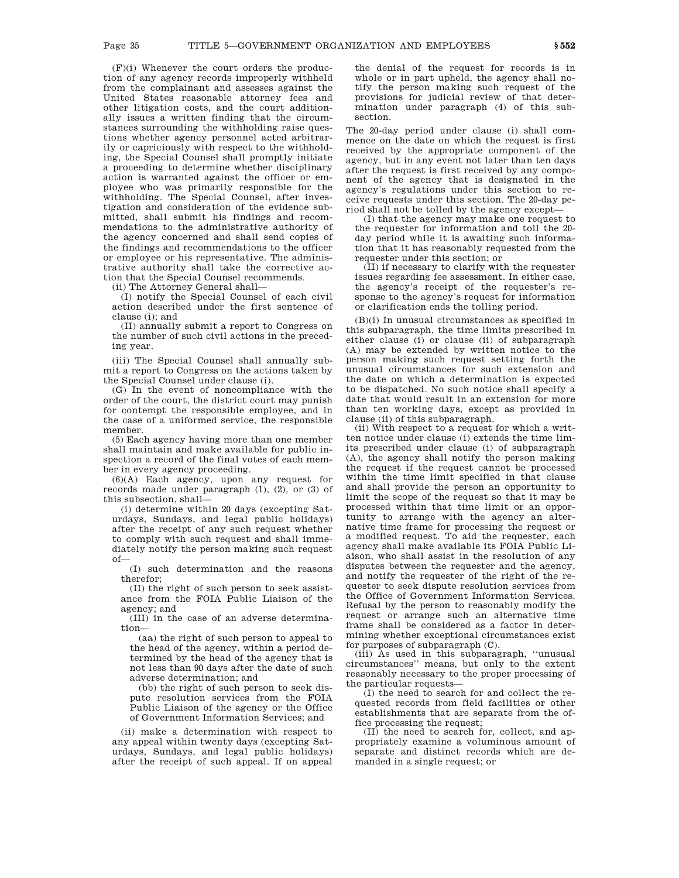(F)(i) Whenever the court orders the production of any agency records improperly withheld from the complainant and assesses against the United States reasonable attorney fees and other litigation costs, and the court additionally issues a written finding that the circumstances surrounding the withholding raise questions whether agency personnel acted arbitrarily or capriciously with respect to the withholding, the Special Counsel shall promptly initiate a proceeding to determine whether disciplinary action is warranted against the officer or employee who was primarily responsible for the withholding. The Special Counsel, after investigation and consideration of the evidence submitted, shall submit his findings and recommendations to the administrative authority of the agency concerned and shall send copies of the findings and recommendations to the officer or employee or his representative. The administrative authority shall take the corrective action that the Special Counsel recommends.

(ii) The Attorney General shall—

(I) notify the Special Counsel of each civil action described under the first sentence of clause (i); and

(II) annually submit a report to Congress on the number of such civil actions in the preceding year.

(iii) The Special Counsel shall annually submit a report to Congress on the actions taken by the Special Counsel under clause (i).

(G) In the event of noncompliance with the order of the court, the district court may punish for contempt the responsible employee, and in the case of a uniformed service, the responsible member.

(5) Each agency having more than one member shall maintain and make available for public inspection a record of the final votes of each member in every agency proceeding.

(6)(A) Each agency, upon any request for records made under paragraph (1), (2), or (3) of this subsection, shall—

(i) determine within 20 days (excepting Saturdays, Sundays, and legal public holidays) after the receipt of any such request whether to comply with such request and shall immediately notify the person making such request of—

(I) such determination and the reasons therefor;

(II) the right of such person to seek assistance from the FOIA Public Liaison of the agency; and

(III) in the case of an adverse determination—

(aa) the right of such person to appeal to the head of the agency, within a period determined by the head of the agency that is not less than 90 days after the date of such adverse determination; and

(bb) the right of such person to seek dispute resolution services from the FOIA Public Liaison of the agency or the Office of Government Information Services; and

(ii) make a determination with respect to any appeal within twenty days (excepting Saturdays, Sundays, and legal public holidays) after the receipt of such appeal. If on appeal the denial of the request for records is in whole or in part upheld, the agency shall notify the person making such request of the provisions for judicial review of that determination under paragraph (4) of this subsection.

The 20-day period under clause (i) shall commence on the date on which the request is first received by the appropriate component of the agency, but in any event not later than ten days after the request is first received by any component of the agency that is designated in the agency's regulations under this section to receive requests under this section. The 20-day period shall not be tolled by the agency except—

(I) that the agency may make one request to the requester for information and toll the 20-day period while it is awaiting such information that it has reasonably requested from the requester under this section; or

(II) if necessary to clarify with the requester issues regarding fee assessment. In either case, the agency's receipt of the requester's response to the agency's request for information or clarification ends the tolling period.

(B)(i) In unusual circumstances as specified in this subparagraph, the time limits prescribed in either clause (i) or clause (ii) of subparagraph (A) may be extended by written notice to the person making such request setting forth the unusual circumstances for such extension and the date on which a determination is expected to be dispatched. No such notice shall specify a date that would result in an extension for more than ten working days, except as provided in clause (ii) of this subparagraph.

(ii) With respect to a request for which a written notice under clause (i) extends the time limits prescribed under clause (i) of subparagraph (A), the agency shall notify the person making the request if the request cannot be processed within the time limit specified in that clause and shall provide the person an opportunity to limit the scope of the request so that it may be processed within that time limit or an opportunity to arrange with the agency an alternative time frame for processing the request or a modified request. To aid the requester, each agency shall make available its FOIA Public Liaison, who shall assist in the resolution of any disputes between the requester and the agency, and notify the requester of the right of the requester to seek dispute resolution services from the Office of Government Information Services. Refusal by the person to reasonably modify the request or arrange such an alternative time frame shall be considered as a factor in determining whether exceptional circumstances exist for purposes of subparagraph (C).

(iii) As used in this subparagraph, "unusual circumstances" means, but only to the extent reasonably necessary to the proper processing of the particular requests—

(I) the need to search for and collect the requested records from field facilities or other establishments that are separate from the office processing the request;

(II) the need to search for, collect, and appropriately examine a voluminous amount of separate and distinct records which are demanded in a single request; or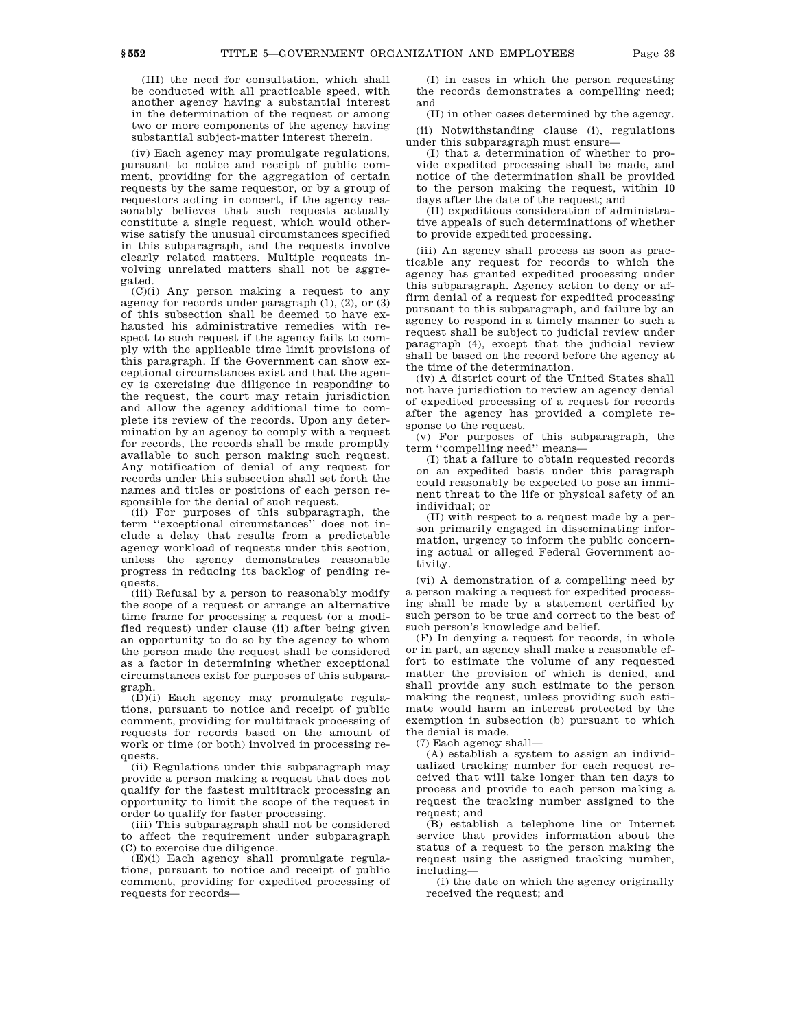(III) the need for consultation, which shall be conducted with all practicable speed, with another agency having a substantial interest in the determination of the request or among two or more components of the agency having substantial subject-matter interest therein.

(iv) Each agency may promulgate regulations, pursuant to notice and receipt of public comment, providing for the aggregation of certain requests by the same requestor, or by a group of requestors acting in concert, if the agency reasonably believes that such requests actually constitute a single request, which would otherwise satisfy the unusual circumstances specified in this subparagraph, and the requests involve clearly related matters. Multiple requests involving unrelated matters shall not be aggregated.

(C)(i) Any person making a request to any agency for records under paragraph (1), (2), or (3) of this subsection shall be deemed to have exhausted his administrative remedies with respect to such request if the agency fails to comply with the applicable time limit provisions of this paragraph. If the Government can show exceptional circumstances exist and that the agency is exercising due diligence in responding to the request, the court may retain jurisdiction and allow the agency additional time to complete its review of the records. Upon any determination by an agency to comply with a request for records, the records shall be made promptly available to such person making such request. Any notification of denial of any request for records under this subsection shall set forth the names and titles or positions of each person responsible for the denial of such request.

(ii) For purposes of this subparagraph, the term ''exceptional circumstances'' does not include a delay that results from a predictable agency workload of requests under this section, unless the agency demonstrates reasonable progress in reducing its backlog of pending requests.

(iii) Refusal by a person to reasonably modify the scope of a request or arrange an alternative time frame for processing a request (or a modified request) under clause (ii) after being given an opportunity to do so by the agency to whom the person made the request shall be considered as a factor in determining whether exceptional circumstances exist for purposes of this subparagraph.

(D)(i) Each agency may promulgate regulations, pursuant to notice and receipt of public comment, providing for multitrack processing of requests for records based on the amount of work or time (or both) involved in processing requests.

(ii) Regulations under this subparagraph may provide a person making a request that does not qualify for the fastest multitrack processing an opportunity to limit the scope of the request in order to qualify for faster processing.

(iii) This subparagraph shall not be considered to affect the requirement under subparagraph (C) to exercise due diligence.

(E)(i) Each agency shall promulgate regulations, pursuant to notice and receipt of public comment, providing for expedited processing of requests for records—

(I) in cases in which the person requesting the records demonstrates a compelling need; and

(II) in other cases determined by the agency.

(ii) Notwithstanding clause (i), regulations under this subparagraph must ensure—

(I) that a determination of whether to provide expedited processing shall be made, and notice of the determination shall be provided to the person making the request, within 10 days after the date of the request; and

(II) expeditious consideration of administrative appeals of such determinations of whether to provide expedited processing.

(iii) An agency shall process as soon as practicable any request for records to which the agency has granted expedited processing under this subparagraph. Agency action to deny or affirm denial of a request for expedited processing pursuant to this subparagraph, and failure by an agency to respond in a timely manner to such a request shall be subject to judicial review under paragraph (4), except that the judicial review shall be based on the record before the agency at the time of the determination.

(iv) A district court of the United States shall not have jurisdiction to review an agency denial of expedited processing of a request for records after the agency has provided a complete response to the request.

(v) For purposes of this subparagraph, the term ''compelling need'' means—

(I) that a failure to obtain requested records on an expedited basis under this paragraph could reasonably be expected to pose an imminent threat to the life or physical safety of an individual; or

(II) with respect to a request made by a person primarily engaged in disseminating information, urgency to inform the public concerning actual or alleged Federal Government activity.

(vi) A demonstration of a compelling need by a person making a request for expedited processing shall be made by a statement certified by such person to be true and correct to the best of such person's knowledge and belief.

(F) In denying a request for records, in whole or in part, an agency shall make a reasonable effort to estimate the volume of any requested matter the provision of which is denied, and shall provide any such estimate to the person making the request, unless providing such estimate would harm an interest protected by the exemption in subsection (b) pursuant to which the denial is made.

(7) Each agency shall—

(A) establish a system to assign an individualized tracking number for each request received that will take longer than ten days to process and provide to each person making a request the tracking number assigned to the request; and

(B) establish a telephone line or Internet service that provides information about the status of a request to the person making the request using the assigned tracking number, including—

(i) the date on which the agency originally received the request; and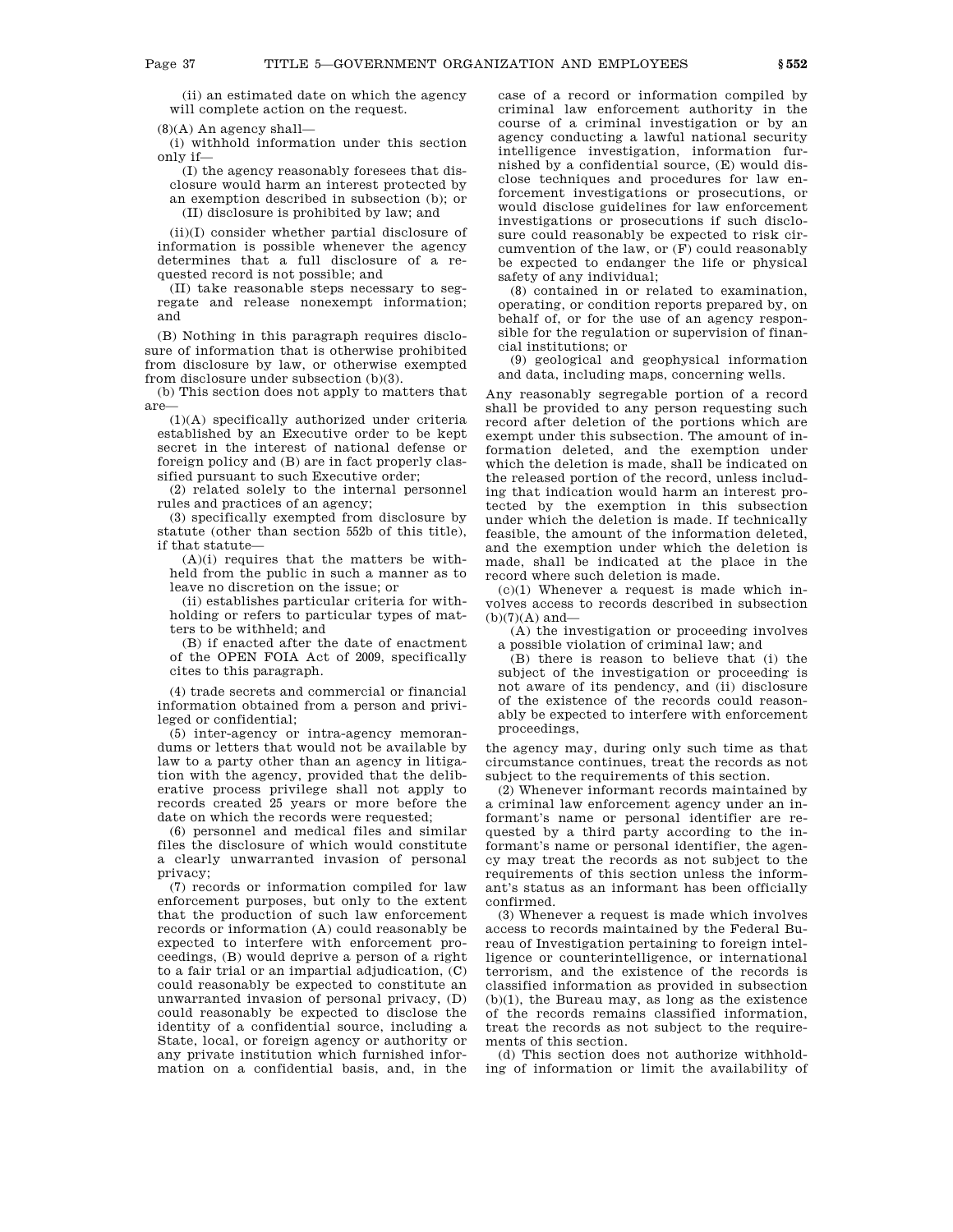(ii) an estimated date on which the agency will complete action on the request.

(8)(A) An agency shall—

(i) withhold information under this section only if—

(I) the agency reasonably foresees that disclosure would harm an interest protected by an exemption described in subsection (b); or

(II) disclosure is prohibited by law; and

(ii)(I) consider whether partial disclosure of information is possible whenever the agency determines that a full disclosure of a requested record is not possible; and

(II) take reasonable steps necessary to segregate and release nonexempt information; and

(B) Nothing in this paragraph requires disclosure of information that is otherwise prohibited from disclosure by law, or otherwise exempted from disclosure under subsection (b)(3).

(b) This section does not apply to matters that are—

(1)(A) specifically authorized under criteria established by an Executive order to be kept secret in the interest of national defense or foreign policy and (B) are in fact properly classified pursuant to such Executive order;

(2) related solely to the internal personnel rules and practices of an agency;

(3) specifically exempted from disclosure by statute (other than section 552b of this title), if that statute—

(A)(i) requires that the matters be withheld from the public in such a manner as to leave no discretion on the issue; or

(ii) establishes particular criteria for withholding or refers to particular types of matters to be withheld; and

(B) if enacted after the date of enactment of the OPEN FOIA Act of 2009, specifically cites to this paragraph.

(4) trade secrets and commercial or financial information obtained from a person and privileged or confidential;

(5) inter-agency or intra-agency memorandums or letters that would not be available by law to a party other than an agency in litigation with the agency, provided that the deliberative process privilege shall not apply to records created 25 years or more before the date on which the records were requested;

(6) personnel and medical files and similar files the disclosure of which would constitute a clearly unwarranted invasion of personal privacy;

(7) records or information compiled for law enforcement purposes, but only to the extent that the production of such law enforcement records or information (A) could reasonably be expected to interfere with enforcement proceedings, (B) would deprive a person of a right to a fair trial or an impartial adjudication, (C) could reasonably be expected to constitute an unwarranted invasion of personal privacy, (D) could reasonably be expected to disclose the identity of a confidential source, including a State, local, or foreign agency or authority or any private institution which furnished information on a confidential basis, and, in the case of a record or information compiled by criminal law enforcement authority in the course of a criminal investigation or by an agency conducting a lawful national security intelligence investigation, information furnished by a confidential source, (E) would disclose techniques and procedures for law enforcement investigations or prosecutions, or would disclose guidelines for law enforcement investigations or prosecutions if such disclosure could reasonably be expected to risk circumvention of the law, or (F) could reasonably be expected to endanger the life or physical safety of any individual;

(8) contained in or related to examination, operating, or condition reports prepared by, on behalf of, or for the use of an agency responsible for the regulation or supervision of financial institutions; or

(9) geological and geophysical information and data, including maps, concerning wells.

Any reasonably segregable portion of a record shall be provided to any person requesting such record after deletion of the portions which are exempt under this subsection. The amount of information deleted, and the exemption under which the deletion is made, shall be indicated on the released portion of the record, unless including that indication would harm an interest protected by the exemption in this subsection under which the deletion is made. If technically feasible, the amount of the information deleted, and the exemption under which the deletion is made, shall be indicated at the place in the record where such deletion is made.

(c)(1) Whenever a request is made which involves access to records described in subsection (b)(7)(A) and—

(A) the investigation or proceeding involves a possible violation of criminal law; and

(B) there is reason to believe that (i) the subject of the investigation or proceeding is not aware of its pendency, and (ii) disclosure of the existence of the records could reasonably be expected to interfere with enforcement proceedings,

the agency may, during only such time as that circumstance continues, treat the records as not subject to the requirements of this section.

(2) Whenever informant records maintained by a criminal law enforcement agency under an informant's name or personal identifier are requested by a third party according to the informant's name or personal identifier, the agency may treat the records as not subject to the requirements of this section unless the informant's status as an informant has been officially confirmed.

(3) Whenever a request is made which involves access to records maintained by the Federal Bureau of Investigation pertaining to foreign intelligence or counterintelligence, or international terrorism, and the existence of the records is classified information as provided in subsection (b)(1), the Bureau may, as long as the existence of the records remains classified information, treat the records as not subject to the requirements of this section.

(d) This section does not authorize withholding of information or limit the availability of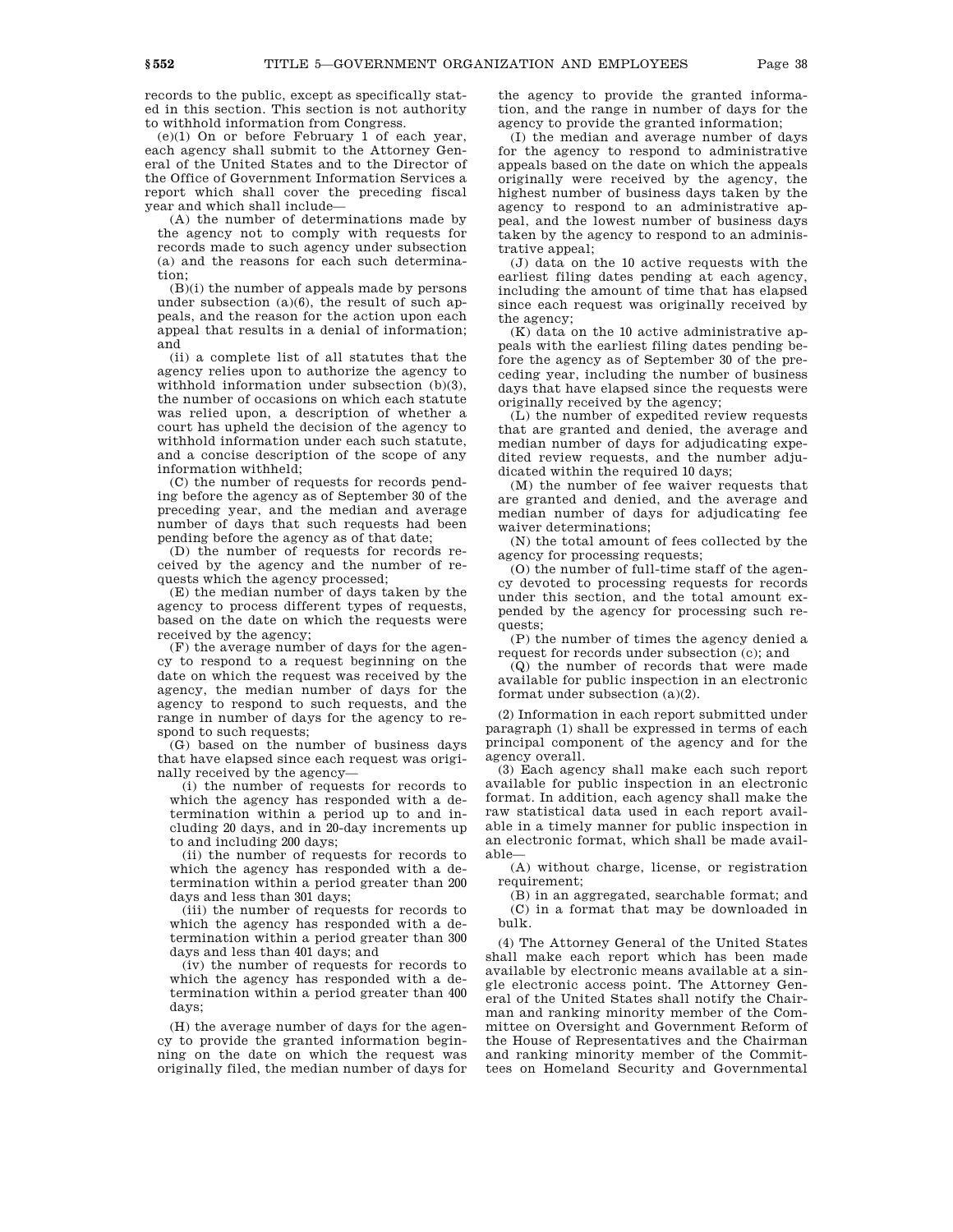records to the public, except as specifically stated in this section. This section is not authority to withhold information from Congress.

(e)(1) On or before February 1 of each year, each agency shall submit to the Attorney General of the United States and to the Director of the Office of Government Information Services a report which shall cover the preceding fiscal year and which shall include—

(A) the number of determinations made by the agency not to comply with requests for records made to such agency under subsection (a) and the reasons for each such determination;

(B)(i) the number of appeals made by persons under subsection (a)(6), the result of such appeals, and the reason for the action upon each appeal that results in a denial of information; and

(ii) a complete list of all statutes that the agency relies upon to authorize the agency to withhold information under subsection (b)(3), the number of occasions on which each statute was relied upon, a description of whether a court has upheld the decision of the agency to withhold information under each such statute, and a concise description of the scope of any information withheld;

(C) the number of requests for records pending before the agency as of September 30 of the preceding year, and the median and average number of days that such requests had been pending before the agency as of that date;

(D) the number of requests for records received by the agency and the number of requests which the agency processed;

(E) the median number of days taken by the agency to process different types of requests, based on the date on which the requests were received by the agency;

(F) the average number of days for the agency to respond to a request beginning on the date on which the request was received by the agency, the median number of days for the agency to respond to such requests, and the range in number of days for the agency to respond to such requests;

(G) based on the number of business days that have elapsed since each request was originally received by the agency—

(i) the number of requests for records to which the agency has responded with a determination within a period up to and including 20 days, and in 20-day increments up to and including 200 days;

(ii) the number of requests for records to which the agency has responded with a determination within a period greater than 200 days and less than 301 days;

(iii) the number of requests for records to which the agency has responded with a determination within a period greater than 300 days and less than 401 days; and

(iv) the number of requests for records to which the agency has responded with a determination within a period greater than 400 days;

(H) the average number of days for the agency to provide the granted information beginning on the date on which the request was originally filed, the median number of days for the agency to provide the granted information, and the range in number of days for the agency to provide the granted information;

(I) the median and average number of days for the agency to respond to administrative appeals based on the date on which the appeals originally were received by the agency, the highest number of business days taken by the agency to respond to an administrative appeal, and the lowest number of business days taken by the agency to respond to an administrative appeal;

(J) data on the 10 active requests with the earliest filing dates pending at each agency, including the amount of time that has elapsed since each request was originally received by the agency;

(K) data on the 10 active administrative appeals with the earliest filing dates pending before the agency as of September 30 of the preceding year, including the number of business days that have elapsed since the requests were originally received by the agency;

(L) the number of expedited review requests that are granted and denied, the average and median number of days for adjudicating expedited review requests, and the number adjudicated within the required 10 days;

(M) the number of fee waiver requests that are granted and denied, and the average and median number of days for adjudicating fee waiver determinations;

(N) the total amount of fees collected by the agency for processing requests;

(O) the number of full-time staff of the agency devoted to processing requests for records under this section, and the total amount expended by the agency for processing such requests;

(P) the number of times the agency denied a request for records under subsection (c); and

(Q) the number of records that were made available for public inspection in an electronic format under subsection (a)(2).

(2) Information in each report submitted under paragraph (1) shall be expressed in terms of each principal component of the agency and for the agency overall.

(3) Each agency shall make each such report available for public inspection in an electronic format. In addition, each agency shall make the raw statistical data used in each report available in a timely manner for public inspection in an electronic format, which shall be made available—

(A) without charge, license, or registration requirement;

(B) in an aggregated, searchable format; and

(C) in a format that may be downloaded in bulk.

(4) The Attorney General of the United States shall make each report which has been made available by electronic means available at a single electronic access point. The Attorney General of the United States shall notify the Chairman and ranking minority member of the Committee on Oversight and Government Reform of the House of Representatives and the Chairman and ranking minority member of the Committees on Homeland Security and Governmental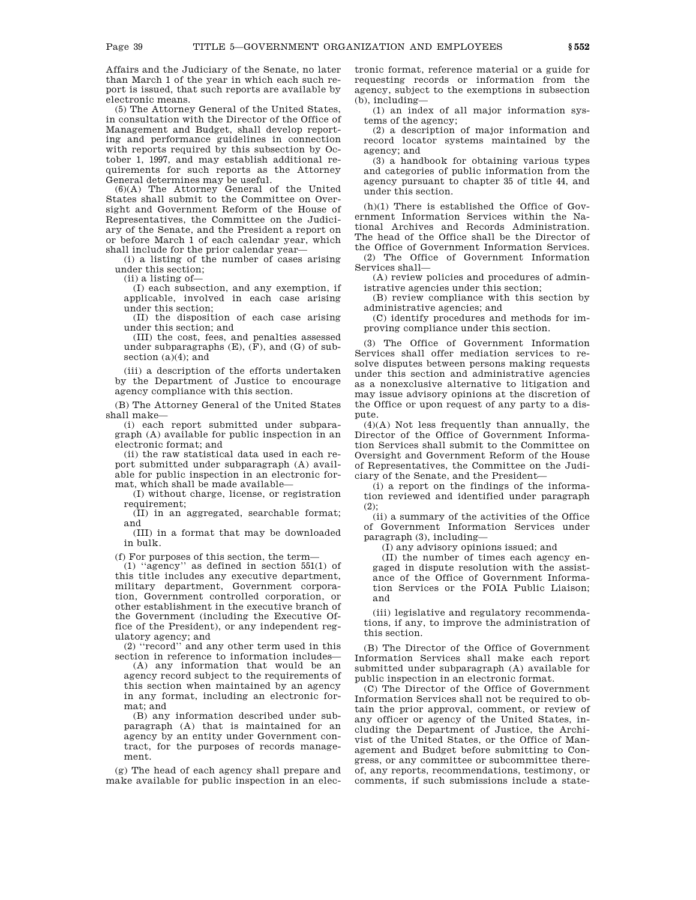Affairs and the Judiciary of the Senate, no later than March 1 of the year in which each such report is issued, that such reports are available by electronic means.

(5) The Attorney General of the United States, in consultation with the Director of the Office of Management and Budget, shall develop reporting and performance guidelines in connection with reports required by this subsection by October 1, 1997, and may establish additional requirements for such reports as the Attorney General determines may be useful.

(6)(A) The Attorney General of the United States shall submit to the Committee on Oversight and Government Reform of the House of Representatives, the Committee on the Judiciary of the Senate, and the President a report on or before March 1 of each calendar year, which shall include for the prior calendar year—

(i) a listing of the number of cases arising under this section;

(ii) a listing of—

(I) each subsection, and any exemption, if applicable, involved in each case arising under this section;

(II) the disposition of each case arising under this section; and

(III) the cost, fees, and penalties assessed under subparagraphs (E), (F), and (G) of subsection (a)(4); and

(iii) a description of the efforts undertaken by the Department of Justice to encourage agency compliance with this section.

(B) The Attorney General of the United States shall make—

(i) each report submitted under subparagraph (A) available for public inspection in an electronic format; and

(ii) the raw statistical data used in each report submitted under subparagraph (A) available for public inspection in an electronic format, which shall be made available—

(I) without charge, license, or registration requirement;

(II) in an aggregated, searchable format; and

(III) in a format that may be downloaded in bulk.

(f) For purposes of this section, the term—

(1) "agency" as defined in section 551(1) of this title includes any executive department, military department, Government corporation, Government controlled corporation, or other establishment in the executive branch of the Government (including the Executive Office of the President), or any independent regulatory agency; and

(2) "record" and any other term used in this section in reference to information includes—

(A) any information that would be an agency record subject to the requirements of this section when maintained by an agency in any format, including an electronic format; and

(B) any information described under subparagraph (A) that is maintained for an agency by an entity under Government contract, for the purposes of records management.

(g) The head of each agency shall prepare and make available for public inspection in an electronic format, reference material or a guide for requesting records or information from the agency, subject to the exemptions in subsection (b), including—

(1) an index of all major information systems of the agency;

(2) a description of major information and record locator systems maintained by the agency; and

(3) a handbook for obtaining various types and categories of public information from the agency pursuant to chapter 35 of title 44, and under this section.

(h)(1) There is established the Office of Government Information Services within the National Archives and Records Administration. The head of the Office shall be the Director of the Office of Government Information Services.

(2) The Office of Government Information Services shall—

(A) review policies and procedures of administrative agencies under this section;

(B) review compliance with this section by administrative agencies; and

(C) identify procedures and methods for improving compliance under this section.

(3) The Office of Government Information Services shall offer mediation services to resolve disputes between persons making requests under this section and administrative agencies as a nonexclusive alternative to litigation and may issue advisory opinions at the discretion of the Office or upon request of any party to a dispute.

(4)(A) Not less frequently than annually, the Director of the Office of Government Information Services shall submit to the Committee on Oversight and Government Reform of the House of Representatives, the Committee on the Judiciary of the Senate, and the President—

(i) a report on the findings of the information reviewed and identified under paragraph (2);

(ii) a summary of the activities of the Office of Government Information Services under paragraph (3), including—

(I) any advisory opinions issued; and

(II) the number of times each agency engaged in dispute resolution with the assistance of the Office of Government Information Services or the FOIA Public Liaison; and

(iii) legislative and regulatory recommendations, if any, to improve the administration of this section.

(B) The Director of the Office of Government Information Services shall make each report submitted under subparagraph (A) available for public inspection in an electronic format.

(C) The Director of the Office of Government Information Services shall not be required to obtain the prior approval, comment, or review of any officer or agency of the United States, including the Department of Justice, the Archivist of the United States, or the Office of Management and Budget before submitting to Congress, or any committee or subcommittee thereof, any reports, recommendations, testimony, or comments, if such submissions include a state-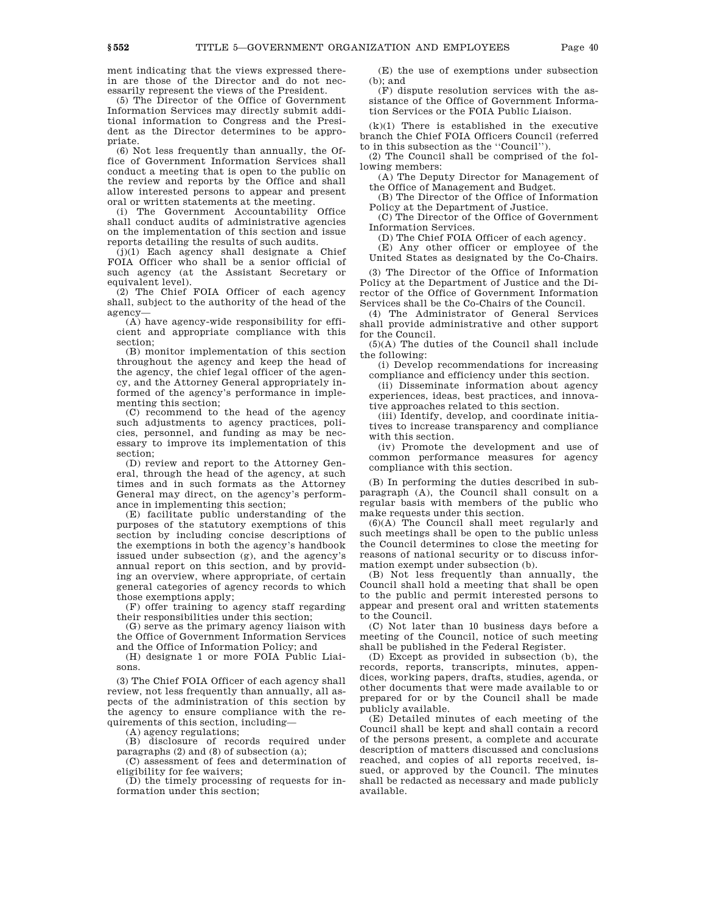ment indicating that the views expressed therein are those of the Director and do not necessarily represent the views of the President.

(5) The Director of the Office of Government Information Services may directly submit additional information to Congress and the President as the Director determines to be appropriate.

(6) Not less frequently than annually, the Office of Government Information Services shall conduct a meeting that is open to the public on the review and reports by the Office and shall allow interested persons to appear and present oral or written statements at the meeting.

(i) The Government Accountability Office shall conduct audits of administrative agencies on the implementation of this section and issue reports detailing the results of such audits.

(j)(1) Each agency shall designate a Chief FOIA Officer who shall be a senior official of such agency (at the Assistant Secretary or equivalent level).

(2) The Chief FOIA Officer of each agency shall, subject to the authority of the head of the agency—

(A) have agency-wide responsibility for efficient and appropriate compliance with this section;

(B) monitor implementation of this section throughout the agency and keep the head of the agency, the chief legal officer of the agency, and the Attorney General appropriately informed of the agency's performance in implementing this section;

(C) recommend to the head of the agency such adjustments to agency practices, policies, personnel, and funding as may be necessary to improve its implementation of this section;

(D) review and report to the Attorney General, through the head of the agency, at such times and in such formats as the Attorney General may direct, on the agency's performance in implementing this section;

(E) facilitate public understanding of the purposes of the statutory exemptions of this section by including concise descriptions of the exemptions in both the agency's handbook issued under subsection (g), and the agency's annual report on this section, and by providing an overview, where appropriate, of certain general categories of agency records to which those exemptions apply;

(F) offer training to agency staff regarding their responsibilities under this section;

(G) serve as the primary agency liaison with the Office of Government Information Services and the Office of Information Policy; and

(H) designate 1 or more FOIA Public Liaisons.

(3) The Chief FOIA Officer of each agency shall review, not less frequently than annually, all aspects of the administration of this section by the agency to ensure compliance with the requirements of this section, including—

(A) agency regulations;

(B) disclosure of records required under paragraphs (2) and (8) of subsection (a);

(C) assessment of fees and determination of eligibility for fee waivers;

(D) the timely processing of requests for information under this section;

(E) the use of exemptions under subsection (b); and

(F) dispute resolution services with the assistance of the Office of Government Information Services or the FOIA Public Liaison.

(k)(1) There is established in the executive branch the Chief FOIA Officers Council (referred to in this subsection as the ''Council'').

(2) The Council shall be comprised of the following members:

(A) The Deputy Director for Management of the Office of Management and Budget.

(B) The Director of the Office of Information Policy at the Department of Justice.

(C) The Director of the Office of Government Information Services.

(D) The Chief FOIA Officer of each agency.

(E) Any other officer or employee of the United States as designated by the Co-Chairs.

(3) The Director of the Office of Information Policy at the Department of Justice and the Director of the Office of Government Information Services shall be the Co-Chairs of the Council.

(4) The Administrator of General Services shall provide administrative and other support for the Council.

(5)(A) The duties of the Council shall include the following:

(i) Develop recommendations for increasing compliance and efficiency under this section.

(ii) Disseminate information about agency experiences, ideas, best practices, and innovative approaches related to this section.

(iii) Identify, develop, and coordinate initiatives to increase transparency and compliance with this section.

(iv) Promote the development and use of common performance measures for agency compliance with this section.

(B) In performing the duties described in subparagraph (A), the Council shall consult on a regular basis with members of the public who make requests under this section.

(6)(A) The Council shall meet regularly and such meetings shall be open to the public unless the Council determines to close the meeting for reasons of national security or to discuss information exempt under subsection (b).

(B) Not less frequently than annually, the Council shall hold a meeting that shall be open to the public and permit interested persons to appear and present oral and written statements to the Council.

(C) Not later than 10 business days before a meeting of the Council, notice of such meeting shall be published in the Federal Register.

(D) Except as provided in subsection (b), the records, reports, transcripts, minutes, appendices, working papers, drafts, studies, agenda, or other documents that were made available to or prepared for or by the Council shall be made publicly available.

(E) Detailed minutes of each meeting of the Council shall be kept and shall contain a record of the persons present, a complete and accurate description of matters discussed and conclusions reached, and copies of all reports received, issued, or approved by the Council. The minutes shall be redacted as necessary and made publicly available.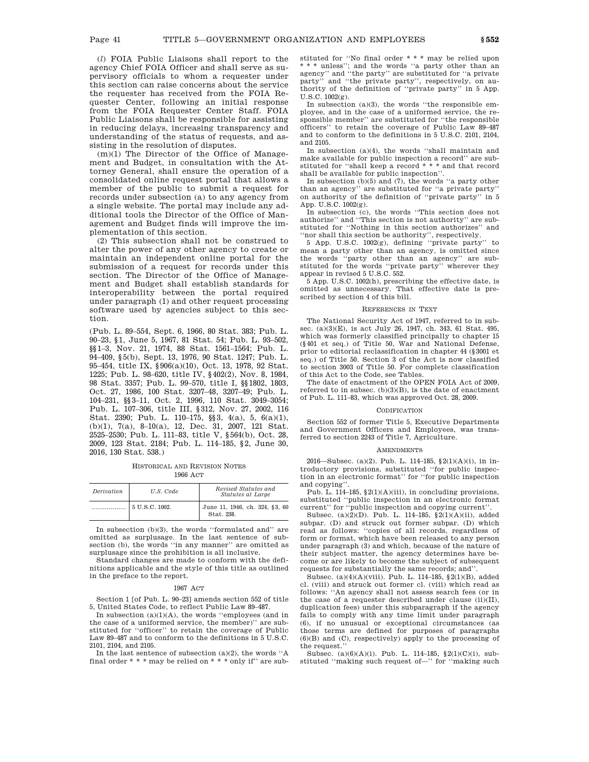(*l*) FOIA Public Liaisons shall report to the agency Chief FOIA Officer and shall serve as supervisory officials to whom a requester under this section can raise concerns about the service the requester has received from the FOIA Requester Center, following an initial response from the FOIA Requester Center Staff. FOIA Public Liaisons shall be responsible for assisting in reducing delays, increasing transparency and understanding of the status of requests, and assisting in the resolution of disputes.

(m)(1) The Director of the Office of Management and Budget, in consultation with the Attorney General, shall ensure the operation of a consolidated online request portal that allows a member of the public to submit a request for records under subsection (a) to any agency from a single website. The portal may include any additional tools the Director of the Office of Management and Budget finds will improve the implementation of this section.

(2) This subsection shall not be construed to alter the power of any other agency to create or maintain an independent online portal for the submission of a request for records under this section. The Director of the Office of Management and Budget shall establish standards for interoperability between the portal required under paragraph (1) and other request processing software used by agencies subject to this section.

(Pub. L. 89–554, Sept. 6, 1966, 80 Stat. 383; Pub. L. 90–23, §1, June 5, 1967, 81 Stat. 54; Pub. L. 93–502, §§1–3, Nov. 21, 1974, 88 Stat. 1561–1564; Pub. L. 94–409, §5(b), Sept. 13, 1976, 90 Stat. 1247; Pub. L. 95–454, title IX, §906(a)(10), Oct. 13, 1978, 92 Stat. 1225; Pub. L. 98–620, title IV, §402(2), Nov. 8, 1984, 98 Stat. 3357; Pub. L. 99–570, title I, §§1802, 1803, Oct. 27, 1986, 100 Stat. 3207–48, 3207–49; Pub. L. 104–231, §§3–11, Oct. 2, 1996, 110 Stat. 3049–3054; Pub. L. 107–306, title III, §312, Nov. 27, 2002, 116 Stat. 2390; Pub. L. 110–175, §§3, 4(a), 5, 6(a)(1), (b)(1), 7(a), 8–10(a), 12, Dec. 31, 2007, 121 Stat. 2525–2530; Pub. L. 111–83, title V, §564(b), Oct. 28, 2009, 123 Stat. 2184; Pub. L. 114–185, §2, June 30, 2016, 130 Stat. 538.)

### Historical and Revision Notes

#### 1966 Act

| *Derivation* | *U.S. Code* | *Revised Statutes and Statutes at Large* |
|---|---|---|
| .................. | 5 U.S.C. 1002. | June 11, 1946, ch. 324, §3, 60 Stat. 238. |

In subsection (b)(3), the words "formulated and" are omitted as surplusage. In the last sentence of subsection (b), the words "in any manner" are omitted as surplusage since the prohibition is all inclusive.

Standard changes are made to conform with the definitions applicable and the style of this title as outlined in the preface to the report.

#### 1967 Act

Section 1 [of Pub. L. 90–23] amends section 552 of title 5, United States Code, to reflect Public Law 89–487.

In subsection (a)(1)(A), the words "employees (and in the case of a uniformed service, the member)" are substituted for "officer" to retain the coverage of Public Law 89–487 and to conform to the definitions in 5 U.S.C. 2101, 2104, and 2105.

In the last sentence of subsection (a)(2), the words "A final order * * * may be relied on * * * only if" are substituted for "No final order * * * may be relied upon * * * unless"; and the words "a party other than an agency" and "the party" are substituted for "a private party" and "the private party", respectively, on authority of the definition of "private party" in 5 App. U.S.C. 1002(g).

In subsection (a)(3), the words "the responsible employee, and in the case of a uniformed service, the responsible member" are substituted for "the responsible officers" to retain the coverage of Public Law 89–487 and to conform to the definitions in 5 U.S.C. 2101, 2104, and 2105.

In subsection (a)(4), the words "shall maintain and make available for public inspection a record" are substituted for "shall keep a record * * * and that record shall be available for public inspection".

In subsection (b)(5) and (7), the words "a party other than an agency" are substituted for "a private party" on authority of the definition of "private party" in 5 App. U.S.C. 1002(g).

In subsection (c), the words "This section does not authorize" and "This section is not authority" are substituted for "Nothing in this section authorizes" and "nor shall this section be authority", respectively.

5 App. U.S.C. 1002(g), defining "private party" to mean a party other than an agency, is omitted since the words "party other than an agency" are substituted for the words "private party" wherever they appear in revised 5 U.S.C. 552.

5 App. U.S.C. 1002(h), prescribing the effective date, is omitted as unnecessary. That effective date is prescribed by section 4 of this bill.

### References in Text

The National Security Act of 1947, referred to in subsec. (a)(3)(E), is act July 26, 1947, ch. 343, 61 Stat. 495, which was formerly classified principally to chapter 15 (§401 et seq.) of Title 50, War and National Defense, prior to editorial reclassification in chapter 44 (§3001 et seq.) of Title 50. Section 3 of the Act is now classified to section 3003 of Title 50. For complete classification of this Act to the Code, see Tables.

The date of enactment of the OPEN FOIA Act of 2009, referred to in subsec. (b)(3)(B), is the date of enactment of Pub. L. 111–83, which was approved Oct. 28, 2009.

### Codification

Section 552 of former Title 5, Executive Departments and Government Officers and Employees, was transferred to section 2243 of Title 7, Agriculture.

### Amendments

2016—Subsec. (a)(2). Pub. L. 114–185, §2(1)(A)(i), in introductory provisions, substituted "for public inspection in an electronic format" for "for public inspection and copying".

Pub. L. 114–185, §2(1)(A)(iii), in concluding provisions, substituted "public inspection in an electronic format current" for "public inspection and copying current".

Subsec. (a)(2)(D). Pub. L. 114–185, §2(1)(A)(ii), added subpar. (D) and struck out former subpar. (D) which read as follows: "copies of all records, regardless of form or format, which have been released to any person under paragraph (3) and which, because of the nature of their subject matter, the agency determines have become or are likely to become the subject of subsequent requests for substantially the same records; and".

Subsec. (a)(4)(A)(viii). Pub. L. 114–185, §2(1)(B), added cl. (viii) and struck out former cl. (viii) which read as follows: "An agency shall not assess search fees (or in the case of a requester described under clause (ii)(II), duplication fees) under this subparagraph if the agency fails to comply with any time limit under paragraph (6), if no unusual or exceptional circumstances (as those terms are defined for purposes of paragraphs (6)(B) and (C), respectively) apply to the processing of the request."

Subsec. (a)(6)(A)(i). Pub. L. 114–185, §2(1)(C)(i), substituted "making such request of—" for "making such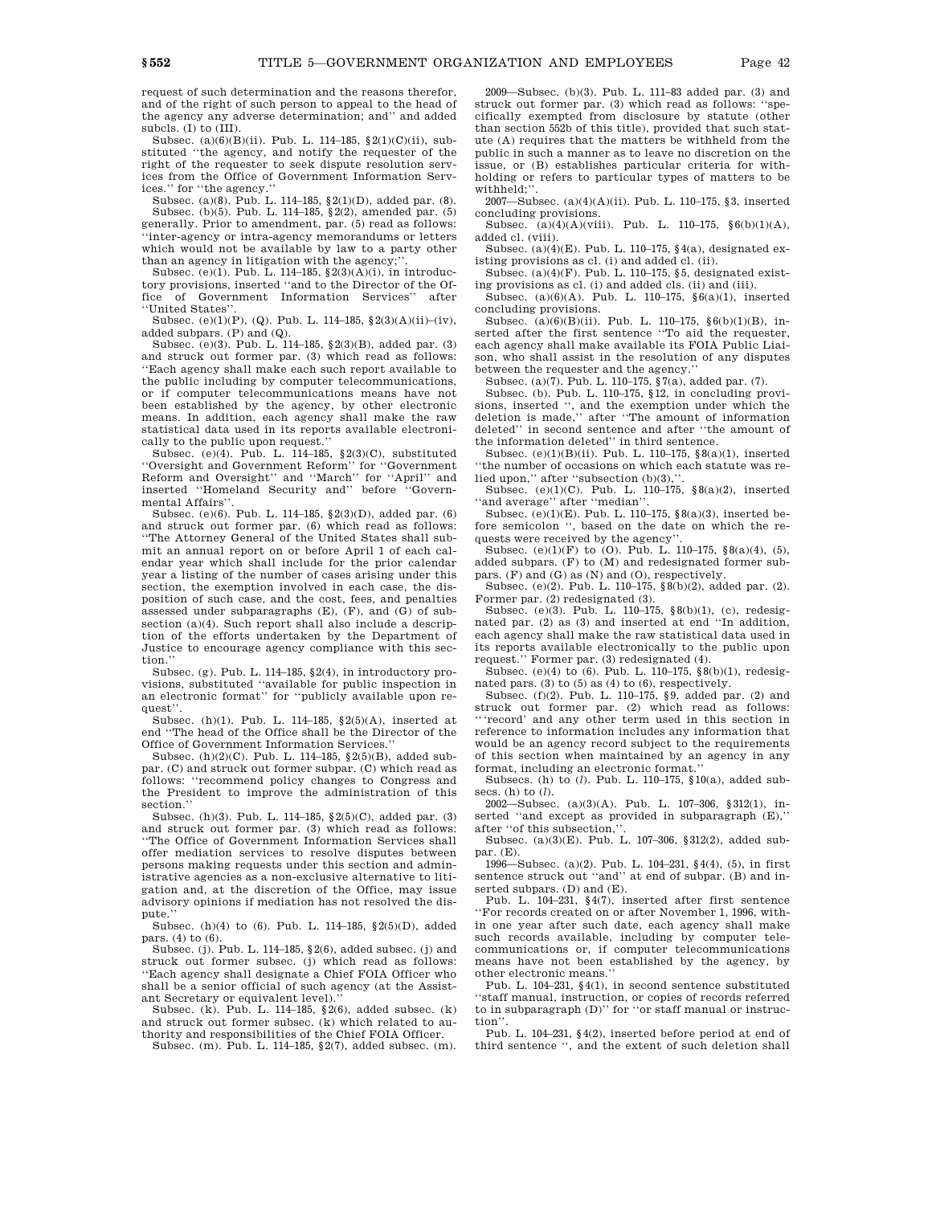request of such determination and the reasons therefor, and of the right of such person to appeal to the head of the agency any adverse determination; and'' and added subcls. (I) to (III).

Subsec. (a)(6)(B)(ii). Pub. L. 114–185, §2(1)(C)(ii), substituted ''the agency, and notify the requester of the right of the requester to seek dispute resolution services from the Office of Government Information Services.'' for ''the agency.''

Subsec. (a)(8). Pub. L. 114–185, §2(1)(D), added par. (8).

Subsec. (b)(5). Pub. L. 114–185, §2(2), amended par. (5) generally. Prior to amendment, par. (5) read as follows: ''inter-agency or intra-agency memorandums or letters which would not be available by law to a party other than an agency in litigation with the agency;''.

Subsec. (e)(1). Pub. L. 114–185, §2(3)(A)(i), in introductory provisions, inserted ''and to the Director of the Office of Government Information Services'' after ''United States''.

Subsec. (e)(1)(P), (Q). Pub. L. 114–185, §2(3)(A)(ii)–(iv), added subpars. (P) and (Q).

Subsec. (e)(3). Pub. L. 114–185, §2(3)(B), added par. (3) and struck out former par. (3) which read as follows: ''Each agency shall make each such report available to the public including by computer telecommunications, or if computer telecommunications means have not been established by the agency, by other electronic means. In addition, each agency shall make the raw statistical data used in its reports available electronically to the public upon request.''

Subsec. (e)(4). Pub. L. 114–185, §2(3)(C), substituted ''Oversight and Government Reform'' for ''Government Reform and Oversight'' and ''March'' for ''April'' and inserted ''Homeland Security and'' before ''Governmental Affairs''.

Subsec. (e)(6). Pub. L. 114–185, §2(3)(D), added par. (6) and struck out former par. (6) which read as follows: ''The Attorney General of the United States shall submit an annual report on or before April 1 of each calendar year which shall include for the prior calendar year a listing of the number of cases arising under this section, the exemption involved in each case, the disposition of such case, and the cost, fees, and penalties assessed under subparagraphs (E), (F), and (G) of subsection (a)(4). Such report shall also include a description of the efforts undertaken by the Department of Justice to encourage agency compliance with this section.''

Subsec. (g). Pub. L. 114–185, §2(4), in introductory provisions, substituted ''available for public inspection in an electronic format'' for ''publicly available upon request''.

Subsec. (h)(1). Pub. L. 114–185, §2(5)(A), inserted at end ''The head of the Office shall be the Director of the Office of Government Information Services.''

Subsec. (h)(2)(C). Pub. L. 114–185, §2(5)(B), added subpar. (C) and struck out former subpar. (C) which read as follows: ''recommend policy changes to Congress and the President to improve the administration of this section.''

Subsec. (h)(3). Pub. L. 114–185, §2(5)(C), added par. (3) and struck out former par. (3) which read as follows: ''The Office of Government Information Services shall offer mediation services to resolve disputes between persons making requests under this section and administrative agencies as a non-exclusive alternative to litigation and, at the discretion of the Office, may issue advisory opinions if mediation has not resolved the dispute.''

Subsec. (h)(4) to (6). Pub. L. 114–185, §2(5)(D), added pars. (4) to (6).

Subsec. (j). Pub. L. 114–185, §2(6), added subsec. (j) and struck out former subsec. (j) which read as follows: ''Each agency shall designate a Chief FOIA Officer who shall be a senior official of such agency (at the Assistant Secretary or equivalent level).''

Subsec. (k). Pub. L. 114–185, §2(6), added subsec. (k) and struck out former subsec. (k) which related to authority and responsibilities of the Chief FOIA Officer.

Subsec. (m). Pub. L. 114–185, §2(7), added subsec. (m).

2009—Subsec. (b)(3). Pub. L. 111–83 added par. (3) and struck out former par. (3) which read as follows: ''specifically exempted from disclosure by statute (other than section 552b of this title), provided that such statute (A) requires that the matters be withheld from the public in such a manner as to leave no discretion on the issue, or (B) establishes particular criteria for withholding or refers to particular types of matters to be withheld;''.

2007—Subsec. (a)(4)(A)(ii). Pub. L. 110–175, §3, inserted concluding provisions.

Subsec. (a)(4)(A)(viii). Pub. L. 110–175, §6(b)(1)(A), added cl. (viii).

Subsec. (a)(4)(E). Pub. L. 110–175, §4(a), designated existing provisions as cl. (i) and added cl. (ii).

Subsec. (a)(4)(F). Pub. L. 110–175, §5, designated existing provisions as cl. (i) and added cls. (ii) and (iii).

Subsec. (a)(6)(A). Pub. L. 110–175, §6(a)(1), inserted concluding provisions.

Subsec. (a)(6)(B)(ii). Pub. L. 110–175, §6(b)(1)(B), inserted after the first sentence ''To aid the requester, each agency shall make available its FOIA Public Liaison, who shall assist in the resolution of any disputes between the requester and the agency.''

Subsec. (a)(7). Pub. L. 110–175, §7(a), added par. (7).

Subsec. (b). Pub. L. 110–175, §12, in concluding provisions, inserted '', and the exemption under which the deletion is made,'' after ''The amount of information deleted'' in second sentence and after ''the amount of the information deleted'' in third sentence.

Subsec. (e)(1)(B)(ii). Pub. L. 110–175, §8(a)(1), inserted ''the number of occasions on which each statute was relied upon,'' after ''subsection (b)(3),''.

Subsec. (e)(1)(C). Pub. L. 110–175, §8(a)(2), inserted ''and average'' after ''median''.

Subsec. (e)(1)(E). Pub. L. 110–175, §8(a)(3), inserted before semicolon '', based on the date on which the requests were received by the agency''.

Subsec. (e)(1)(F) to (O). Pub. L. 110–175, §8(a)(4), (5), added subpars. (F) to (M) and redesignated former subpars. (F) and (G) as (N) and (O), respectively.

Subsec. (e)(2). Pub. L. 110–175, §8(b)(2), added par. (2). Former par. (2) redesignated (3).

Subsec. (e)(3). Pub. L. 110–175, §8(b)(1), (c), redesignated par. (2) as (3) and inserted at end ''In addition, each agency shall make the raw statistical data used in its reports available electronically to the public upon request.'' Former par. (3) redesignated (4).

Subsec. (e)(4) to (6). Pub. L. 110–175, §8(b)(1), redesignated pars. (3) to (5) as (4) to (6), respectively.

Subsec. (f)(2). Pub. L. 110–175, §9, added par. (2) and struck out former par. (2) which read as follows: '''record' and any other term used in this section in reference to information includes any information that would be an agency record subject to the requirements of this section when maintained by an agency in any format, including an electronic format.''

Subsecs. (h) to (*l*). Pub. L. 110–175, §10(a), added subsecs. (h) to (*l*).

2002—Subsec. (a)(3)(A). Pub. L. 107–306, §312(1), inserted ''and except as provided in subparagraph (E),'' after ''of this subsection,''.

Subsec. (a)(3)(E). Pub. L. 107–306, §312(2), added subpar. (E).

1996—Subsec. (a)(2). Pub. L. 104–231, §4(4), (5), in first sentence struck out ''and'' at end of subpar. (B) and inserted subpars. (D) and (E).

Pub. L. 104–231, §4(7), inserted after first sentence ''For records created on or after November 1, 1996, within one year after such date, each agency shall make such records available, including by computer telecommunications or, if computer telecommunications means have not been established by the agency, by other electronic means.''

Pub. L. 104–231, §4(1), in second sentence substituted ''staff manual, instruction, or copies of records referred to in subparagraph (D)'' for ''or staff manual or instruction''.

Pub. L. 104–231, §4(2), inserted before period at end of third sentence '', and the extent of such deletion shall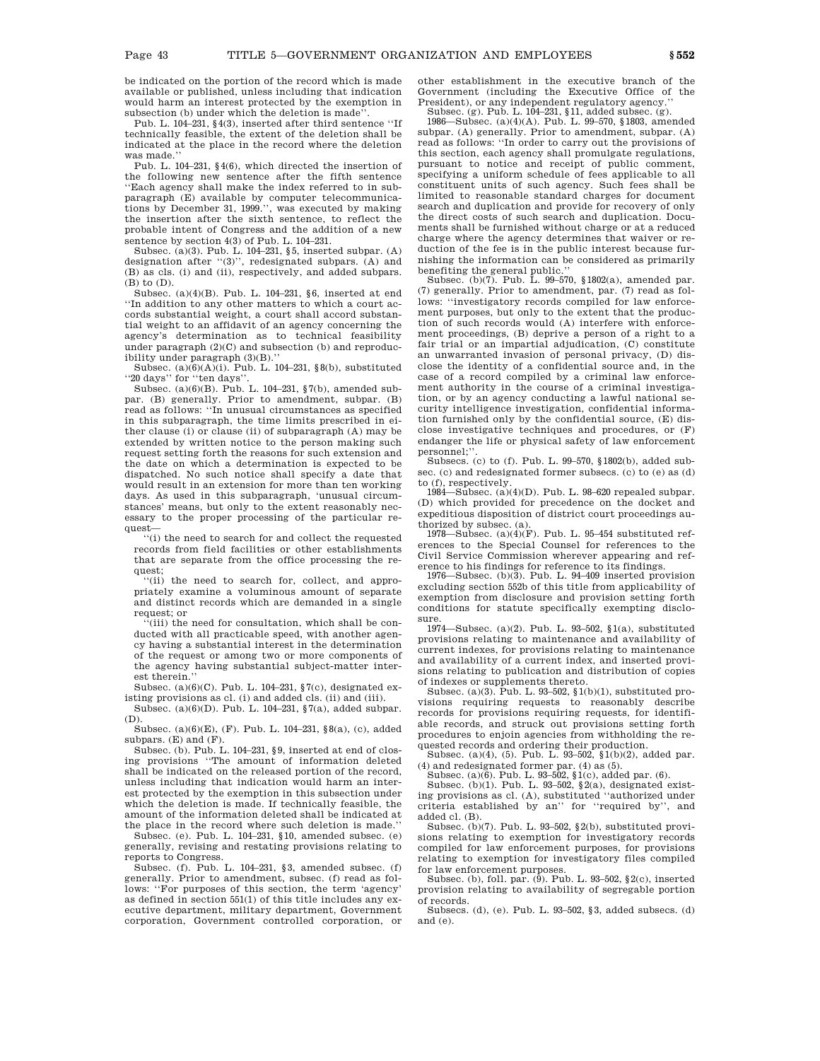be indicated on the portion of the record which is made available or published, unless including that indication would harm an interest protected by the exemption in subsection (b) under which the deletion is made''.

Pub. L. 104–231, §4(3), inserted after third sentence ''If technically feasible, the extent of the deletion shall be indicated at the place in the record where the deletion was made.''

Pub. L. 104–231, §4(6), which directed the insertion of the following new sentence after the fifth sentence ''Each agency shall make the index referred to in subparagraph (E) available by computer telecommunications by December 31, 1999.'', was executed by making the insertion after the sixth sentence, to reflect the probable intent of Congress and the addition of a new sentence by section 4(3) of Pub. L. 104–231.

Subsec. (a)(3). Pub. L. 104–231, §5, inserted subpar. (A) designation after ''(3)'', redesignated subpars. (A) and (B) as cls. (i) and (ii), respectively, and added subpars. (B) to (D).

Subsec. (a)(4)(B). Pub. L. 104–231, §6, inserted at end ''In addition to any other matters to which a court accords substantial weight, a court shall accord substantial weight to an affidavit of an agency concerning the agency's determination as to technical feasibility under paragraph (2)(C) and subsection (b) and reproducibility under paragraph (3)(B).''

Subsec. (a)(6)(A)(i). Pub. L. 104–231, §8(b), substituted ''20 days'' for ''ten days''.

Subsec. (a)(6)(B). Pub. L. 104–231, §7(b), amended subpar. (B) generally. Prior to amendment, subpar. (B) read as follows: ''In unusual circumstances as specified in this subparagraph, the time limits prescribed in either clause (i) or clause (ii) of subparagraph (A) may be extended by written notice to the person making such request setting forth the reasons for such extension and the date on which a determination is expected to be dispatched. No such notice shall specify a date that would result in an extension for more than ten working days. As used in this subparagraph, 'unusual circumstances' means, but only to the extent reasonably necessary to the proper processing of the particular request—

''(i) the need to search for and collect the requested records from field facilities or other establishments that are separate from the office processing the request;

''(ii) the need to search for, collect, and appropriately examine a voluminous amount of separate and distinct records which are demanded in a single request; or

''(iii) the need for consultation, which shall be conducted with all practicable speed, with another agency having a substantial interest in the determination of the request or among two or more components of the agency having substantial subject-matter interest therein.''

Subsec. (a)(6)(C). Pub. L. 104–231, §7(c), designated existing provisions as cl. (i) and added cls. (ii) and (iii).

Subsec. (a)(6)(D). Pub. L. 104–231, §7(a), added subpar. (D).

Subsec. (a)(6)(E), (F). Pub. L. 104–231, §8(a), (c), added subpars. (E) and (F).

Subsec. (b). Pub. L. 104–231, §9, inserted at end of closing provisions ''The amount of information deleted shall be indicated on the released portion of the record, unless including that indication would harm an interest protected by the exemption in this subsection under which the deletion is made. If technically feasible, the amount of the information deleted shall be indicated at the place in the record where such deletion is made.''

Subsec. (e). Pub. L. 104–231, §10, amended subsec. (e) generally, revising and restating provisions relating to reports to Congress.

Subsec. (f). Pub. L. 104–231, §3, amended subsec. (f) generally. Prior to amendment, subsec. (f) read as follows: ''For purposes of this section, the term 'agency' as defined in section 551(1) of this title includes any executive department, military department, Government corporation, Government controlled corporation, or other establishment in the executive branch of the Government (including the Executive Office of the President), or any independent regulatory agency.''

Subsec. (g). Pub. L. 104–231, §11, added subsec. (g).

1986—Subsec. (a)(4)(A). Pub. L. 99–570, §1803, amended subpar. (A) generally. Prior to amendment, subpar. (A) read as follows: ''In order to carry out the provisions of this section, each agency shall promulgate regulations, pursuant to notice and receipt of public comment, specifying a uniform schedule of fees applicable to all constituent units of such agency. Such fees shall be limited to reasonable standard charges for document search and duplication and provide for recovery of only the direct costs of such search and duplication. Documents shall be furnished without charge or at a reduced charge where the agency determines that waiver or reduction of the fee is in the public interest because furnishing the information can be considered as primarily benefiting the general public.''

Subsec. (b)(7). Pub. L. 99–570, §1802(a), amended par. (7) generally. Prior to amendment, par. (7) read as follows: ''investigatory records compiled for law enforcement purposes, but only to the extent that the production of such records would (A) interfere with enforcement proceedings, (B) deprive a person of a right to a fair trial or an impartial adjudication, (C) constitute an unwarranted invasion of personal privacy, (D) disclose the identity of a confidential source and, in the case of a record compiled by a criminal law enforcement authority in the course of a criminal investigation, or by an agency conducting a lawful national security intelligence investigation, confidential information furnished only by the confidential source, (E) disclose investigative techniques and procedures, or (F) endanger the life or physical safety of law enforcement personnel;''.

Subsecs. (c) to (f). Pub. L. 99–570, §1802(b), added subsec. (c) and redesignated former subsecs. (c) to (e) as (d) to (f), respectively.

1984—Subsec. (a)(4)(D). Pub. L. 98–620 repealed subpar. (D) which provided for precedence on the docket and expeditious disposition of district court proceedings authorized by subsec. (a).

1978—Subsec. (a)(4)(F). Pub. L. 95–454 substituted references to the Special Counsel for references to the Civil Service Commission wherever appearing and reference to his findings for reference to its findings.

1976—Subsec. (b)(3). Pub. L. 94–409 inserted provision excluding section 552b of this title from applicability of exemption from disclosure and provision setting forth conditions for statute specifically exempting disclosure.

1974—Subsec. (a)(2). Pub. L. 93–502, §1(a), substituted provisions relating to maintenance and availability of current indexes, for provisions relating to maintenance and availability of a current index, and inserted provisions relating to publication and distribution of copies of indexes or supplements thereto.

Subsec. (a)(3). Pub. L. 93–502, §1(b)(1), substituted provisions requiring requests to reasonably describe records for provisions requiring requests, for identifiable records, and struck out provisions setting forth procedures to enjoin agencies from withholding the requested records and ordering their production.

Subsec. (a)(4), (5). Pub. L. 93–502, §1(b)(2), added par. (4) and redesignated former par. (4) as (5).

Subsec. (a)(6). Pub. L. 93–502, §1(c), added par. (6).

Subsec. (b)(1). Pub. L. 93–502, §2(a), designated existing provisions as cl. (A), substituted ''authorized under criteria established by an'' for ''required by'', and added cl. (B).

Subsec. (b)(7). Pub. L. 93–502, §2(b), substituted provisions relating to exemption for investigatory records compiled for law enforcement purposes, for provisions relating to exemption for investigatory files compiled for law enforcement purposes.

Subsec. (b), foll. par. (9). Pub. L. 93–502, §2(c), inserted provision relating to availability of segregable portion of records.

Subsecs. (d), (e). Pub. L. 93–502, §3, added subsecs. (d) and (e).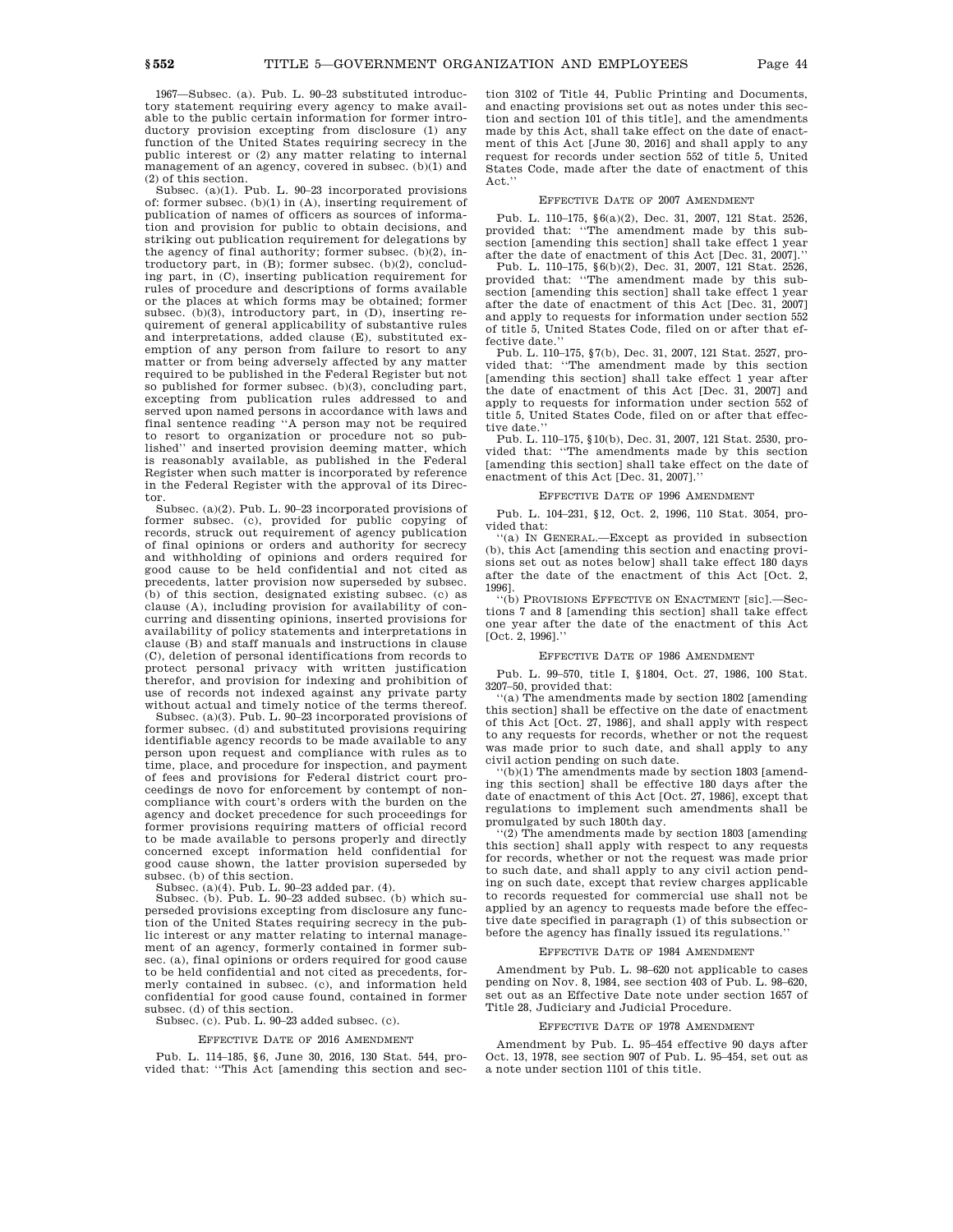1967—Subsec. (a). Pub. L. 90–23 substituted introductory statement requiring every agency to make available to the public certain information for former introductory provision excepting from disclosure (1) any function of the United States requiring secrecy in the public interest or (2) any matter relating to internal management of an agency, covered in subsec. (b)(1) and (2) of this section.

Subsec. (a)(1). Pub. L. 90–23 incorporated provisions of: former subsec. (b)(1) in (A), inserting requirement of publication of names of officers as sources of information and provision for public to obtain decisions, and striking out publication requirement for delegations by the agency of final authority; former subsec. (b)(2), introductory part, in (B); former subsec. (b)(2), concluding part, in (C), inserting publication requirement for rules of procedure and descriptions of forms available or the places at which forms may be obtained; former subsec. (b)(3), introductory part, in (D), inserting requirement of general applicability of substantive rules and interpretations, added clause (E), substituted exemption of any person from failure to resort to any matter or from being adversely affected by any matter required to be published in the Federal Register but not so published for former subsec. (b)(3), concluding part, excepting from publication rules addressed to and served upon named persons in accordance with laws and final sentence reading "A person may not be required to resort to organization or procedure not so published" and inserted provision deeming matter, which is reasonably available, as published in the Federal Register when such matter is incorporated by reference in the Federal Register with the approval of its Director.

Subsec. (a)(2). Pub. L. 90–23 incorporated provisions of former subsec. (c), provided for public copying of records, struck out requirement of agency publication of final opinions or orders and authority for secrecy and withholding of opinions and orders required for good cause to be held confidential and not cited as precedents, latter provision now superseded by subsec. (b) of this section, designated existing subsec. (c) as clause (A), including provision for availability of concurring and dissenting opinions, inserted provisions for availability of policy statements and interpretations in clause (B) and staff manuals and instructions in clause (C), deletion of personal identifications from records to protect personal privacy with written justification therefor, and provision for indexing and prohibition of use of records not indexed against any private party without actual and timely notice of the terms thereof.

Subsec. (a)(3). Pub. L. 90–23 incorporated provisions of former subsec. (d) and substituted provisions requiring identifiable agency records to be made available to any person upon request and compliance with rules as to time, place, and procedure for inspection, and payment of fees and provisions for Federal district court proceedings de novo for enforcement by contempt of noncompliance with court's orders with the burden on the agency and docket precedence for such proceedings for former provisions requiring matters of official record to be made available to persons properly and directly concerned except information held confidential for good cause shown, the latter provision superseded by subsec. (b) of this section.

Subsec. (a)(4). Pub. L. 90–23 added par. (4).

Subsec. (b). Pub. L. 90–23 added subsec. (b) which superseded provisions excepting from disclosure any function of the United States requiring secrecy in the public interest or any matter relating to internal management of an agency, formerly contained in former subsec. (a), final opinions or orders required for good cause to be held confidential and not cited as precedents, formerly contained in subsec. (c), and information held confidential for good cause found, contained in former subsec. (d) of this section.

Subsec. (c). Pub. L. 90–23 added subsec. (c).

### Effective Date of 2016 Amendment

Pub. L. 114–185, §6, June 30, 2016, 130 Stat. 544, provided that: "This Act [amending this section and section 3102 of Title 44, Public Printing and Documents, and enacting provisions set out as notes under this section and section 101 of this title], and the amendments made by this Act, shall take effect on the date of enactment of this Act [June 30, 2016] and shall apply to any request for records under section 552 of title 5, United States Code, made after the date of enactment of this Act."

### Effective Date of 2007 Amendment

Pub. L. 110–175, §6(a)(2), Dec. 31, 2007, 121 Stat. 2526, provided that: "The amendment made by this subsection [amending this section] shall take effect 1 year after the date of enactment of this Act [Dec. 31, 2007]."

Pub. L. 110–175, §6(b)(2), Dec. 31, 2007, 121 Stat. 2526, provided that: "The amendment made by this subsection [amending this section] shall take effect 1 year after the date of enactment of this Act [Dec. 31, 2007] and apply to requests for information under section 552 of title 5, United States Code, filed on or after that effective date."

Pub. L. 110–175, §7(b), Dec. 31, 2007, 121 Stat. 2527, provided that: "The amendment made by this section [amending this section] shall take effect 1 year after the date of enactment of this Act [Dec. 31, 2007] and apply to requests for information under section 552 of title 5, United States Code, filed on or after that effective date."

Pub. L. 110–175, §10(b), Dec. 31, 2007, 121 Stat. 2530, provided that: "The amendments made by this section [amending this section] shall take effect on the date of enactment of this Act [Dec. 31, 2007]."

### Effective Date of 1996 Amendment

Pub. L. 104–231, §12, Oct. 2, 1996, 110 Stat. 3054, provided that:

"(a) In General.—Except as provided in subsection (b), this Act [amending this section and enacting provisions set out as notes below] shall take effect 180 days after the date of the enactment of this Act [Oct. 2, 1996].

"(b) Provisions Effective on Enactment [sic].—Sections 7 and 8 [amending this section] shall take effect one year after the date of the enactment of this Act [Oct. 2, 1996]."

### Effective Date of 1986 Amendment

Pub. L. 99–570, title I, §1804, Oct. 27, 1986, 100 Stat. 3207–50, provided that:

"(a) The amendments made by section 1802 [amending this section] shall be effective on the date of enactment of this Act [Oct. 27, 1986], and shall apply with respect to any requests for records, whether or not the request was made prior to such date, and shall apply to any civil action pending on such date.

"(b)(1) The amendments made by section 1803 [amending this section] shall be effective 180 days after the date of enactment of this Act [Oct. 27, 1986], except that regulations to implement such amendments shall be promulgated by such 180th day.

"(2) The amendments made by section 1803 [amending this section] shall apply with respect to any requests for records, whether or not the request was made prior to such date, and shall apply to any civil action pending on such date, except that review charges applicable to records requested for commercial use shall not be applied by an agency to requests made before the effective date specified in paragraph (1) of this subsection or before the agency has finally issued its regulations."

### Effective Date of 1984 Amendment

Amendment by Pub. L. 98–620 not applicable to cases pending on Nov. 8, 1984, see section 403 of Pub. L. 98–620, set out as an Effective Date note under section 1657 of Title 28, Judiciary and Judicial Procedure.

### Effective Date of 1978 Amendment

Amendment by Pub. L. 95–454 effective 90 days after Oct. 13, 1978, see section 907 of Pub. L. 95–454, set out as a note under section 1101 of this title.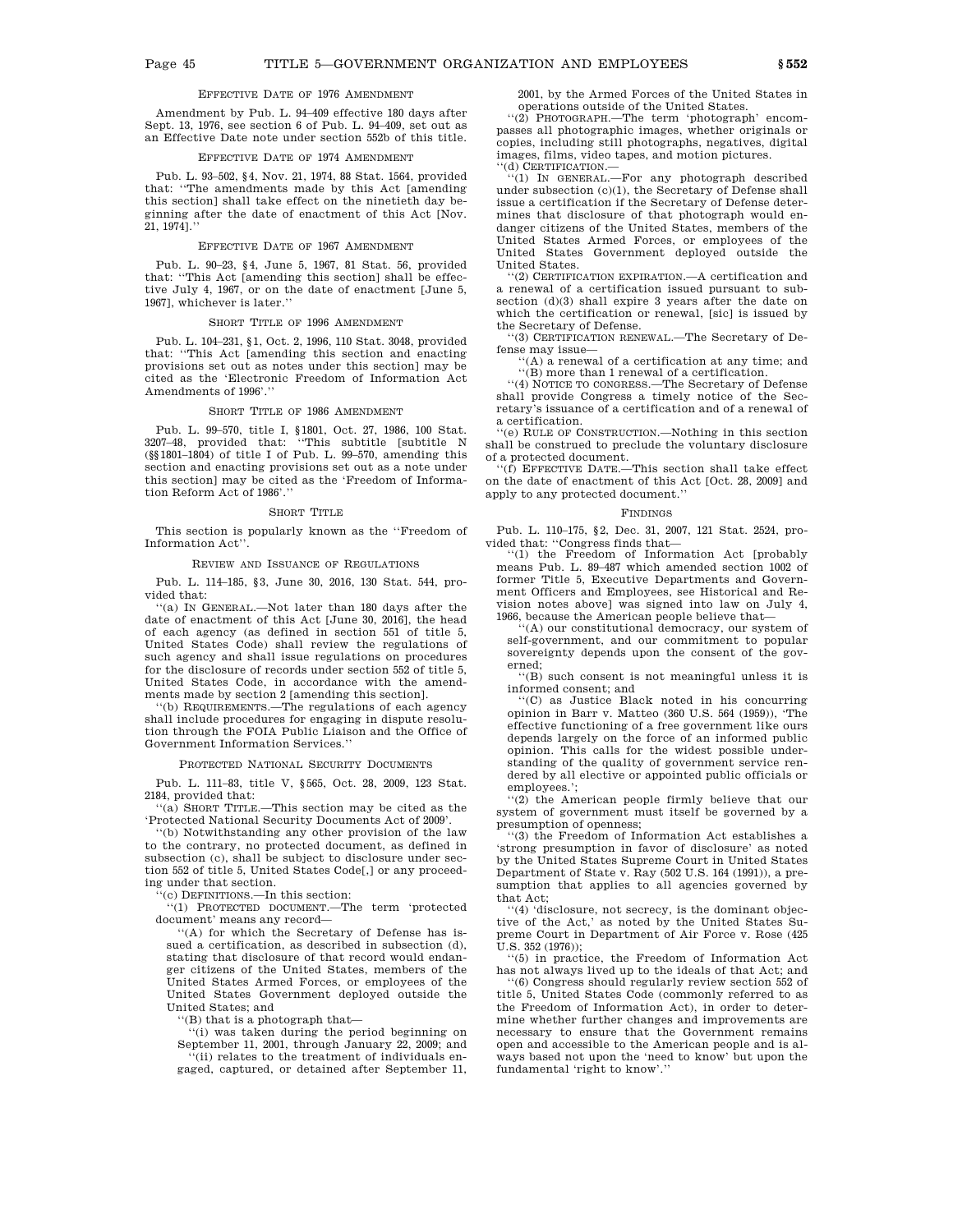#### Effective Date of 1976 Amendment

Amendment by Pub. L. 94–409 effective 180 days after Sept. 13, 1976, see section 6 of Pub. L. 94–409, set out as an Effective Date note under section 552b of this title.

#### Effective Date of 1974 Amendment

Pub. L. 93–502, §4, Nov. 21, 1974, 88 Stat. 1564, provided that: ''The amendments made by this Act [amending this section] shall take effect on the ninetieth day beginning after the date of enactment of this Act [Nov. 21, 1974].''

#### Effective Date of 1967 Amendment

Pub. L. 90–23, §4, June 5, 1967, 81 Stat. 56, provided that: ''This Act [amending this section] shall be effective July 4, 1967, or on the date of enactment [June 5, 1967], whichever is later.''

#### Short Title of 1996 Amendment

Pub. L. 104–231, §1, Oct. 2, 1996, 110 Stat. 3048, provided that: ''This Act [amending this section and enacting provisions set out as notes under this section] may be cited as the 'Electronic Freedom of Information Act Amendments of 1996'.''

#### Short Title of 1986 Amendment

Pub. L. 99–570, title I, §1801, Oct. 27, 1986, 100 Stat. 3207–48, provided that: ''This subtitle [subtitle N (§§1801–1804) of title I of Pub. L. 99–570, amending this section and enacting provisions set out as a note under this section] may be cited as the 'Freedom of Information Reform Act of 1986'.''

#### Short Title

This section is popularly known as the ''Freedom of Information Act''.

#### Review and Issuance of Regulations

Pub. L. 114–185, §3, June 30, 2016, 130 Stat. 544, provided that:

''(a) In General.—Not later than 180 days after the date of enactment of this Act [June 30, 2016], the head of each agency (as defined in section 551 of title 5, United States Code) shall review the regulations of such agency and shall issue regulations on procedures for the disclosure of records under section 552 of title 5, United States Code, in accordance with the amendments made by section 2 [amending this section].

''(b) Requirements.—The regulations of each agency shall include procedures for engaging in dispute resolution through the FOIA Public Liaison and the Office of Government Information Services.''

#### Protected National Security Documents

Pub. L. 111–83, title V, §565, Oct. 28, 2009, 123 Stat. 2184, provided that:

''(a) Short Title.—This section may be cited as the 'Protected National Security Documents Act of 2009'.

''(b) Notwithstanding any other provision of the law to the contrary, no protected document, as defined in subsection (c), shall be subject to disclosure under section 552 of title 5, United States Code[,] or any proceeding under that section.

''(c) Definitions.—In this section:

''(1) Protected document.—The term 'protected document' means any record—

''(A) for which the Secretary of Defense has issued a certification, as described in subsection (d), stating that disclosure of that record would endanger citizens of the United States, members of the United States Armed Forces, or employees of the United States Government deployed outside the United States; and

''(B) that is a photograph that—

''(i) was taken during the period beginning on September 11, 2001, through January 22, 2009; and

''(ii) relates to the treatment of individuals engaged, captured, or detained after September 11, 2001, by the Armed Forces of the United States in operations outside of the United States.

''(2) Photograph.—The term 'photograph' encompasses all photographic images, whether originals or copies, including still photographs, negatives, digital images, films, video tapes, and motion pictures.

''(d) Certification.—

''(1) In general.—For any photograph described under subsection (c)(1), the Secretary of Defense shall issue a certification if the Secretary of Defense determines that disclosure of that photograph would endanger citizens of the United States, members of the United States Armed Forces, or employees of the United States Government deployed outside the United States.

''(2) Certification expiration.—A certification and a renewal of a certification issued pursuant to subsection (d)(3) shall expire 3 years after the date on which the certification or renewal, [sic] is issued by the Secretary of Defense.

''(3) Certification renewal.—The Secretary of Defense may issue—

''(A) a renewal of a certification at any time; and

''(B) more than 1 renewal of a certification.

''(4) Notice to congress.—The Secretary of Defense shall provide Congress a timely notice of the Secretary's issuance of a certification and of a renewal of a certification.

''(e) Rule of Construction.—Nothing in this section shall be construed to preclude the voluntary disclosure of a protected document.

''(f) Effective Date.—This section shall take effect on the date of enactment of this Act [Oct. 28, 2009] and apply to any protected document.''

#### Findings

Pub. L. 110–175, §2, Dec. 31, 2007, 121 Stat. 2524, provided that: ''Congress finds that—

''(1) the Freedom of Information Act [probably means Pub. L. 89–487 which amended section 1002 of former Title 5, Executive Departments and Government Officers and Employees, see Historical and Revision notes above] was signed into law on July 4, 1966, because the American people believe that—

''(A) our constitutional democracy, our system of self-government, and our commitment to popular sovereignty depends upon the consent of the governed;

''(B) such consent is not meaningful unless it is informed consent; and

''(C) as Justice Black noted in his concurring opinion in Barr v. Matteo (360 U.S. 564 (1959)), 'The effective functioning of a free government like ours depends largely on the force of an informed public opinion. This calls for the widest possible understanding of the quality of government service rendered by all elective or appointed public officials or employees.';

''(2) the American people firmly believe that our system of government must itself be governed by a presumption of openness;

''(3) the Freedom of Information Act establishes a 'strong presumption in favor of disclosure' as noted by the United States Supreme Court in United States Department of State v. Ray (502 U.S. 164 (1991)), a presumption that applies to all agencies governed by that Act;

''(4) 'disclosure, not secrecy, is the dominant objective of the Act,' as noted by the United States Supreme Court in Department of Air Force v. Rose (425 U.S. 352 (1976));

''(5) in practice, the Freedom of Information Act has not always lived up to the ideals of that Act; and

''(6) Congress should regularly review section 552 of title 5, United States Code (commonly referred to as the Freedom of Information Act), in order to determine whether further changes and improvements are necessary to ensure that the Government remains open and accessible to the American people and is always based not upon the 'need to know' but upon the fundamental 'right to know'.''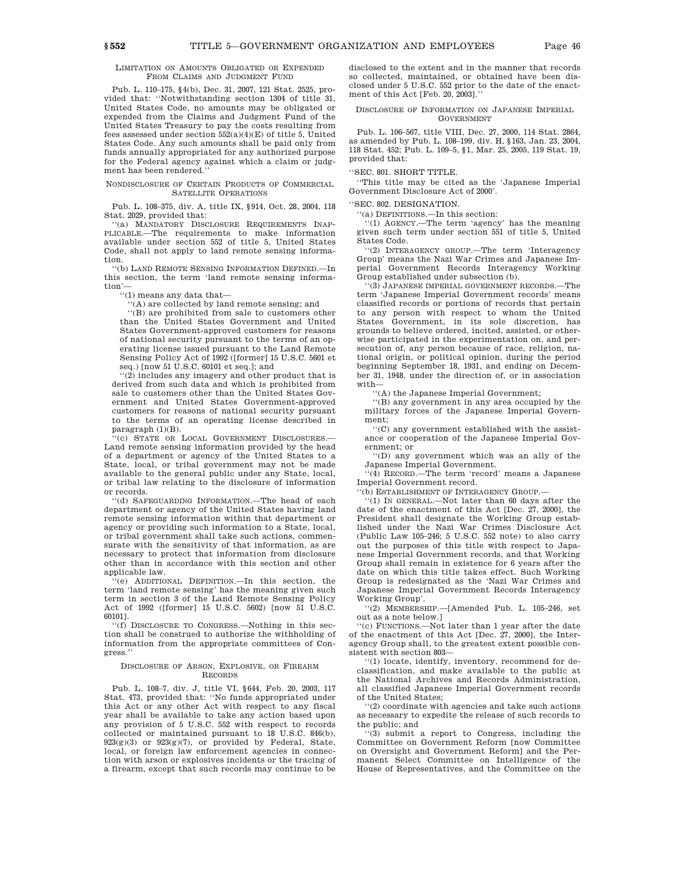#### Limitation on Amounts Obligated or Expended From Claims and Judgment Fund

Pub. L. 110–175, §4(b), Dec. 31, 2007, 121 Stat. 2525, provided that: ''Notwithstanding section 1304 of title 31, United States Code, no amounts may be obligated or expended from the Claims and Judgment Fund of the United States Treasury to pay the costs resulting from fees assessed under section 552(a)(4)(E) of title 5, United States Code. Any such amounts shall be paid only from funds annually appropriated for any authorized purpose for the Federal agency against which a claim or judgment has been rendered.''

#### Nondisclosure of Certain Products of Commercial Satellite Operations

Pub. L. 108–375, div. A, title IX, §914, Oct. 28, 2004, 118 Stat. 2029, provided that:

''(a) Mandatory Disclosure Requirements Inapplicable.—The requirements to make information available under section 552 of title 5, United States Code, shall not apply to land remote sensing information.

''(b) Land Remote Sensing Information Defined.—In this section, the term 'land remote sensing information'—

''(1) means any data that—

''(A) are collected by land remote sensing; and

''(B) are prohibited from sale to customers other than the United States Government and United States Government-approved customers for reasons of national security pursuant to the terms of an operating license issued pursuant to the Land Remote Sensing Policy Act of 1992 ([former] 15 U.S.C. 5601 et seq.) [now 51 U.S.C. 60101 et seq.]; and

''(2) includes any imagery and other product that is derived from such data and which is prohibited from sale to customers other than the United States Government and United States Government-approved customers for reasons of national security pursuant to the terms of an operating license described in paragraph (1)(B).

''(c) State or Local Government Disclosures.—Land remote sensing information provided by the head of a department or agency of the United States to a State, local, or tribal government may not be made available to the general public under any State, local, or tribal law relating to the disclosure of information or records.

''(d) Safeguarding Information.—The head of each department or agency of the United States having land remote sensing information within that department or agency or providing such information to a State, local, or tribal government shall take such actions, commensurate with the sensitivity of that information, as are necessary to protect that information from disclosure other than in accordance with this section and other applicable law.

''(e) Additional Definition.—In this section, the term 'land remote sensing' has the meaning given such term in section 3 of the Land Remote Sensing Policy Act of 1992 ([former] 15 U.S.C. 5602) [now 51 U.S.C. 60101].

''(f) Disclosure to Congress.—Nothing in this section shall be construed to authorize the withholding of information from the appropriate committees of Congress.''

#### Disclosure of Arson, Explosive, or Firearm Records

Pub. L. 108–7, div. J, title VI, §644, Feb. 20, 2003, 117 Stat. 473, provided that: ''No funds appropriated under this Act or any other Act with respect to any fiscal year shall be available to take any action based upon any provision of 5 U.S.C. 552 with respect to records collected or maintained pursuant to 18 U.S.C. 846(b), 923(g)(3) or 923(g)(7), or provided by Federal, State, local, or foreign law enforcement agencies in connection with arson or explosives incidents or the tracing of a firearm, except that such records may continue to be disclosed to the extent and in the manner that records so collected, maintained, or obtained have been disclosed under 5 U.S.C. 552 prior to the date of the enactment of this Act [Feb. 20, 2003].''

#### Disclosure of Information on Japanese Imperial Government

Pub. L. 106–567, title VIII, Dec. 27, 2000, 114 Stat. 2864, as amended by Pub. L. 108–199, div. H, §163, Jan. 23, 2004, 118 Stat. 452; Pub. L. 109–5, §1, Mar. 25, 2005, 119 Stat. 19, provided that:

''SEC. 801. SHORT TITLE.

''This title may be cited as the 'Japanese Imperial Government Disclosure Act of 2000'.

''SEC. 802. DESIGNATION.

''(a) Definitions.—In this section:

''(1) Agency.—The term 'agency' has the meaning given such term under section 551 of title 5, United States Code.

''(2) Interagency group.—The term 'Interagency Group' means the Nazi War Crimes and Japanese Imperial Government Records Interagency Working Group established under subsection (b).

''(3) Japanese imperial government records.—The term 'Japanese Imperial Government records' means classified records or portions of records that pertain to any person with respect to whom the United States Government, in its sole discretion, has grounds to believe ordered, incited, assisted, or otherwise participated in the experimentation on, and persecution of, any person because of race, religion, national origin, or political opinion, during the period beginning September 18, 1931, and ending on December 31, 1948, under the direction of, or in association with—

''(A) the Japanese Imperial Government;

''(B) any government in any area occupied by the military forces of the Japanese Imperial Government;

''(C) any government established with the assistance or cooperation of the Japanese Imperial Government; or

''(D) any government which was an ally of the Japanese Imperial Government.

''(4) Record.—The term 'record' means a Japanese Imperial Government record.

''(b) Establishment of Interagency Group.—

''(1) In general.—Not later than 60 days after the date of the enactment of this Act [Dec. 27, 2000], the President shall designate the Working Group established under the Nazi War Crimes Disclosure Act (Public Law 105–246; 5 U.S.C. 552 note) to also carry out the purposes of this title with respect to Japanese Imperial Government records, and that Working Group shall remain in existence for 6 years after the date on which this title takes effect. Such Working Group is redesignated as the 'Nazi War Crimes and Japanese Imperial Government Records Interagency Working Group'.

''(2) Membership.—[Amended Pub. L. 105–246, set out as a note below.]

''(c) Functions.—Not later than 1 year after the date of the enactment of this Act [Dec. 27, 2000], the Interagency Group shall, to the greatest extent possible consistent with section 803—

''(1) locate, identify, inventory, recommend for declassification, and make available to the public at the National Archives and Records Administration, all classified Japanese Imperial Government records of the United States;

''(2) coordinate with agencies and take such actions as necessary to expedite the release of such records to the public; and

''(3) submit a report to Congress, including the Committee on Government Reform [now Committee on Oversight and Government Reform] and the Permanent Select Committee on Intelligence of the House of Representatives, and the Committee on the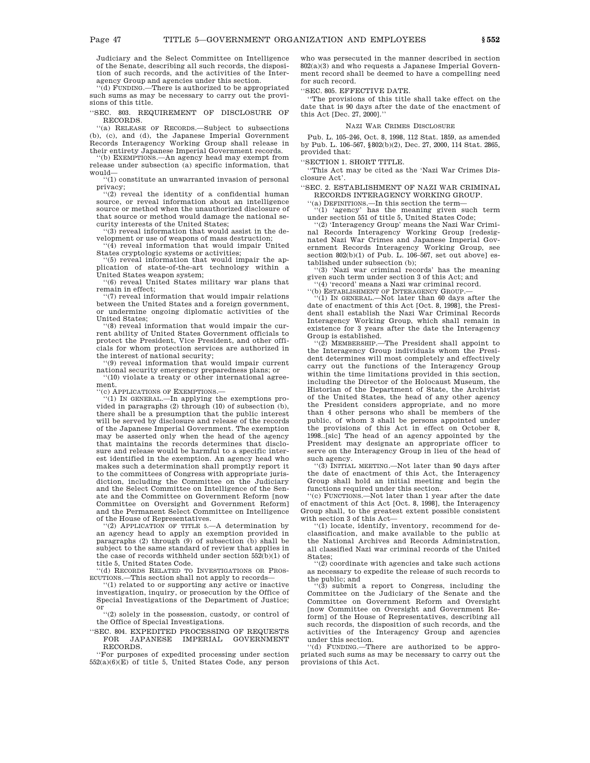Judiciary and the Select Committee on Intelligence of the Senate, describing all such records, the disposition of such records, and the activities of the Interagency Group and agencies under this section.

''(d) FUNDING.—There is authorized to be appropriated such sums as may be necessary to carry out the provisions of this title.

''SEC. 803. REQUIREMENT OF DISCLOSURE OF RECORDS.

''(a) RELEASE OF RECORDS.—Subject to subsections (b), (c), and (d), the Japanese Imperial Government Records Interagency Working Group shall release in their entirety Japanese Imperial Government records.

''(b) EXEMPTIONS.—An agency head may exempt from release under subsection (a) specific information, that would—

''(1) constitute an unwarranted invasion of personal privacy;

''(2) reveal the identity of a confidential human source, or reveal information about an intelligence source or method when the unauthorized disclosure of that source or method would damage the national security interests of the United States;

''(3) reveal information that would assist in the development or use of weapons of mass destruction;

''(4) reveal information that would impair United States cryptologic systems or activities;

''(5) reveal information that would impair the application of state-of-the-art technology within a United States weapon system;

''(6) reveal United States military war plans that remain in effect;

''(7) reveal information that would impair relations between the United States and a foreign government, or undermine ongoing diplomatic activities of the United States;

''(8) reveal information that would impair the current ability of United States Government officials to protect the President, Vice President, and other officials for whom protection services are authorized in the interest of national security;

''(9) reveal information that would impair current national security emergency preparedness plans; or

''(10) violate a treaty or other international agreement.

''(c) APPLICATIONS OF EXEMPTIONS.—

''(1) IN GENERAL.—In applying the exemptions provided in paragraphs (2) through (10) of subsection (b), there shall be a presumption that the public interest will be served by disclosure and release of the records of the Japanese Imperial Government. The exemption may be asserted only when the head of the agency that maintains the records determines that disclosure and release would be harmful to a specific interest identified in the exemption. An agency head who makes such a determination shall promptly report it to the committees of Congress with appropriate jurisdiction, including the Committee on the Judiciary and the Select Committee on Intelligence of the Senate and the Committee on Government Reform [now Committee on Oversight and Government Reform] and the Permanent Select Committee on Intelligence of the House of Representatives.

''(2) APPLICATION OF TITLE 5.—A determination by an agency head to apply an exemption provided in paragraphs (2) through (9) of subsection (b) shall be subject to the same standard of review that applies in the case of records withheld under section 552(b)(1) of title 5, United States Code.

''(d) RECORDS RELATED TO INVESTIGATIONS OR PROSECUTIONS.—This section shall not apply to records—

''(1) related to or supporting any active or inactive investigation, inquiry, or prosecution by the Office of Special Investigations of the Department of Justice; or

''(2) solely in the possession, custody, or control of the Office of Special Investigations.

''SEC. 804. EXPEDITED PROCESSING OF REQUESTS FOR JAPANESE IMPERIAL GOVERNMENT RECORDS.

''For purposes of expedited processing under section 552(a)(6)(E) of title 5, United States Code, any person who was persecuted in the manner described in section 802(a)(3) and who requests a Japanese Imperial Government record shall be deemed to have a compelling need for such record.

''SEC. 805. EFFECTIVE DATE.

''The provisions of this title shall take effect on the date that is 90 days after the date of the enactment of this Act [Dec. 27, 2000].''

## NAZI WAR CRIMES DISCLOSURE

Pub. L. 105–246, Oct. 8, 1998, 112 Stat. 1859, as amended by Pub. L. 106–567, §802(b)(2), Dec. 27, 2000, 114 Stat. 2865, provided that:

''SECTION 1. SHORT TITLE.

''This Act may be cited as the 'Nazi War Crimes Disclosure Act'.

''SEC. 2. ESTABLISHMENT OF NAZI WAR CRIMINAL RECORDS INTERAGENCY WORKING GROUP.

''(a) DEFINITIONS.—In this section the term—

''(1) 'agency' has the meaning given such term under section 551 of title 5, United States Code;

''(2) 'Interagency Group' means the Nazi War Criminal Records Interagency Working Group [redesignated Nazi War Crimes and Japanese Imperial Government Records Interagency Working Group, see section 802(b)(1) of Pub. L. 106–567, set out above] established under subsection (b);

''(3) 'Nazi war criminal records' has the meaning given such term under section 3 of this Act; and

''(4) 'record' means a Nazi war criminal record.

''(b) ESTABLISHMENT OF INTERAGENCY GROUP.—

''(1) IN GENERAL.—Not later than 60 days after the date of enactment of this Act [Oct. 8, 1998], the President shall establish the Nazi War Criminal Records Interagency Working Group, which shall remain in existence for 3 years after the date the Interagency Group is established.

''(2) MEMBERSHIP.—The President shall appoint to the Interagency Group individuals whom the President determines will most completely and effectively carry out the functions of the Interagency Group within the time limitations provided in this section, including the Director of the Holocaust Museum, the Historian of the Department of State, the Archivist of the United States, the head of any other agency the President considers appropriate, and no more than 4 other persons who shall be members of the public, of whom 3 shall be persons appointed under the provisions of this Act in effect on October 8, 1998..[sic] The head of an agency appointed by the President may designate an appropriate officer to serve on the Interagency Group in lieu of the head of such agency.

''(3) INITIAL MEETING.—Not later than 90 days after the date of enactment of this Act, the Interagency Group shall hold an initial meeting and begin the functions required under this section.

''(c) FUNCTIONS.—Not later than 1 year after the date of enactment of this Act [Oct. 8, 1998], the Interagency Group shall, to the greatest extent possible consistent with section 3 of this Act—

''(1) locate, identify, inventory, recommend for declassification, and make available to the public at the National Archives and Records Administration, all classified Nazi war criminal records of the United States;

''(2) coordinate with agencies and take such actions as necessary to expedite the release of such records to the public; and

''(3) submit a report to Congress, including the Committee on the Judiciary of the Senate and the Committee on Government Reform and Oversight [now Committee on Oversight and Government Reform] of the House of Representatives, describing all such records, the disposition of such records, and the activities of the Interagency Group and agencies under this section.

''(d) FUNDING.—There are authorized to be appropriated such sums as may be necessary to carry out the provisions of this Act.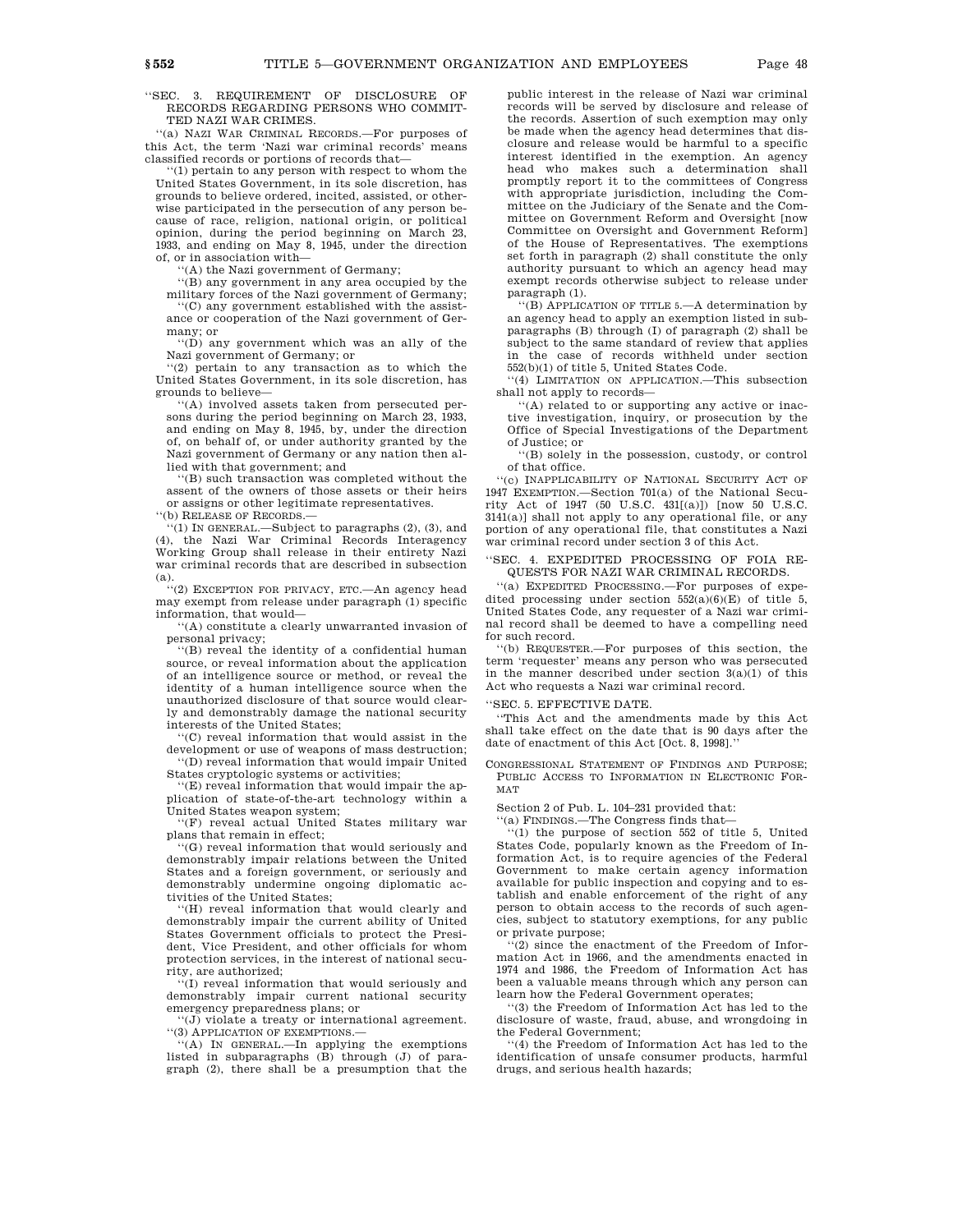''SEC. 3. REQUIREMENT OF DISCLOSURE OF RECORDS REGARDING PERSONS WHO COMMITTED NAZI WAR CRIMES.

''(a) NAZI WAR CRIMINAL RECORDS.—For purposes of this Act, the term 'Nazi war criminal records' means classified records or portions of records that—

''(1) pertain to any person with respect to whom the United States Government, in its sole discretion, has grounds to believe ordered, incited, assisted, or otherwise participated in the persecution of any person because of race, religion, national origin, or political opinion, during the period beginning on March 23, 1933, and ending on May 8, 1945, under the direction of, or in association with—

''(A) the Nazi government of Germany;

''(B) any government in any area occupied by the military forces of the Nazi government of Germany;

''(C) any government established with the assistance or cooperation of the Nazi government of Germany; or

''(D) any government which was an ally of the Nazi government of Germany; or

''(2) pertain to any transaction as to which the United States Government, in its sole discretion, has grounds to believe—

''(A) involved assets taken from persecuted persons during the period beginning on March 23, 1933, and ending on May 8, 1945, by, under the direction of, on behalf of, or under authority granted by the Nazi government of Germany or any nation then allied with that government; and

''(B) such transaction was completed without the assent of the owners of those assets or their heirs or assigns or other legitimate representatives.

''(b) RELEASE OF RECORDS.—

''(1) IN GENERAL.—Subject to paragraphs (2), (3), and (4), the Nazi War Criminal Records Interagency Working Group shall release in their entirety Nazi war criminal records that are described in subsection (a).

''(2) EXCEPTION FOR PRIVACY, ETC.—An agency head may exempt from release under paragraph (1) specific information, that would—

''(A) constitute a clearly unwarranted invasion of personal privacy;

''(B) reveal the identity of a confidential human source, or reveal information about the application of an intelligence source or method, or reveal the identity of a human intelligence source when the unauthorized disclosure of that source would clearly and demonstrably damage the national security interests of the United States;

''(C) reveal information that would assist in the development or use of weapons of mass destruction;

''(D) reveal information that would impair United States cryptologic systems or activities;

''(E) reveal information that would impair the application of state-of-the-art technology within a United States weapon system;

''(F) reveal actual United States military war plans that remain in effect;

''(G) reveal information that would seriously and demonstrably impair relations between the United States and a foreign government, or seriously and demonstrably undermine ongoing diplomatic activities of the United States;

''(H) reveal information that would clearly and demonstrably impair the current ability of United States Government officials to protect the President, Vice President, and other officials for whom protection services, in the interest of national security, are authorized;

''(I) reveal information that would seriously and demonstrably impair current national security emergency preparedness plans; or

''(J) violate a treaty or international agreement.

''(3) APPLICATION OF EXEMPTIONS.—

''(A) IN GENERAL.—In applying the exemptions listed in subparagraphs (B) through (J) of paragraph (2), there shall be a presumption that the public interest in the release of Nazi war criminal records will be served by disclosure and release of the records. Assertion of such exemption may only be made when the agency head determines that disclosure and release would be harmful to a specific interest identified in the exemption. An agency head who makes such a determination shall promptly report it to the committees of Congress with appropriate jurisdiction, including the Committee on the Judiciary of the Senate and the Committee on Government Reform and Oversight [now Committee on Oversight and Government Reform] of the House of Representatives. The exemptions set forth in paragraph (2) shall constitute the only authority pursuant to which an agency head may exempt records otherwise subject to release under paragraph (1).

''(B) APPLICATION OF TITLE 5.—A determination by an agency head to apply an exemption listed in subparagraphs (B) through (I) of paragraph (2) shall be subject to the same standard of review that applies in the case of records withheld under section 552(b)(1) of title 5, United States Code.

''(4) LIMITATION ON APPLICATION.—This subsection shall not apply to records—

''(A) related to or supporting any active or inactive investigation, inquiry, or prosecution by the Office of Special Investigations of the Department of Justice; or

''(B) solely in the possession, custody, or control of that office.

''(c) INAPPLICABILITY OF NATIONAL SECURITY ACT OF 1947 EXEMPTION.—Section 701(a) of the National Security Act of 1947 (50 U.S.C. 431[(a)]) [now 50 U.S.C. 3141(a)] shall not apply to any operational file, or any portion of any operational file, that constitutes a Nazi war criminal record under section 3 of this Act.

''SEC. 4. EXPEDITED PROCESSING OF FOIA REQUESTS FOR NAZI WAR CRIMINAL RECORDS.

''(a) EXPEDITED PROCESSING.—For purposes of expedited processing under section 552(a)(6)(E) of title 5, United States Code, any requester of a Nazi war criminal record shall be deemed to have a compelling need for such record.

''(b) REQUESTER.—For purposes of this section, the term 'requester' means any person who was persecuted in the manner described under section 3(a)(1) of this Act who requests a Nazi war criminal record.

''SEC. 5. EFFECTIVE DATE.

''This Act and the amendments made by this Act shall take effect on the date that is 90 days after the date of enactment of this Act [Oct. 8, 1998].''

CONGRESSIONAL STATEMENT OF FINDINGS AND PURPOSE; PUBLIC ACCESS TO INFORMATION IN ELECTRONIC FORMAT

Section 2 of Pub. L. 104–231 provided that:

''(a) FINDINGS.—The Congress finds that—

''(1) the purpose of section 552 of title 5, United States Code, popularly known as the Freedom of Information Act, is to require agencies of the Federal Government to make certain agency information available for public inspection and copying and to establish and enable enforcement of the right of any person to obtain access to the records of such agencies, subject to statutory exemptions, for any public or private purpose;

''(2) since the enactment of the Freedom of Information Act in 1966, and the amendments enacted in 1974 and 1986, the Freedom of Information Act has been a valuable means through which any person can learn how the Federal Government operates;

''(3) the Freedom of Information Act has led to the disclosure of waste, fraud, abuse, and wrongdoing in the Federal Government;

''(4) the Freedom of Information Act has led to the identification of unsafe consumer products, harmful drugs, and serious health hazards;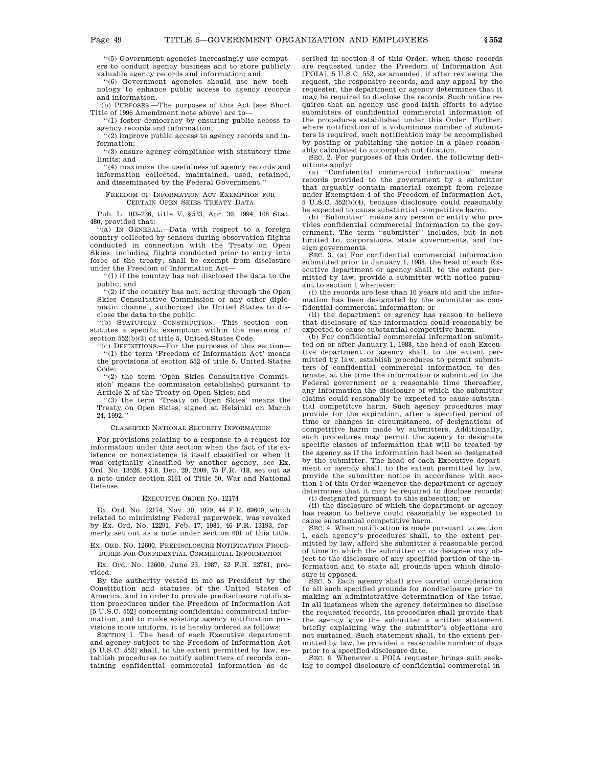"(5) Government agencies increasingly use computers to conduct agency business and to store publicly valuable agency records and information; and

"(6) Government agencies should use new technology to enhance public access to agency records and information.

"(b) PURPOSES.—The purposes of this Act [see Short Title of 1996 Amendment note above] are to—

"(1) foster democracy by ensuring public access to agency records and information;

"(2) improve public access to agency records and information;

"(3) ensure agency compliance with statutory time limits; and

"(4) maximize the usefulness of agency records and information collected, maintained, used, retained, and disseminated by the Federal Government."

## FREEDOM OF INFORMATION ACT EXEMPTION FOR CERTAIN OPEN SKIES TREATY DATA

Pub. L. 103–236, title V, §533, Apr. 30, 1994, 108 Stat. 480, provided that:

"(a) IN GENERAL.—Data with respect to a foreign country collected by sensors during observation flights conducted in connection with the Treaty on Open Skies, including flights conducted prior to entry into force of the treaty, shall be exempt from disclosure under the Freedom of Information Act—

"(1) if the country has not disclosed the data to the public; and

"(2) if the country has not, acting through the Open Skies Consultative Commission or any other diplomatic channel, authorized the United States to disclose the data to the public.

"(b) STATUTORY CONSTRUCTION.—This section constitutes a specific exemption within the meaning of section 552(b)(3) of title 5, United States Code.

"(c) DEFINITIONS.—For the purposes of this section—

"(1) the term 'Freedom of Information Act' means the provisions of section 552 of title 5, United States Code;

"(2) the term 'Open Skies Consultative Commission' means the commission established pursuant to Article X of the Treaty on Open Skies; and

"(3) the term 'Treaty on Open Skies' means the Treaty on Open Skies, signed at Helsinki on March 24, 1992."

## CLASSIFIED NATIONAL SECURITY INFORMATION

For provisions relating to a response to a request for information under this section when the fact of its existence or nonexistence is itself classified or when it was originally classified by another agency, see Ex. Ord. No. 13526, §3.6, Dec. 29, 2009, 75 F.R. 718, set out as a note under section 3161 of Title 50, War and National Defense.

## EXECUTIVE ORDER NO. 12174

Ex. Ord. No. 12174, Nov. 30, 1979, 44 F.R. 69609, which related to minimizing Federal paperwork, was revoked by Ex. Ord. No. 12291, Feb. 17, 1981, 46 F.R. 13193, formerly set out as a note under section 601 of this title.

## EX. ORD. NO. 12600. PREDISCLOSURE NOTIFICATION PROCEDURES FOR CONFIDENTIAL COMMERCIAL INFORMATION

Ex. Ord. No. 12600, June 23, 1987, 52 F.R. 23781, provided:

By the authority vested in me as President by the Constitution and statutes of the United States of America, and in order to provide predisclosure notification procedures under the Freedom of Information Act [5 U.S.C. 552] concerning confidential commercial information, and to make existing agency notification provisions more uniform, it is hereby ordered as follows:

SECTION 1. The head of each Executive department and agency subject to the Freedom of Information Act [5 U.S.C. 552] shall, to the extent permitted by law, establish procedures to notify submitters of records containing confidential commercial information as described in section 3 of this Order, when those records are requested under the Freedom of Information Act [FOIA], 5 U.S.C. 552, as amended, if after reviewing the request, the responsive records, and any appeal by the requester, the department or agency determines that it may be required to disclose the records. Such notice requires that an agency use good-faith efforts to advise submitters of confidential commercial information of the procedures established under this Order. Further, where notification of a voluminous number of submitters is required, such notification may be accomplished by posting or publishing the notice in a place reasonably calculated to accomplish notification.

SEC. 2. For purposes of this Order, the following definitions apply:

(a) "Confidential commercial information" means records provided to the government by a submitter that arguably contain material exempt from release under Exemption 4 of the Freedom of Information Act, 5 U.S.C. 552(b)(4), because disclosure could reasonably be expected to cause substantial competitive harm.

(b) "Submitter" means any person or entity who provides confidential commercial information to the government. The term "submitter" includes, but is not limited to, corporations, state governments, and foreign governments.

SEC. 3. (a) For confidential commercial information submitted prior to January 1, 1988, the head of each Executive department or agency shall, to the extent permitted by law, provide a submitter with notice pursuant to section 1 whenever:

(i) the records are less than 10 years old and the information has been designated by the submitter as confidential commercial information; or

(ii) the department or agency has reason to believe that disclosure of the information could reasonably be expected to cause substantial competitive harm.

(b) For confidential commercial information submitted on or after January 1, 1988, the head of each Executive department or agency shall, to the extent permitted by law, establish procedures to permit submitters of confidential commercial information to designate, at the time the information is submitted to the Federal government or a reasonable time thereafter, any information the disclosure of which the submitter claims could reasonably be expected to cause substantial competitive harm. Such agency procedures may provide for the expiration, after a specified period of time or changes in circumstances, of designations of competitive harm made by submitters. Additionally, such procedures may permit the agency to designate specific classes of information that will be treated by the agency as if the information had been so designated by the submitter. The head of each Executive department or agency shall, to the extent permitted by law, provide the submitter notice in accordance with section 1 of this Order whenever the department or agency determines that it may be required to disclose records:

(i) designated pursuant to this subsection; or

(ii) the disclosure of which the department or agency has reason to believe could reasonably be expected to cause substantial competitive harm.

SEC. 4. When notification is made pursuant to section 1, each agency's procedures shall, to the extent permitted by law, afford the submitter a reasonable period of time in which the submitter or its designee may object to the disclosure of any specified portion of the information and to state all grounds upon which disclosure is opposed.

SEC. 5. Each agency shall give careful consideration to all such specified grounds for nondisclosure prior to making an administrative determination of the issue. In all instances when the agency determines to disclose the requested records, its procedures shall provide that the agency give the submitter a written statement briefly explaining why the submitter's objections are not sustained. Such statement shall, to the extent permitted by law, be provided a reasonable number of days prior to a specified disclosure date.

SEC. 6. Whenever a FOIA requester brings suit seeking to compel disclosure of confidential commercial in-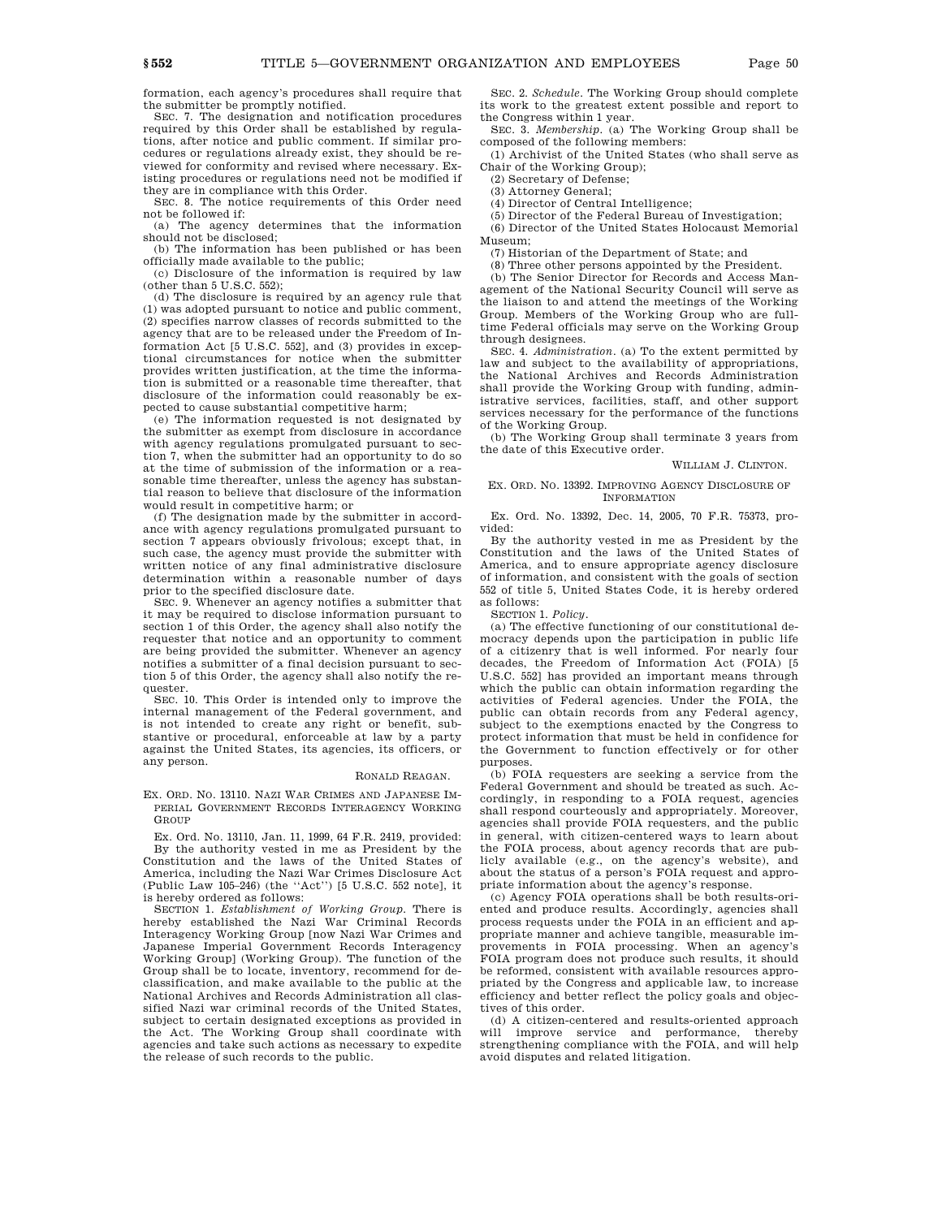formation, each agency's procedures shall require that the submitter be promptly notified.

SEC. 7. The designation and notification procedures required by this Order shall be established by regulations, after notice and public comment. If similar procedures or regulations already exist, they should be reviewed for conformity and revised where necessary. Existing procedures or regulations need not be modified if they are in compliance with this Order.

SEC. 8. The notice requirements of this Order need not be followed if:

(a) The agency determines that the information should not be disclosed;

(b) The information has been published or has been officially made available to the public;

(c) Disclosure of the information is required by law (other than 5 U.S.C. 552);

(d) The disclosure is required by an agency rule that (1) was adopted pursuant to notice and public comment, (2) specifies narrow classes of records submitted to the agency that are to be released under the Freedom of Information Act [5 U.S.C. 552], and (3) provides in exceptional circumstances for notice when the submitter provides written justification, at the time the information is submitted or a reasonable time thereafter, that disclosure of the information could reasonably be expected to cause substantial competitive harm;

(e) The information requested is not designated by the submitter as exempt from disclosure in accordance with agency regulations promulgated pursuant to section 7, when the submitter had an opportunity to do so at the time of submission of the information or a reasonable time thereafter, unless the agency has substantial reason to believe that disclosure of the information would result in competitive harm; or

(f) The designation made by the submitter in accordance with agency regulations promulgated pursuant to section 7 appears obviously frivolous; except that, in such case, the agency must provide the submitter with written notice of any final administrative disclosure determination within a reasonable number of days prior to the specified disclosure date.

SEC. 9. Whenever an agency notifies a submitter that it may be required to disclose information pursuant to section 1 of this Order, the agency shall also notify the requester that notice and an opportunity to comment are being provided the submitter. Whenever an agency notifies a submitter of a final decision pursuant to section 5 of this Order, the agency shall also notify the requester.

SEC. 10. This Order is intended only to improve the internal management of the Federal government, and is not intended to create any right or benefit, substantive or procedural, enforceable at law by a party against the United States, its agencies, its officers, or any person.

RONALD REAGAN.

## EX. ORD. NO. 13110. NAZI WAR CRIMES AND JAPANESE IMPERIAL GOVERNMENT RECORDS INTERAGENCY WORKING GROUP

Ex. Ord. No. 13110, Jan. 11, 1999, 64 F.R. 2419, provided:

By the authority vested in me as President by the Constitution and the laws of the United States of America, including the Nazi War Crimes Disclosure Act (Public Law 105–246) (the "Act") [5 U.S.C. 552 note], it is hereby ordered as follows:

SECTION 1. *Establishment of Working Group.* There is hereby established the Nazi War Criminal Records Interagency Working Group [now Nazi War Crimes and Japanese Imperial Government Records Interagency Working Group] (Working Group). The function of the Group shall be to locate, inventory, recommend for declassification, and make available to the public at the National Archives and Records Administration all classified Nazi war criminal records of the United States, subject to certain designated exceptions as provided in the Act. The Working Group shall coordinate with agencies and take such actions as necessary to expedite the release of such records to the public.

SEC. 2. *Schedule.* The Working Group should complete its work to the greatest extent possible and report to the Congress within 1 year.

SEC. 3. *Membership.* (a) The Working Group shall be composed of the following members:

(1) Archivist of the United States (who shall serve as Chair of the Working Group);

(2) Secretary of Defense;

(3) Attorney General;

(4) Director of Central Intelligence;

(5) Director of the Federal Bureau of Investigation;

(6) Director of the United States Holocaust Memorial Museum;

(7) Historian of the Department of State; and

(8) Three other persons appointed by the President.

(b) The Senior Director for Records and Access Management of the National Security Council will serve as the liaison to and attend the meetings of the Working Group. Members of the Working Group who are full-time Federal officials may serve on the Working Group through designees.

SEC. 4. *Administration.* (a) To the extent permitted by law and subject to the availability of appropriations, the National Archives and Records Administration shall provide the Working Group with funding, administrative services, facilities, staff, and other support services necessary for the performance of the functions of the Working Group.

(b) The Working Group shall terminate 3 years from the date of this Executive order.

WILLIAM J. CLINTON.

## EX. ORD. NO. 13392. IMPROVING AGENCY DISCLOSURE OF INFORMATION

Ex. Ord. No. 13392, Dec. 14, 2005, 70 F.R. 75373, provided:

By the authority vested in me as President by the Constitution and the laws of the United States of America, and to ensure appropriate agency disclosure of information, and consistent with the goals of section 552 of title 5, United States Code, it is hereby ordered as follows:

SECTION 1. *Policy.*

(a) The effective functioning of our constitutional democracy depends upon the participation in public life of a citizenry that is well informed. For nearly four decades, the Freedom of Information Act (FOIA) [5 U.S.C. 552] has provided an important means through which the public can obtain information regarding the activities of Federal agencies. Under the FOIA, the public can obtain records from any Federal agency, subject to the exemptions enacted by the Congress to protect information that must be held in confidence for the Government to function effectively or for other purposes.

(b) FOIA requesters are seeking a service from the Federal Government and should be treated as such. Accordingly, in responding to a FOIA request, agencies shall respond courteously and appropriately. Moreover, agencies shall provide FOIA requesters, and the public in general, with citizen-centered ways to learn about the FOIA process, about agency records that are publicly available (e.g., on the agency's website), and about the status of a person's FOIA request and appropriate information about the agency's response.

(c) Agency FOIA operations shall be both results-oriented and produce results. Accordingly, agencies shall process requests under the FOIA in an efficient and appropriate manner and achieve tangible, measurable improvements in FOIA processing. When an agency's FOIA program does not produce such results, it should be reformed, consistent with available resources appropriated by the Congress and applicable law, to increase efficiency and better reflect the policy goals and objectives of this order.

(d) A citizen-centered and results-oriented approach will improve service and performance, thereby strengthening compliance with the FOIA, and will help avoid disputes and related litigation.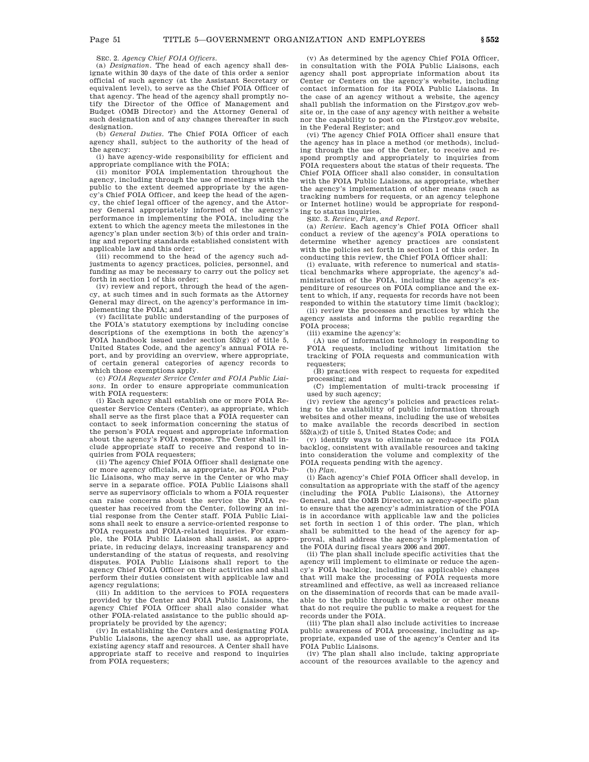SEC. 2. *Agency Chief FOIA Officers*.

(a) *Designation*. The head of each agency shall designate within 30 days of the date of this order a senior official of such agency (at the Assistant Secretary or equivalent level), to serve as the Chief FOIA Officer of that agency. The head of the agency shall promptly notify the Director of the Office of Management and Budget (OMB Director) and the Attorney General of such designation and of any changes thereafter in such designation.

(b) *General Duties*. The Chief FOIA Officer of each agency shall, subject to the authority of the head of the agency:

(i) have agency-wide responsibility for efficient and appropriate compliance with the FOIA;

(ii) monitor FOIA implementation throughout the agency, including through the use of meetings with the public to the extent deemed appropriate by the agency's Chief FOIA Officer, and keep the head of the agency, the chief legal officer of the agency, and the Attorney General appropriately informed of the agency's performance in implementing the FOIA, including the extent to which the agency meets the milestones in the agency's plan under section 3(b) of this order and training and reporting standards established consistent with applicable law and this order;

(iii) recommend to the head of the agency such adjustments to agency practices, policies, personnel, and funding as may be necessary to carry out the policy set forth in section 1 of this order;

(iv) review and report, through the head of the agency, at such times and in such formats as the Attorney General may direct, on the agency's performance in implementing the FOIA; and

(v) facilitate public understanding of the purposes of the FOIA's statutory exemptions by including concise descriptions of the exemptions in both the agency's FOIA handbook issued under section 552(g) of title 5, United States Code, and the agency's annual FOIA report, and by providing an overview, where appropriate, of certain general categories of agency records to which those exemptions apply.

(c) *FOIA Requester Service Center and FOIA Public Liaisons*. In order to ensure appropriate communication with FOIA requesters:

(i) Each agency shall establish one or more FOIA Requester Service Centers (Center), as appropriate, which shall serve as the first place that a FOIA requester can contact to seek information concerning the status of the person's FOIA request and appropriate information about the agency's FOIA response. The Center shall include appropriate staff to receive and respond to inquiries from FOIA requesters;

(ii) The agency Chief FOIA Officer shall designate one or more agency officials, as appropriate, as FOIA Public Liaisons, who may serve in the Center or who may serve in a separate office. FOIA Public Liaisons shall serve as supervisory officials to whom a FOIA requester can raise concerns about the service the FOIA requester has received from the Center, following an initial response from the Center staff. FOIA Public Liaisons shall seek to ensure a service-oriented response to FOIA requests and FOIA-related inquiries. For example, the FOIA Public Liaison shall assist, as appropriate, in reducing delays, increasing transparency and understanding of the status of requests, and resolving disputes. FOIA Public Liaisons shall report to the agency Chief FOIA Officer on their activities and shall perform their duties consistent with applicable law and agency regulations;

(iii) In addition to the services to FOIA requesters provided by the Center and FOIA Public Liaisons, the agency Chief FOIA Officer shall also consider what other FOIA-related assistance to the public should appropriately be provided by the agency;

(iv) In establishing the Centers and designating FOIA Public Liaisons, the agency shall use, as appropriate, existing agency staff and resources. A Center shall have appropriate staff to receive and respond to inquiries from FOIA requesters;

(v) As determined by the agency Chief FOIA Officer, in consultation with the FOIA Public Liaisons, each agency shall post appropriate information about its Center or Centers on the agency's website, including contact information for its FOIA Public Liaisons. In the case of an agency without a website, the agency shall publish the information on the Firstgov.gov website or, in the case of any agency with neither a website nor the capability to post on the Firstgov.gov website, in the Federal Register; and

(vi) The agency Chief FOIA Officer shall ensure that the agency has in place a method (or methods), including through the use of the Center, to receive and respond promptly and appropriately to inquiries from FOIA requesters about the status of their requests. The Chief FOIA Officer shall also consider, in consultation with the FOIA Public Liaisons, as appropriate, whether the agency's implementation of other means (such as tracking numbers for requests, or an agency telephone or Internet hotline) would be appropriate for responding to status inquiries.

SEC. 3. *Review, Plan, and Report*.

(a) *Review*. Each agency's Chief FOIA Officer shall conduct a review of the agency's FOIA operations to determine whether agency practices are consistent with the policies set forth in section 1 of this order. In conducting this review, the Chief FOIA Officer shall:

(i) evaluate, with reference to numerical and statistical benchmarks where appropriate, the agency's administration of the FOIA, including the agency's expenditure of resources on FOIA compliance and the extent to which, if any, requests for records have not been responded to within the statutory time limit (backlog);

(ii) review the processes and practices by which the agency assists and informs the public regarding the FOIA process;

(iii) examine the agency's:

(A) use of information technology in responding to FOIA requests, including without limitation the tracking of FOIA requests and communication with requesters;

(B) practices with respect to requests for expedited processing; and

(C) implementation of multi-track processing if used by such agency;

(iv) review the agency's policies and practices relating to the availability of public information through websites and other means, including the use of websites to make available the records described in section 552(a)(2) of title 5, United States Code; and

(v) identify ways to eliminate or reduce its FOIA backlog, consistent with available resources and taking into consideration the volume and complexity of the FOIA requests pending with the agency.

(b) *Plan*.

(i) Each agency's Chief FOIA Officer shall develop, in consultation as appropriate with the staff of the agency (including the FOIA Public Liaisons), the Attorney General, and the OMB Director, an agency-specific plan to ensure that the agency's administration of the FOIA is in accordance with applicable law and the policies set forth in section 1 of this order. The plan, which shall be submitted to the head of the agency for approval, shall address the agency's implementation of the FOIA during fiscal years 2006 and 2007.

(ii) The plan shall include specific activities that the agency will implement to eliminate or reduce the agency's FOIA backlog, including (as applicable) changes that will make the processing of FOIA requests more streamlined and effective, as well as increased reliance on the dissemination of records that can be made available to the public through a website or other means that do not require the public to make a request for the records under the FOIA.

(iii) The plan shall also include activities to increase public awareness of FOIA processing, including as appropriate, expanded use of the agency's Center and its FOIA Public Liaisons.

(iv) The plan shall also include, taking appropriate account of the resources available to the agency and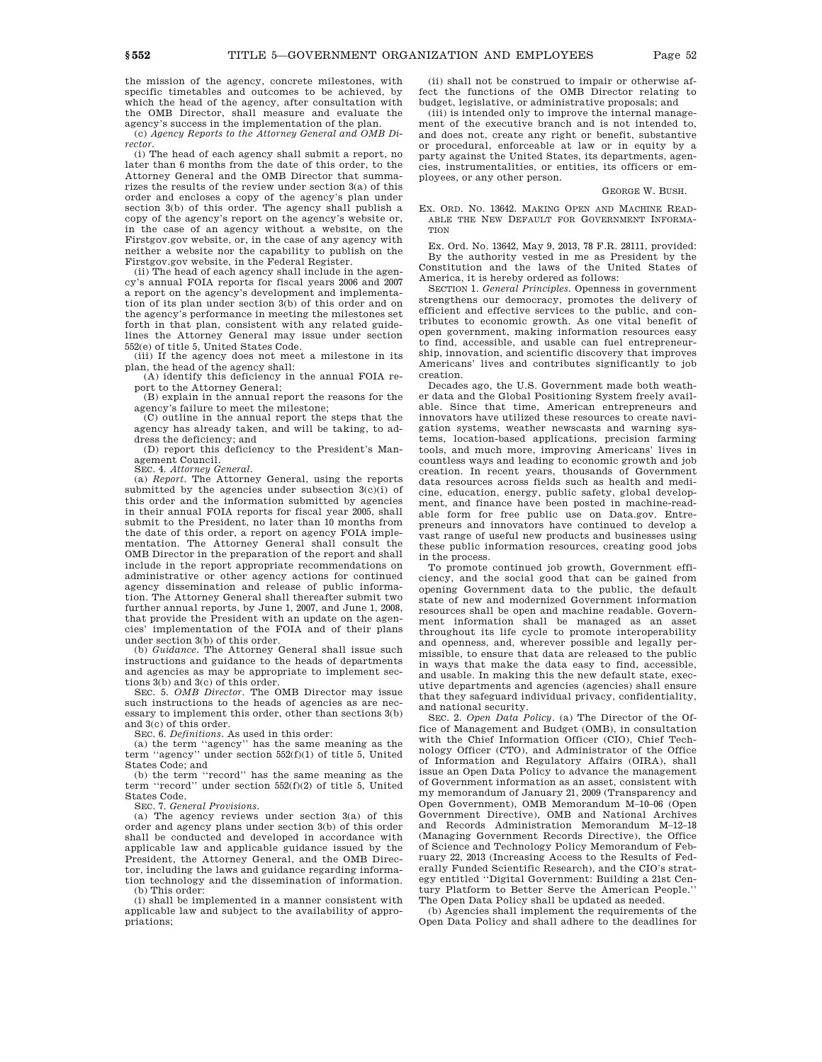the mission of the agency, concrete milestones, with specific timetables and outcomes to be achieved, by which the head of the agency, after consultation with the OMB Director, shall measure and evaluate the agency's success in the implementation of the plan.

(c) *Agency Reports to the Attorney General and OMB Director.*

(i) The head of each agency shall submit a report, no later than 6 months from the date of this order, to the Attorney General and the OMB Director that summarizes the results of the review under section 3(a) of this order and encloses a copy of the agency's plan under section 3(b) of this order. The agency shall publish a copy of the agency's report on the agency's website or, in the case of an agency without a website, on the Firstgov.gov website, or, in the case of any agency with neither a website nor the capability to publish on the Firstgov.gov website, in the Federal Register.

(ii) The head of each agency shall include in the agency's annual FOIA reports for fiscal years 2006 and 2007 a report on the agency's development and implementation of its plan under section 3(b) of this order and on the agency's performance in meeting the milestones set forth in that plan, consistent with any related guidelines the Attorney General may issue under section 552(e) of title 5, United States Code.

(iii) If the agency does not meet a milestone in its plan, the head of the agency shall:

(A) identify this deficiency in the annual FOIA report to the Attorney General;

(B) explain in the annual report the reasons for the agency's failure to meet the milestone;

(C) outline in the annual report the steps that the agency has already taken, and will be taking, to address the deficiency; and

(D) report this deficiency to the President's Management Council.

SEC. 4. *Attorney General.*

(a) *Report.* The Attorney General, using the reports submitted by the agencies under subsection 3(c)(i) of this order and the information submitted by agencies in their annual FOIA reports for fiscal year 2005, shall submit to the President, no later than 10 months from the date of this order, a report on agency FOIA implementation. The Attorney General shall consult the OMB Director in the preparation of the report and shall include in the report appropriate recommendations on administrative or other agency actions for continued agency dissemination and release of public information. The Attorney General shall thereafter submit two further annual reports, by June 1, 2007, and June 1, 2008, that provide the President with an update on the agencies' implementation of the FOIA and of their plans under section 3(b) of this order.

(b) *Guidance.* The Attorney General shall issue such instructions and guidance to the heads of departments and agencies as may be appropriate to implement sections 3(b) and 3(c) of this order.

SEC. 5. *OMB Director.* The OMB Director may issue such instructions to the heads of agencies as are necessary to implement this order, other than sections 3(b) and 3(c) of this order.

SEC. 6. *Definitions.* As used in this order:

(a) the term ''agency'' has the same meaning as the term ''agency'' under section 552(f)(1) of title 5, United States Code; and

(b) the term ''record'' has the same meaning as the term ''record'' under section 552(f)(2) of title 5, United States Code.

SEC. 7. *General Provisions.*

(a) The agency reviews under section 3(a) of this order and agency plans under section 3(b) of this order shall be conducted and developed in accordance with applicable law and applicable guidance issued by the President, the Attorney General, and the OMB Director, including the laws and guidance regarding information technology and the dissemination of information.

(b) This order:

(i) shall be implemented in a manner consistent with applicable law and subject to the availability of appropriations;

(ii) shall not be construed to impair or otherwise affect the functions of the OMB Director relating to budget, legislative, or administrative proposals; and

(iii) is intended only to improve the internal management of the executive branch and is not intended to, and does not, create any right or benefit, substantive or procedural, enforceable at law or in equity by a party against the United States, its departments, agencies, instrumentalities, or entities, its officers or employees, or any other person.

GEORGE W. BUSH.

EX. ORD. NO. 13642. MAKING OPEN AND MACHINE READABLE THE NEW DEFAULT FOR GOVERNMENT INFORMATION

Ex. Ord. No. 13642, May 9, 2013, 78 F.R. 28111, provided:

By the authority vested in me as President by the Constitution and the laws of the United States of America, it is hereby ordered as follows:

SECTION 1. *General Principles.* Openness in government strengthens our democracy, promotes the delivery of efficient and effective services to the public, and contributes to economic growth. As one vital benefit of open government, making information resources easy to find, accessible, and usable can fuel entrepreneurship, innovation, and scientific discovery that improves Americans' lives and contributes significantly to job creation.

Decades ago, the U.S. Government made both weather data and the Global Positioning System freely available. Since that time, American entrepreneurs and innovators have utilized these resources to create navigation systems, weather newscasts and warning systems, location-based applications, precision farming tools, and much more, improving Americans' lives in countless ways and leading to economic growth and job creation. In recent years, thousands of Government data resources across fields such as health and medicine, education, energy, public safety, global development, and finance have been posted in machine-readable form for free public use on Data.gov. Entrepreneurs and innovators have continued to develop a vast range of useful new products and businesses using these public information resources, creating good jobs in the process.

To promote continued job growth, Government efficiency, and the social good that can be gained from opening Government data to the public, the default state of new and modernized Government information resources shall be open and machine readable. Government information shall be managed as an asset throughout its life cycle to promote interoperability and openness, and, wherever possible and legally permissible, to ensure that data are released to the public in ways that make the data easy to find, accessible, and usable. In making this the new default state, executive departments and agencies (agencies) shall ensure that they safeguard individual privacy, confidentiality, and national security.

SEC. 2. *Open Data Policy.* (a) The Director of the Office of Management and Budget (OMB), in consultation with the Chief Information Officer (CIO), Chief Technology Officer (CTO), and Administrator of the Office of Information and Regulatory Affairs (OIRA), shall issue an Open Data Policy to advance the management of Government information as an asset, consistent with my memorandum of January 21, 2009 (Transparency and Open Government), OMB Memorandum M–10–06 (Open Government Directive), OMB and National Archives and Records Administration Memorandum M–12–18 (Managing Government Records Directive), the Office of Science and Technology Policy Memorandum of February 22, 2013 (Increasing Access to the Results of Federally Funded Scientific Research), and the CIO's strategy entitled ''Digital Government: Building a 21st Century Platform to Better Serve the American People.'' The Open Data Policy shall be updated as needed.

(b) Agencies shall implement the requirements of the Open Data Policy and shall adhere to the deadlines for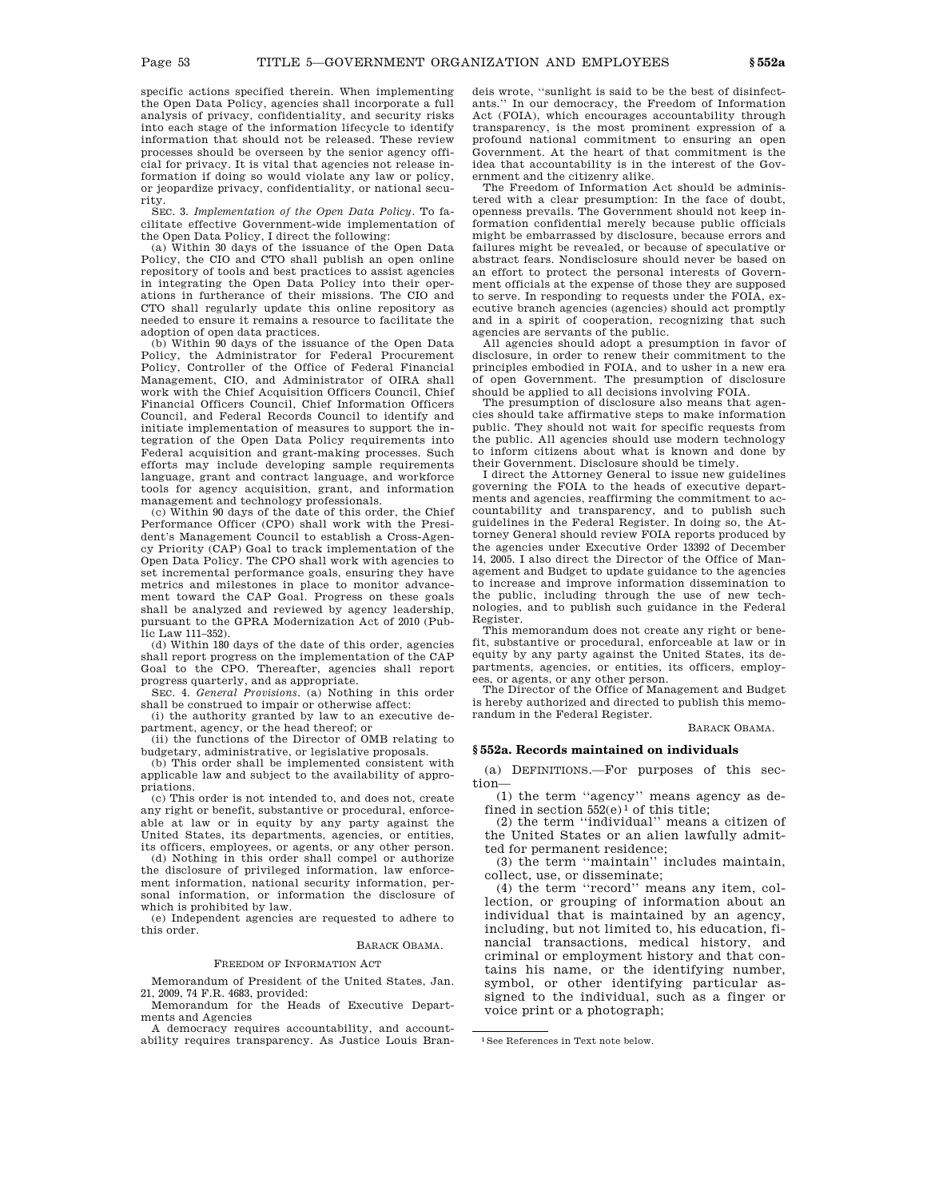specific actions specified therein. When implementing the Open Data Policy, agencies shall incorporate a full analysis of privacy, confidentiality, and security risks into each stage of the information lifecycle to identify information that should not be released. These review processes should be overseen by the senior agency official for privacy. It is vital that agencies not release information if doing so would violate any law or policy, or jeopardize privacy, confidentiality, or national security.

SEC. 3. *Implementation of the Open Data Policy*. To facilitate effective Government-wide implementation of the Open Data Policy, I direct the following:

(a) Within 30 days of the issuance of the Open Data Policy, the CIO and CTO shall publish an open online repository of tools and best practices to assist agencies in integrating the Open Data Policy into their operations in furtherance of their missions. The CIO and CTO shall regularly update this online repository as needed to ensure it remains a resource to facilitate the adoption of open data practices.

(b) Within 90 days of the issuance of the Open Data Policy, the Administrator for Federal Procurement Policy, Controller of the Office of Federal Financial Management, CIO, and Administrator of OIRA shall work with the Chief Acquisition Officers Council, Chief Financial Officers Council, Chief Information Officers Council, and Federal Records Council to identify and initiate implementation of measures to support the integration of the Open Data Policy requirements into Federal acquisition and grant-making processes. Such efforts may include developing sample requirements language, grant and contract language, and workforce tools for agency acquisition, grant, and information management and technology professionals.

(c) Within 90 days of the date of this order, the Chief Performance Officer (CPO) shall work with the President's Management Council to establish a Cross-Agency Priority (CAP) Goal to track implementation of the Open Data Policy. The CPO shall work with agencies to set incremental performance goals, ensuring they have metrics and milestones in place to monitor advancement toward the CAP Goal. Progress on these goals shall be analyzed and reviewed by agency leadership, pursuant to the GPRA Modernization Act of 2010 (Public Law 111–352).

(d) Within 180 days of the date of this order, agencies shall report progress on the implementation of the CAP Goal to the CPO. Thereafter, agencies shall report progress quarterly, and as appropriate.

SEC. 4. *General Provisions*. (a) Nothing in this order shall be construed to impair or otherwise affect:

(i) the authority granted by law to an executive department, agency, or the head thereof; or

(ii) the functions of the Director of OMB relating to budgetary, administrative, or legislative proposals.

(b) This order shall be implemented consistent with applicable law and subject to the availability of appropriations.

(c) This order is not intended to, and does not, create any right or benefit, substantive or procedural, enforceable at law or in equity by any party against the United States, its departments, agencies, or entities, its officers, employees, or agents, or any other person.

(d) Nothing in this order shall compel or authorize the disclosure of privileged information, law enforcement information, national security information, personal information, or information the disclosure of which is prohibited by law.

(e) Independent agencies are requested to adhere to this order.

BARACK OBAMA.

FREEDOM OF INFORMATION ACT

Memorandum of President of the United States, Jan. 21, 2009, 74 F.R. 4683, provided:

Memorandum for the Heads of Executive Departments and Agencies

A democracy requires accountability, and accountability requires transparency. As Justice Louis Brandeis wrote, ''sunlight is said to be the best of disinfectants.'' In our democracy, the Freedom of Information Act (FOIA), which encourages accountability through transparency, is the most prominent expression of a profound national commitment to ensuring an open Government. At the heart of that commitment is the idea that accountability is in the interest of the Government and the citizenry alike.

The Freedom of Information Act should be administered with a clear presumption: In the face of doubt, openness prevails. The Government should not keep information confidential merely because public officials might be embarrassed by disclosure, because errors and failures might be revealed, or because of speculative or abstract fears. Nondisclosure should never be based on an effort to protect the personal interests of Government officials at the expense of those they are supposed to serve. In responding to requests under the FOIA, executive branch agencies (agencies) should act promptly and in a spirit of cooperation, recognizing that such agencies are servants of the public.

All agencies should adopt a presumption in favor of disclosure, in order to renew their commitment to the principles embodied in FOIA, and to usher in a new era of open Government. The presumption of disclosure should be applied to all decisions involving FOIA.

The presumption of disclosure also means that agencies should take affirmative steps to make information public. They should not wait for specific requests from the public. All agencies should use modern technology to inform citizens about what is known and done by their Government. Disclosure should be timely.

I direct the Attorney General to issue new guidelines governing the FOIA to the heads of executive departments and agencies, reaffirming the commitment to accountability and transparency, and to publish such guidelines in the Federal Register. In doing so, the Attorney General should review FOIA reports produced by the agencies under Executive Order 13392 of December 14, 2005. I also direct the Director of the Office of Management and Budget to update guidance to the agencies to increase and improve information dissemination to the public, including through the use of new technologies, and to publish such guidance in the Federal Register.

This memorandum does not create any right or benefit, substantive or procedural, enforceable at law or in equity by any party against the United States, its departments, agencies, or entities, its officers, employees, or agents, or any other person.

The Director of the Office of Management and Budget is hereby authorized and directed to publish this memorandum in the Federal Register.

BARACK OBAMA.

## § 552a. Records maintained on individuals

(a) DEFINITIONS.—For purposes of this section—

(1) the term ''agency'' means agency as defined in section 552(e)[1] of this title;

(2) the term ''individual'' means a citizen of the United States or an alien lawfully admitted for permanent residence;

(3) the term ''maintain'' includes maintain, collect, use, or disseminate;

(4) the term ''record'' means any item, collection, or grouping of information about an individual that is maintained by an agency, including, but not limited to, his education, financial transactions, medical history, and criminal or employment history and that contains his name, or the identifying number, symbol, or other identifying particular assigned to the individual, such as a finger or voice print or a photograph;

[1] See References in Text note below.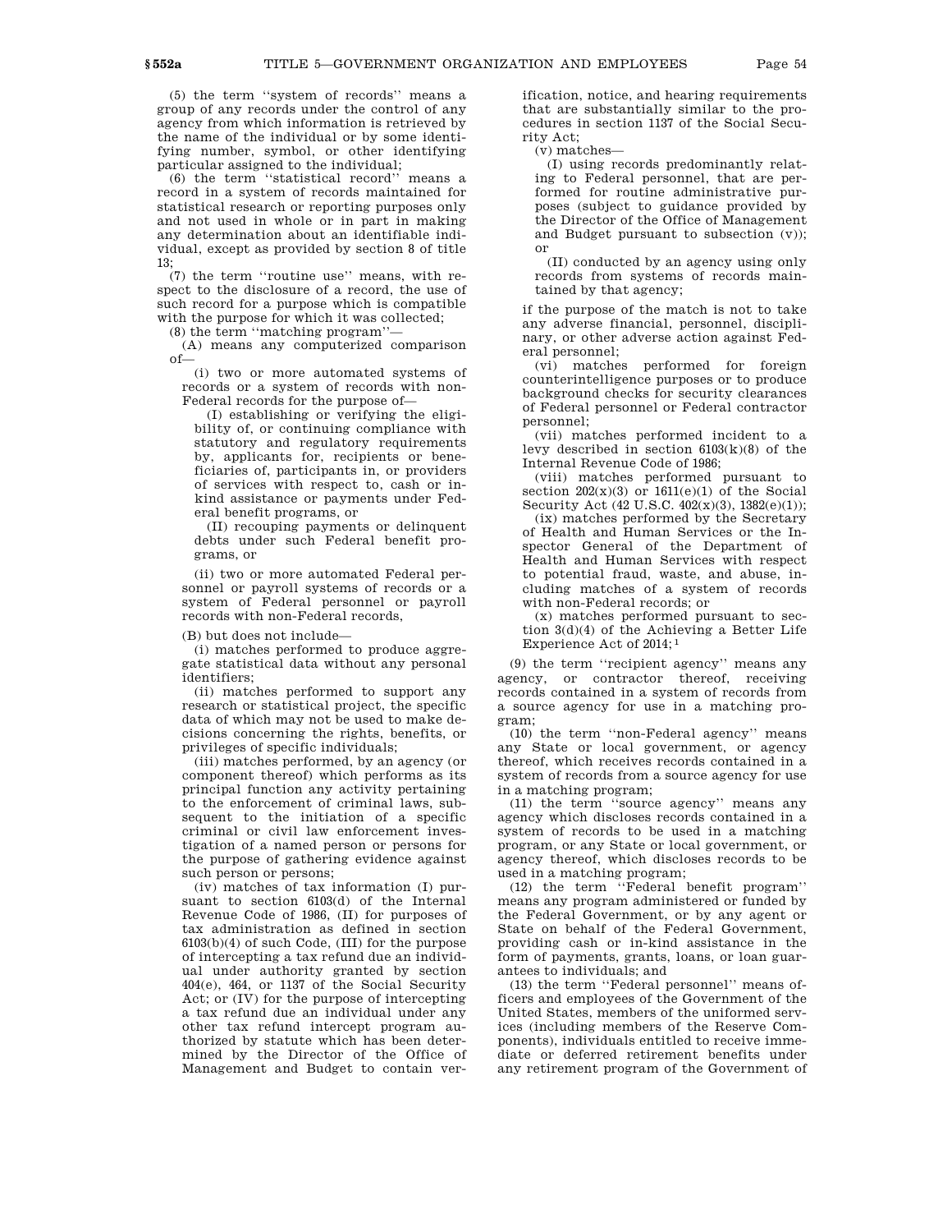(5) the term ''system of records'' means a group of any records under the control of any agency from which information is retrieved by the name of the individual or by some identifying number, symbol, or other identifying particular assigned to the individual;

(6) the term ''statistical record'' means a record in a system of records maintained for statistical research or reporting purposes only and not used in whole or in part in making any determination about an identifiable individual, except as provided by section 8 of title 13;

(7) the term ''routine use'' means, with respect to the disclosure of a record, the use of such record for a purpose which is compatible with the purpose for which it was collected;

(8) the term ''matching program''—

(A) means any computerized comparison of—

(i) two or more automated systems of records or a system of records with non-Federal records for the purpose of—

(I) establishing or verifying the eligibility of, or continuing compliance with statutory and regulatory requirements by, applicants for, recipients or beneficiaries of, participants in, or providers of services with respect to, cash or in-kind assistance or payments under Federal benefit programs, or

(II) recouping payments or delinquent debts under such Federal benefit programs, or

(ii) two or more automated Federal personnel or payroll systems of records or a system of Federal personnel or payroll records with non-Federal records,

(B) but does not include—

(i) matches performed to produce aggregate statistical data without any personal identifiers;

(ii) matches performed to support any research or statistical project, the specific data of which may not be used to make decisions concerning the rights, benefits, or privileges of specific individuals;

(iii) matches performed, by an agency (or component thereof) which performs as its principal function any activity pertaining to the enforcement of criminal laws, subsequent to the initiation of a specific criminal or civil law enforcement investigation of a named person or persons for the purpose of gathering evidence against such person or persons;

(iv) matches of tax information (I) pursuant to section 6103(d) of the Internal Revenue Code of 1986, (II) for purposes of tax administration as defined in section 6103(b)(4) of such Code, (III) for the purpose of intercepting a tax refund due an individual under authority granted by section 404(e), 464, or 1137 of the Social Security Act; or (IV) for the purpose of intercepting a tax refund due an individual under any other tax refund intercept program authorized by statute which has been determined by the Director of the Office of Management and Budget to contain verification, notice, and hearing requirements that are substantially similar to the procedures in section 1137 of the Social Security Act;

(v) matches—

(I) using records predominantly relating to Federal personnel, that are performed for routine administrative purposes (subject to guidance provided by the Director of the Office of Management and Budget pursuant to subsection (v)); or

(II) conducted by an agency using only records from systems of records maintained by that agency;

if the purpose of the match is not to take any adverse financial, personnel, disciplinary, or other adverse action against Federal personnel;

(vi) matches performed for foreign counterintelligence purposes or to produce background checks for security clearances of Federal personnel or Federal contractor personnel;

(vii) matches performed incident to a levy described in section 6103(k)(8) of the Internal Revenue Code of 1986;

(viii) matches performed pursuant to section 202(x)(3) or 1611(e)(1) of the Social Security Act (42 U.S.C. 402(x)(3), 1382(e)(1));

(ix) matches performed by the Secretary of Health and Human Services or the Inspector General of the Department of Health and Human Services with respect to potential fraud, waste, and abuse, including matches of a system of records with non-Federal records; or

(x) matches performed pursuant to section 3(d)(4) of the Achieving a Better Life Experience Act of 2014;[1]

(9) the term ''recipient agency'' means any agency, or contractor thereof, receiving records contained in a system of records from a source agency for use in a matching program;

(10) the term ''non-Federal agency'' means any State or local government, or agency thereof, which receives records contained in a system of records from a source agency for use in a matching program;

(11) the term ''source agency'' means any agency which discloses records contained in a system of records to be used in a matching program, or any State or local government, or agency thereof, which discloses records to be used in a matching program;

(12) the term ''Federal benefit program'' means any program administered or funded by the Federal Government, or by any agent or State on behalf of the Federal Government, providing cash or in-kind assistance in the form of payments, grants, loans, or loan guarantees to individuals; and

(13) the term ''Federal personnel'' means officers and employees of the Government of the United States, members of the uniformed services (including members of the Reserve Components), individuals entitled to receive immediate or deferred retirement benefits under any retirement program of the Government of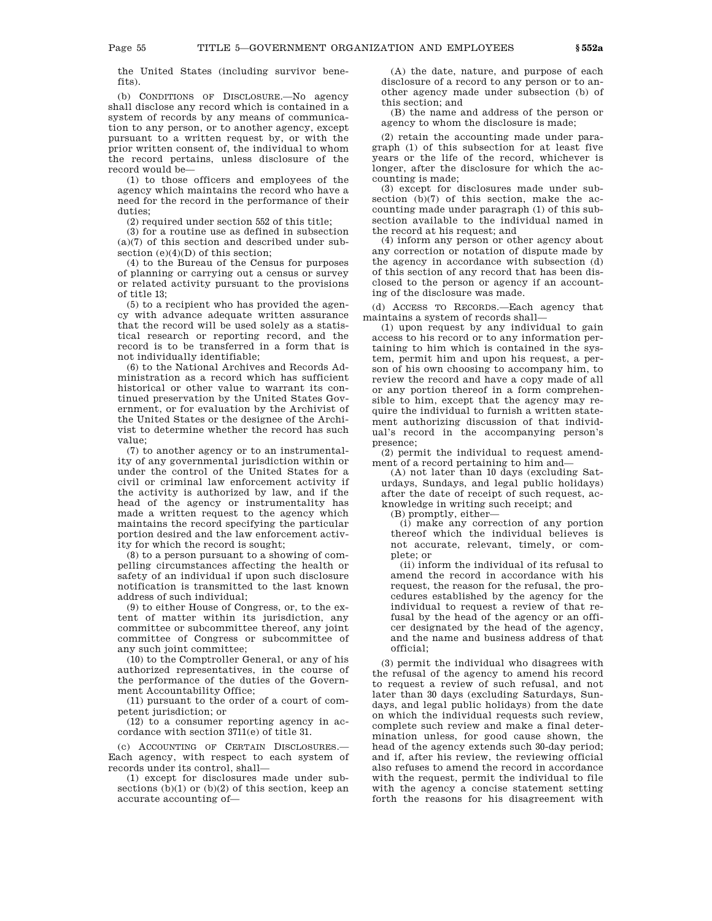the United States (including survivor benefits).

(b) CONDITIONS OF DISCLOSURE.—No agency shall disclose any record which is contained in a system of records by any means of communication to any person, or to another agency, except pursuant to a written request by, or with the prior written consent of, the individual to whom the record pertains, unless disclosure of the record would be—

(1) to those officers and employees of the agency which maintains the record who have a need for the record in the performance of their duties;

(2) required under section 552 of this title;

(3) for a routine use as defined in subsection (a)(7) of this section and described under subsection (e)(4)(D) of this section;

(4) to the Bureau of the Census for purposes of planning or carrying out a census or survey or related activity pursuant to the provisions of title 13;

(5) to a recipient who has provided the agency with advance adequate written assurance that the record will be used solely as a statistical research or reporting record, and the record is to be transferred in a form that is not individually identifiable;

(6) to the National Archives and Records Administration as a record which has sufficient historical or other value to warrant its continued preservation by the United States Government, or for evaluation by the Archivist of the United States or the designee of the Archivist to determine whether the record has such value;

(7) to another agency or to an instrumentality of any governmental jurisdiction within or under the control of the United States for a civil or criminal law enforcement activity if the activity is authorized by law, and if the head of the agency or instrumentality has made a written request to the agency which maintains the record specifying the particular portion desired and the law enforcement activity for which the record is sought;

(8) to a person pursuant to a showing of compelling circumstances affecting the health or safety of an individual if upon such disclosure notification is transmitted to the last known address of such individual;

(9) to either House of Congress, or, to the extent of matter within its jurisdiction, any committee or subcommittee thereof, any joint committee of Congress or subcommittee of any such joint committee;

(10) to the Comptroller General, or any of his authorized representatives, in the course of the performance of the duties of the Government Accountability Office;

(11) pursuant to the order of a court of competent jurisdiction; or

(12) to a consumer reporting agency in accordance with section 3711(e) of title 31.

(c) ACCOUNTING OF CERTAIN DISCLOSURES.—Each agency, with respect to each system of records under its control, shall—

(1) except for disclosures made under subsections (b)(1) or (b)(2) of this section, keep an accurate accounting of—

(A) the date, nature, and purpose of each disclosure of a record to any person or to another agency made under subsection (b) of this section; and

(B) the name and address of the person or agency to whom the disclosure is made;

(2) retain the accounting made under paragraph (1) of this subsection for at least five years or the life of the record, whichever is longer, after the disclosure for which the accounting is made;

(3) except for disclosures made under subsection (b)(7) of this section, make the accounting made under paragraph (1) of this subsection available to the individual named in the record at his request; and

(4) inform any person or other agency about any correction or notation of dispute made by the agency in accordance with subsection (d) of this section of any record that has been disclosed to the person or agency if an accounting of the disclosure was made.

(d) ACCESS TO RECORDS.—Each agency that maintains a system of records shall—

(1) upon request by any individual to gain access to his record or to any information pertaining to him which is contained in the system, permit him and upon his request, a person of his own choosing to accompany him, to review the record and have a copy made of all or any portion thereof in a form comprehensible to him, except that the agency may require the individual to furnish a written statement authorizing discussion of that individual's record in the accompanying person's presence;

(2) permit the individual to request amendment of a record pertaining to him and—

(A) not later than 10 days (excluding Saturdays, Sundays, and legal public holidays) after the date of receipt of such request, acknowledge in writing such receipt; and

(B) promptly, either—

(i) make any correction of any portion thereof which the individual believes is not accurate, relevant, timely, or complete; or

(ii) inform the individual of its refusal to amend the record in accordance with his request, the reason for the refusal, the procedures established by the agency for the individual to request a review of that refusal by the head of the agency or an officer designated by the head of the agency, and the name and business address of that official;

(3) permit the individual who disagrees with the refusal of the agency to amend his record to request a review of such refusal, and not later than 30 days (excluding Saturdays, Sundays, and legal public holidays) from the date on which the individual requests such review, complete such review and make a final determination unless, for good cause shown, the head of the agency extends such 30-day period; and if, after his review, the reviewing official also refuses to amend the record in accordance with the request, permit the individual to file with the agency a concise statement setting forth the reasons for his disagreement with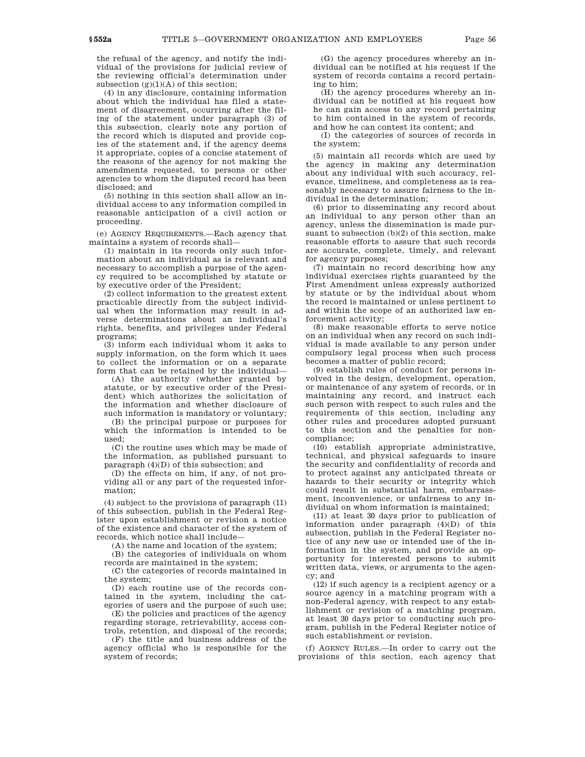the refusal of the agency, and notify the individual of the provisions for judicial review of the reviewing official's determination under subsection (g)(1)(A) of this section;

(4) in any disclosure, containing information about which the individual has filed a statement of disagreement, occurring after the filing of the statement under paragraph (3) of this subsection, clearly note any portion of the record which is disputed and provide copies of the statement and, if the agency deems it appropriate, copies of a concise statement of the reasons of the agency for not making the amendments requested, to persons or other agencies to whom the disputed record has been disclosed; and

(5) nothing in this section shall allow an individual access to any information compiled in reasonable anticipation of a civil action or proceeding.

(e) AGENCY REQUIREMENTS.—Each agency that maintains a system of records shall—

(1) maintain in its records only such information about an individual as is relevant and necessary to accomplish a purpose of the agency required to be accomplished by statute or by executive order of the President;

(2) collect information to the greatest extent practicable directly from the subject individual when the information may result in adverse determinations about an individual's rights, benefits, and privileges under Federal programs;

(3) inform each individual whom it asks to supply information, on the form which it uses to collect the information or on a separate form that can be retained by the individual—

(A) the authority (whether granted by statute, or by executive order of the President) which authorizes the solicitation of the information and whether disclosure of such information is mandatory or voluntary;

(B) the principal purpose or purposes for which the information is intended to be used;

(C) the routine uses which may be made of the information, as published pursuant to paragraph (4)(D) of this subsection; and

(D) the effects on him, if any, of not providing all or any part of the requested information;

(4) subject to the provisions of paragraph (11) of this subsection, publish in the Federal Register upon establishment or revision a notice of the existence and character of the system of records, which notice shall include—

(A) the name and location of the system;

(B) the categories of individuals on whom records are maintained in the system;

(C) the categories of records maintained in the system;

(D) each routine use of the records contained in the system, including the categories of users and the purpose of such use;

(E) the policies and practices of the agency regarding storage, retrievability, access controls, retention, and disposal of the records;

(F) the title and business address of the agency official who is responsible for the system of records;

(G) the agency procedures whereby an individual can be notified at his request if the system of records contains a record pertaining to him;

(H) the agency procedures whereby an individual can be notified at his request how he can gain access to any record pertaining to him contained in the system of records, and how he can contest its content; and

(I) the categories of sources of records in the system;

(5) maintain all records which are used by the agency in making any determination about any individual with such accuracy, relevance, timeliness, and completeness as is reasonably necessary to assure fairness to the individual in the determination;

(6) prior to disseminating any record about an individual to any person other than an agency, unless the dissemination is made pursuant to subsection (b)(2) of this section, make reasonable efforts to assure that such records are accurate, complete, timely, and relevant for agency purposes;

(7) maintain no record describing how any individual exercises rights guaranteed by the First Amendment unless expressly authorized by statute or by the individual about whom the record is maintained or unless pertinent to and within the scope of an authorized law enforcement activity;

(8) make reasonable efforts to serve notice on an individual when any record on such individual is made available to any person under compulsory legal process when such process becomes a matter of public record;

(9) establish rules of conduct for persons involved in the design, development, operation, or maintenance of any system of records, or in maintaining any record, and instruct each such person with respect to such rules and the requirements of this section, including any other rules and procedures adopted pursuant to this section and the penalties for noncompliance;

(10) establish appropriate administrative, technical, and physical safeguards to insure the security and confidentiality of records and to protect against any anticipated threats or hazards to their security or integrity which could result in substantial harm, embarrassment, inconvenience, or unfairness to any individual on whom information is maintained;

(11) at least 30 days prior to publication of information under paragraph (4)(D) of this subsection, publish in the Federal Register notice of any new use or intended use of the information in the system, and provide an opportunity for interested persons to submit written data, views, or arguments to the agency; and

(12) if such agency is a recipient agency or a source agency in a matching program with a non-Federal agency, with respect to any establishment or revision of a matching program, at least 30 days prior to conducting such program, publish in the Federal Register notice of such establishment or revision.

(f) AGENCY RULES.—In order to carry out the provisions of this section, each agency that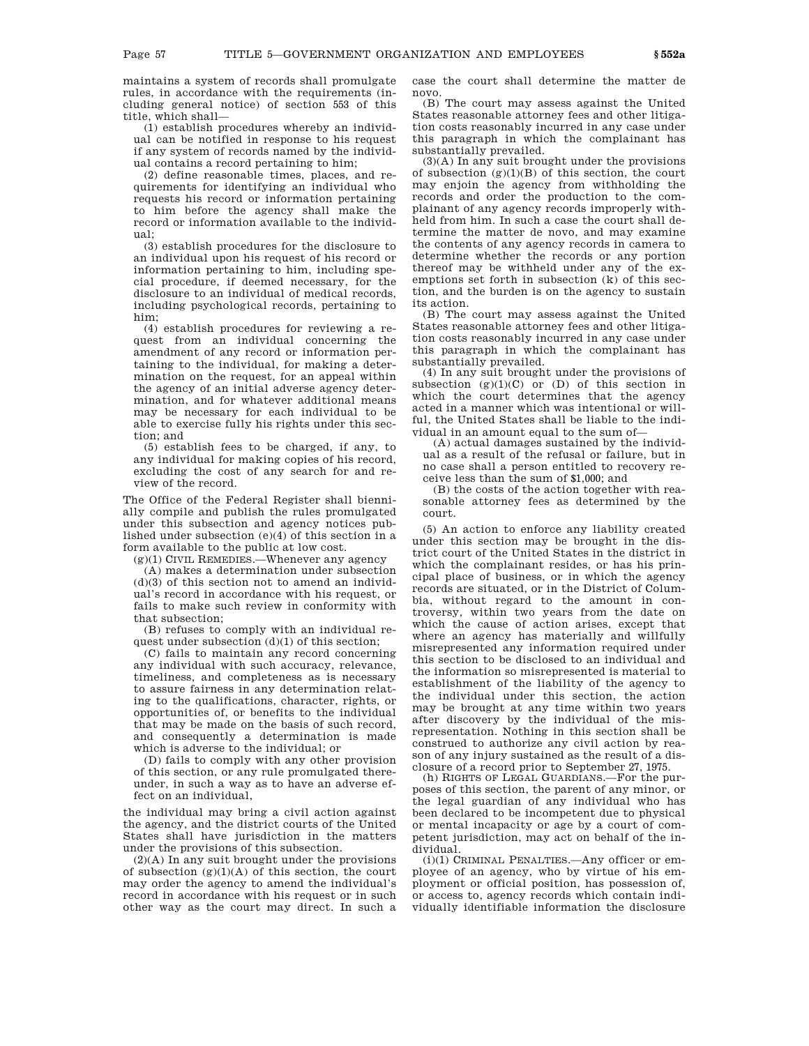maintains a system of records shall promulgate rules, in accordance with the requirements (including general notice) of section 553 of this title, which shall—

(1) establish procedures whereby an individual can be notified in response to his request if any system of records named by the individual contains a record pertaining to him;

(2) define reasonable times, places, and requirements for identifying an individual who requests his record or information pertaining to him before the agency shall make the record or information available to the individual;

(3) establish procedures for the disclosure to an individual upon his request of his record or information pertaining to him, including special procedure, if deemed necessary, for the disclosure to an individual of medical records, including psychological records, pertaining to him;

(4) establish procedures for reviewing a request from an individual concerning the amendment of any record or information pertaining to the individual, for making a determination on the request, for an appeal within the agency of an initial adverse agency determination, and for whatever additional means may be necessary for each individual to be able to exercise fully his rights under this section; and

(5) establish fees to be charged, if any, to any individual for making copies of his record, excluding the cost of any search for and review of the record.

The Office of the Federal Register shall biennially compile and publish the rules promulgated under this subsection and agency notices published under subsection (e)(4) of this section in a form available to the public at low cost.

(g)(1) CIVIL REMEDIES.—Whenever any agency

(A) makes a determination under subsection (d)(3) of this section not to amend an individual's record in accordance with his request, or fails to make such review in conformity with that subsection;

(B) refuses to comply with an individual request under subsection (d)(1) of this section;

(C) fails to maintain any record concerning any individual with such accuracy, relevance, timeliness, and completeness as is necessary to assure fairness in any determination relating to the qualifications, character, rights, or opportunities of, or benefits to the individual that may be made on the basis of such record, and consequently a determination is made which is adverse to the individual; or

(D) fails to comply with any other provision of this section, or any rule promulgated thereunder, in such a way as to have an adverse effect on an individual,

the individual may bring a civil action against the agency, and the district courts of the United States shall have jurisdiction in the matters under the provisions of this subsection.

(2)(A) In any suit brought under the provisions of subsection (g)(1)(A) of this section, the court may order the agency to amend the individual's record in accordance with his request or in such other way as the court may direct. In such a case the court shall determine the matter de novo.

(B) The court may assess against the United States reasonable attorney fees and other litigation costs reasonably incurred in any case under this paragraph in which the complainant has substantially prevailed.

(3)(A) In any suit brought under the provisions of subsection (g)(1)(B) of this section, the court may enjoin the agency from withholding the records and order the production to the complainant of any agency records improperly withheld from him. In such a case the court shall determine the matter de novo, and may examine the contents of any agency records in camera to determine whether the records or any portion thereof may be withheld under any of the exemptions set forth in subsection (k) of this section, and the burden is on the agency to sustain its action.

(B) The court may assess against the United States reasonable attorney fees and other litigation costs reasonably incurred in any case under this paragraph in which the complainant has substantially prevailed.

(4) In any suit brought under the provisions of subsection (g)(1)(C) or (D) of this section in which the court determines that the agency acted in a manner which was intentional or willful, the United States shall be liable to the individual in an amount equal to the sum of—

(A) actual damages sustained by the individual as a result of the refusal or failure, but in no case shall a person entitled to recovery receive less than the sum of $1,000; and

(B) the costs of the action together with reasonable attorney fees as determined by the court.

(5) An action to enforce any liability created under this section may be brought in the district court of the United States in the district in which the complainant resides, or has his principal place of business, or in which the agency records are situated, or in the District of Columbia, without regard to the amount in controversy, within two years from the date on which the cause of action arises, except that where an agency has materially and willfully misrepresented any information required under this section to be disclosed to an individual and the information so misrepresented is material to establishment of the liability of the agency to the individual under this section, the action may be brought at any time within two years after discovery by the individual of the misrepresentation. Nothing in this section shall be construed to authorize any civil action by reason of any injury sustained as the result of a disclosure of a record prior to September 27, 1975.

(h) RIGHTS OF LEGAL GUARDIANS.—For the purposes of this section, the parent of any minor, or the legal guardian of any individual who has been declared to be incompetent due to physical or mental incapacity or age by a court of competent jurisdiction, may act on behalf of the individual.

(i)(1) CRIMINAL PENALTIES.—Any officer or employee of an agency, who by virtue of his employment or official position, has possession of, or access to, agency records which contain individually identifiable information the disclosure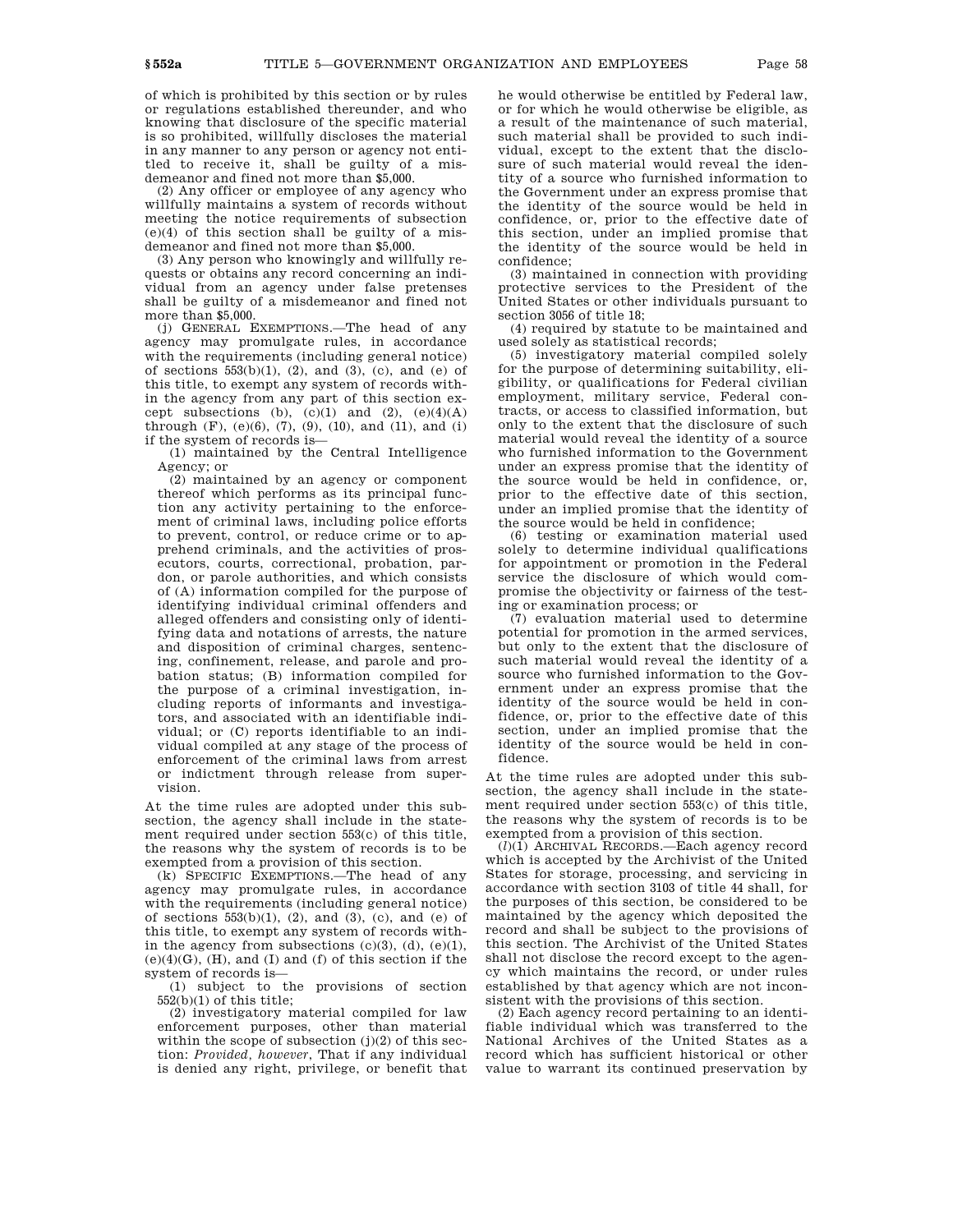of which is prohibited by this section or by rules or regulations established thereunder, and who knowing that disclosure of the specific material is so prohibited, willfully discloses the material in any manner to any person or agency not entitled to receive it, shall be guilty of a misdemeanor and fined not more than $5,000.

(2) Any officer or employee of any agency who willfully maintains a system of records without meeting the notice requirements of subsection (e)(4) of this section shall be guilty of a misdemeanor and fined not more than $5,000.

(3) Any person who knowingly and willfully requests or obtains any record concerning an individual from an agency under false pretenses shall be guilty of a misdemeanor and fined not more than $5,000.

(j) GENERAL EXEMPTIONS.—The head of any agency may promulgate rules, in accordance with the requirements (including general notice) of sections 553(b)(1), (2), and (3), (c), and (e) of this title, to exempt any system of records within the agency from any part of this section except subsections (b), (c)(1) and (2), (e)(4)(A) through (F), (e)(6), (7), (9), (10), and (11), and (i) if the system of records is—

(1) maintained by the Central Intelligence Agency; or

(2) maintained by an agency or component thereof which performs as its principal function any activity pertaining to the enforcement of criminal laws, including police efforts to prevent, control, or reduce crime or to apprehend criminals, and the activities of prosecutors, courts, correctional, probation, pardon, or parole authorities, and which consists of (A) information compiled for the purpose of identifying individual criminal offenders and alleged offenders and consisting only of identifying data and notations of arrests, the nature and disposition of criminal charges, sentencing, confinement, release, and parole and probation status; (B) information compiled for the purpose of a criminal investigation, including reports of informants and investigators, and associated with an identifiable individual; or (C) reports identifiable to an individual compiled at any stage of the process of enforcement of the criminal laws from arrest or indictment through release from supervision.

At the time rules are adopted under this subsection, the agency shall include in the statement required under section 553(c) of this title, the reasons why the system of records is to be exempted from a provision of this section.

(k) SPECIFIC EXEMPTIONS.—The head of any agency may promulgate rules, in accordance with the requirements (including general notice) of sections 553(b)(1), (2), and (3), (c), and (e) of this title, to exempt any system of records within the agency from subsections (c)(3), (d), (e)(1), (e)(4)(G), (H), and (I) and (f) of this section if the system of records is—

(1) subject to the provisions of section 552(b)(1) of this title;

(2) investigatory material compiled for law enforcement purposes, other than material within the scope of subsection (j)(2) of this section: *Provided, however*, That if any individual is denied any right, privilege, or benefit that he would otherwise be entitled by Federal law, or for which he would otherwise be eligible, as a result of the maintenance of such material, such material shall be provided to such individual, except to the extent that the disclosure of such material would reveal the identity of a source who furnished information to the Government under an express promise that the identity of the source would be held in confidence, or, prior to the effective date of this section, under an implied promise that the identity of the source would be held in confidence;

(3) maintained in connection with providing protective services to the President of the United States or other individuals pursuant to section 3056 of title 18;

(4) required by statute to be maintained and used solely as statistical records;

(5) investigatory material compiled solely for the purpose of determining suitability, eligibility, or qualifications for Federal civilian employment, military service, Federal contracts, or access to classified information, but only to the extent that the disclosure of such material would reveal the identity of a source who furnished information to the Government under an express promise that the identity of the source would be held in confidence, or, prior to the effective date of this section, under an implied promise that the identity of the source would be held in confidence;

(6) testing or examination material used solely to determine individual qualifications for appointment or promotion in the Federal service the disclosure of which would compromise the objectivity or fairness of the testing or examination process; or

(7) evaluation material used to determine potential for promotion in the armed services, but only to the extent that the disclosure of such material would reveal the identity of a source who furnished information to the Government under an express promise that the identity of the source would be held in confidence, or, prior to the effective date of this section, under an implied promise that the identity of the source would be held in confidence.

At the time rules are adopted under this subsection, the agency shall include in the statement required under section 553(c) of this title, the reasons why the system of records is to be exempted from a provision of this section.

(*l*)(1) ARCHIVAL RECORDS.—Each agency record which is accepted by the Archivist of the United States for storage, processing, and servicing in accordance with section 3103 of title 44 shall, for the purposes of this section, be considered to be maintained by the agency which deposited the record and shall be subject to the provisions of this section. The Archivist of the United States shall not disclose the record except to the agency which maintains the record, or under rules established by that agency which are not inconsistent with the provisions of this section.

(2) Each agency record pertaining to an identifiable individual which was transferred to the National Archives of the United States as a record which has sufficient historical or other value to warrant its continued preservation by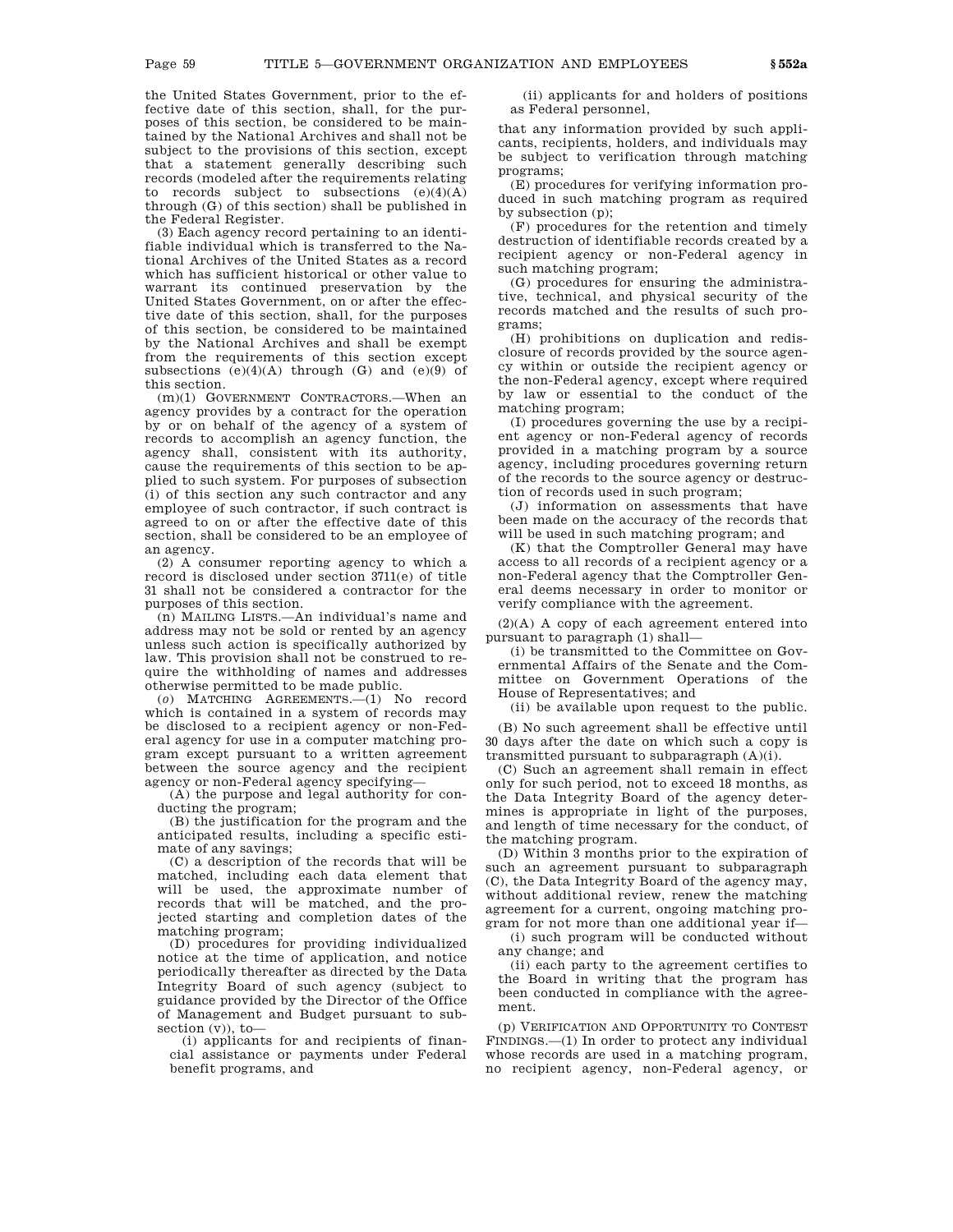the United States Government, prior to the effective date of this section, shall, for the purposes of this section, be considered to be maintained by the National Archives and shall not be subject to the provisions of this section, except that a statement generally describing such records (modeled after the requirements relating to records subject to subsections (e)(4)(A) through (G) of this section) shall be published in the Federal Register.

(3) Each agency record pertaining to an identifiable individual which is transferred to the National Archives of the United States as a record which has sufficient historical or other value to warrant its continued preservation by the United States Government, on or after the effective date of this section, shall, for the purposes of this section, be considered to be maintained by the National Archives and shall be exempt from the requirements of this section except subsections (e)(4)(A) through (G) and (e)(9) of this section.

(m)(1) GOVERNMENT CONTRACTORS.—When an agency provides by a contract for the operation by or on behalf of the agency of a system of records to accomplish an agency function, the agency shall, consistent with its authority, cause the requirements of this section to be applied to such system. For purposes of subsection (i) of this section any such contractor and any employee of such contractor, if such contract is agreed to on or after the effective date of this section, shall be considered to be an employee of an agency.

(2) A consumer reporting agency to which a record is disclosed under section 3711(e) of title 31 shall not be considered a contractor for the purposes of this section.

(n) MAILING LISTS.—An individual's name and address may not be sold or rented by an agency unless such action is specifically authorized by law. This provision shall not be construed to require the withholding of names and addresses otherwise permitted to be made public.

(*o*) MATCHING AGREEMENTS.—(1) No record which is contained in a system of records may be disclosed to a recipient agency or non-Federal agency for use in a computer matching program except pursuant to a written agreement between the source agency and the recipient agency or non-Federal agency specifying—

(A) the purpose and legal authority for conducting the program;

(B) the justification for the program and the anticipated results, including a specific estimate of any savings;

(C) a description of the records that will be matched, including each data element that will be used, the approximate number of records that will be matched, and the projected starting and completion dates of the matching program;

(D) procedures for providing individualized notice at the time of application, and notice periodically thereafter as directed by the Data Integrity Board of such agency (subject to guidance provided by the Director of the Office of Management and Budget pursuant to subsection (v)), to—

(i) applicants for and recipients of financial assistance or payments under Federal benefit programs, and

(ii) applicants for and holders of positions as Federal personnel,

that any information provided by such applicants, recipients, holders, and individuals may be subject to verification through matching programs;

(E) procedures for verifying information produced in such matching program as required by subsection (p);

(F) procedures for the retention and timely destruction of identifiable records created by a recipient agency or non-Federal agency in such matching program;

(G) procedures for ensuring the administrative, technical, and physical security of the records matched and the results of such programs;

(H) prohibitions on duplication and redisclosure of records provided by the source agency within or outside the recipient agency or the non-Federal agency, except where required by law or essential to the conduct of the matching program;

(I) procedures governing the use by a recipient agency or non-Federal agency of records provided in a matching program by a source agency, including procedures governing return of the records to the source agency or destruction of records used in such program;

(J) information on assessments that have been made on the accuracy of the records that will be used in such matching program; and

(K) that the Comptroller General may have access to all records of a recipient agency or a non-Federal agency that the Comptroller General deems necessary in order to monitor or verify compliance with the agreement.

(2)(A) A copy of each agreement entered into pursuant to paragraph (1) shall—

(i) be transmitted to the Committee on Governmental Affairs of the Senate and the Committee on Government Operations of the House of Representatives; and

(ii) be available upon request to the public.

(B) No such agreement shall be effective until 30 days after the date on which such a copy is transmitted pursuant to subparagraph (A)(i).

(C) Such an agreement shall remain in effect only for such period, not to exceed 18 months, as the Data Integrity Board of the agency determines is appropriate in light of the purposes, and length of time necessary for the conduct, of the matching program.

(D) Within 3 months prior to the expiration of such an agreement pursuant to subparagraph (C), the Data Integrity Board of the agency may, without additional review, renew the matching agreement for a current, ongoing matching program for not more than one additional year if—

(i) such program will be conducted without any change; and

(ii) each party to the agreement certifies to the Board in writing that the program has been conducted in compliance with the agreement.

(p) VERIFICATION AND OPPORTUNITY TO CONTEST FINDINGS.—(1) In order to protect any individual whose records are used in a matching program, no recipient agency, non-Federal agency, or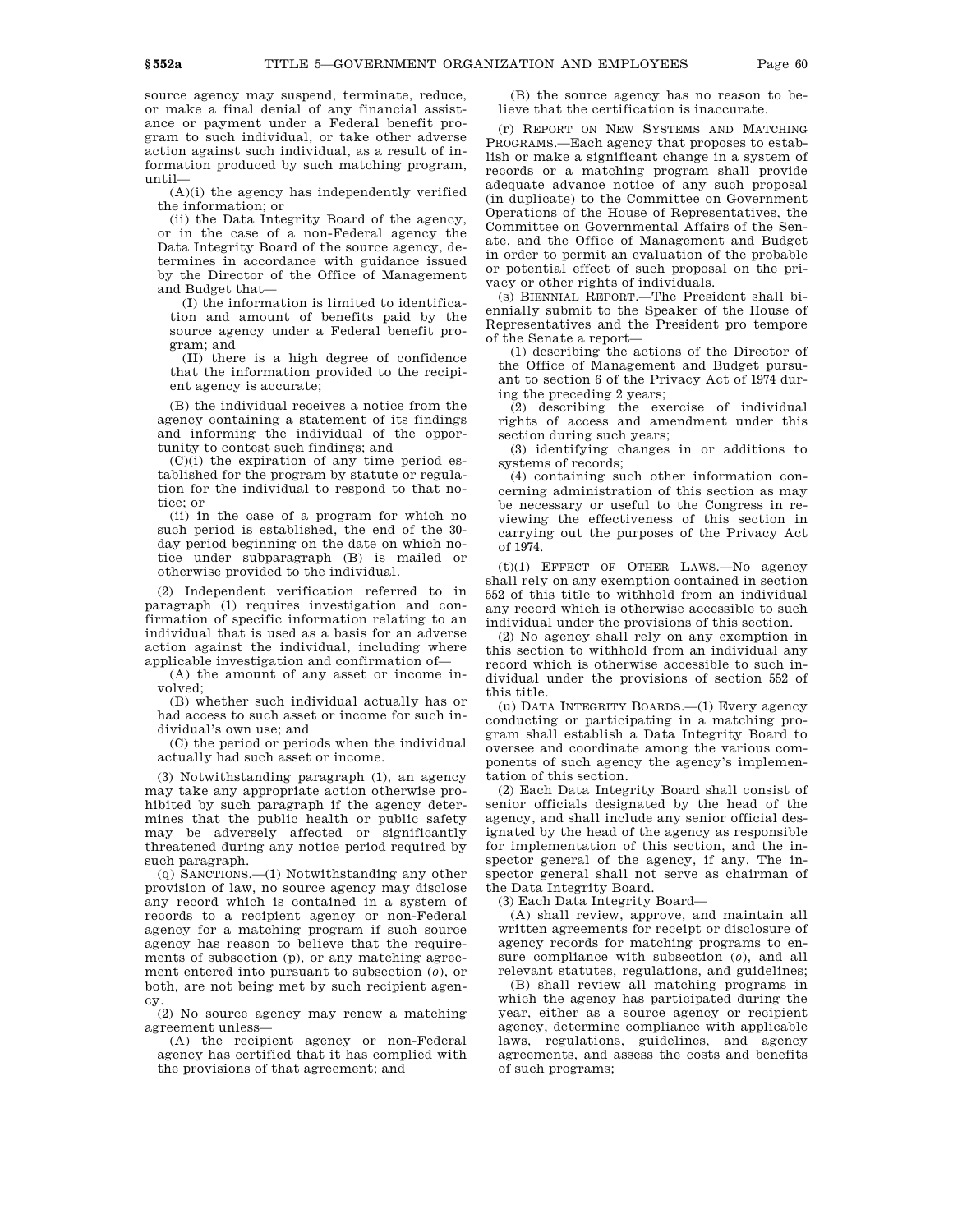source agency may suspend, terminate, reduce, or make a final denial of any financial assistance or payment under a Federal benefit program to such individual, or take other adverse action against such individual, as a result of information produced by such matching program, until—

(A)(i) the agency has independently verified the information; or

(ii) the Data Integrity Board of the agency, or in the case of a non-Federal agency the Data Integrity Board of the source agency, determines in accordance with guidance issued by the Director of the Office of Management and Budget that—

(I) the information is limited to identification and amount of benefits paid by the source agency under a Federal benefit program; and

(II) there is a high degree of confidence that the information provided to the recipient agency is accurate;

(B) the individual receives a notice from the agency containing a statement of its findings and informing the individual of the opportunity to contest such findings; and

(C)(i) the expiration of any time period established for the program by statute or regulation for the individual to respond to that notice; or

(ii) in the case of a program for which no such period is established, the end of the 30-day period beginning on the date on which notice under subparagraph (B) is mailed or otherwise provided to the individual.

(2) Independent verification referred to in paragraph (1) requires investigation and confirmation of specific information relating to an individual that is used as a basis for an adverse action against the individual, including where applicable investigation and confirmation of—

(A) the amount of any asset or income involved;

(B) whether such individual actually has or had access to such asset or income for such individual's own use; and

(C) the period or periods when the individual actually had such asset or income.

(3) Notwithstanding paragraph (1), an agency may take any appropriate action otherwise prohibited by such paragraph if the agency determines that the public health or public safety may be adversely affected or significantly threatened during any notice period required by such paragraph.

(q) SANCTIONS.—(1) Notwithstanding any other provision of law, no source agency may disclose any record which is contained in a system of records to a recipient agency or non-Federal agency for a matching program if such source agency has reason to believe that the requirements of subsection (p), or any matching agreement entered into pursuant to subsection (*o*), or both, are not being met by such recipient agency.

(2) No source agency may renew a matching agreement unless—

(A) the recipient agency or non-Federal agency has certified that it has complied with the provisions of that agreement; and

(B) the source agency has no reason to believe that the certification is inaccurate.

(r) REPORT ON NEW SYSTEMS AND MATCHING PROGRAMS.—Each agency that proposes to establish or make a significant change in a system of records or a matching program shall provide adequate advance notice of any such proposal (in duplicate) to the Committee on Government Operations of the House of Representatives, the Committee on Governmental Affairs of the Senate, and the Office of Management and Budget in order to permit an evaluation of the probable or potential effect of such proposal on the privacy or other rights of individuals.

(s) BIENNIAL REPORT.—The President shall biennially submit to the Speaker of the House of Representatives and the President pro tempore of the Senate a report—

(1) describing the actions of the Director of the Office of Management and Budget pursuant to section 6 of the Privacy Act of 1974 during the preceding 2 years;

(2) describing the exercise of individual rights of access and amendment under this section during such years;

(3) identifying changes in or additions to systems of records;

(4) containing such other information concerning administration of this section as may be necessary or useful to the Congress in reviewing the effectiveness of this section in carrying out the purposes of the Privacy Act of 1974.

(t)(1) EFFECT OF OTHER LAWS.—No agency shall rely on any exemption contained in section 552 of this title to withhold from an individual any record which is otherwise accessible to such individual under the provisions of this section.

(2) No agency shall rely on any exemption in this section to withhold from an individual any record which is otherwise accessible to such individual under the provisions of section 552 of this title.

(u) DATA INTEGRITY BOARDS.—(1) Every agency conducting or participating in a matching program shall establish a Data Integrity Board to oversee and coordinate among the various components of such agency the agency's implementation of this section.

(2) Each Data Integrity Board shall consist of senior officials designated by the head of the agency, and shall include any senior official designated by the head of the agency as responsible for implementation of this section, and the inspector general of the agency, if any. The inspector general shall not serve as chairman of the Data Integrity Board.

(3) Each Data Integrity Board—

(A) shall review, approve, and maintain all written agreements for receipt or disclosure of agency records for matching programs to ensure compliance with subsection (*o*), and all relevant statutes, regulations, and guidelines;

(B) shall review all matching programs in which the agency has participated during the year, either as a source agency or recipient agency, determine compliance with applicable laws, regulations, guidelines, and agency agreements, and assess the costs and benefits of such programs;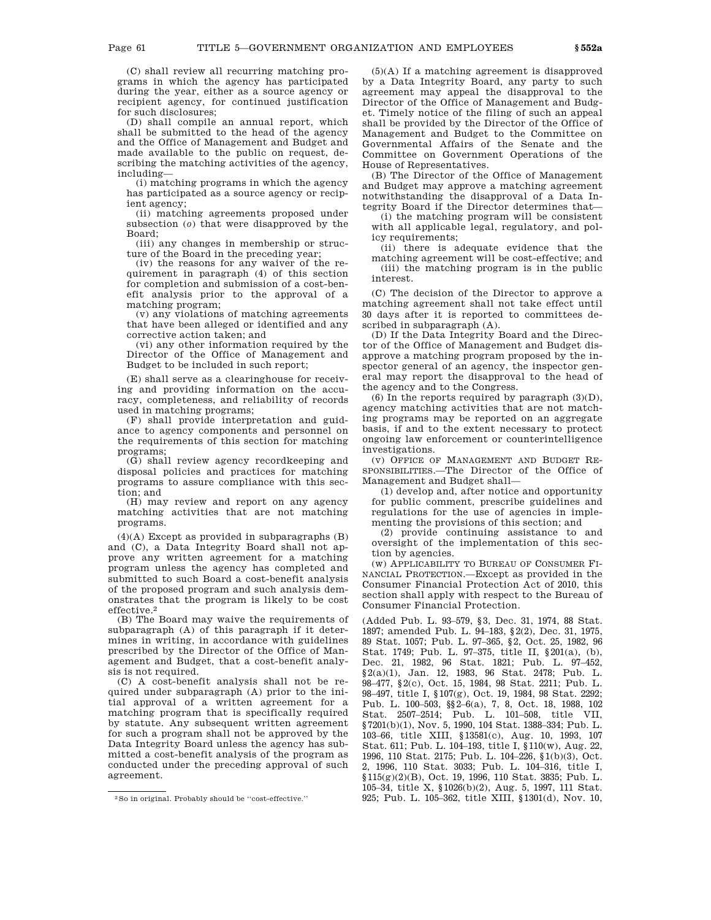(C) shall review all recurring matching programs in which the agency has participated during the year, either as a source agency or recipient agency, for continued justification for such disclosures;

(D) shall compile an annual report, which shall be submitted to the head of the agency and the Office of Management and Budget and made available to the public on request, describing the matching activities of the agency, including—

(i) matching programs in which the agency has participated as a source agency or recipient agency;

(ii) matching agreements proposed under subsection (*o*) that were disapproved by the Board;

(iii) any changes in membership or structure of the Board in the preceding year;

(iv) the reasons for any waiver of the requirement in paragraph (4) of this section for completion and submission of a cost-benefit analysis prior to the approval of a matching program;

(v) any violations of matching agreements that have been alleged or identified and any corrective action taken; and

(vi) any other information required by the Director of the Office of Management and Budget to be included in such report;

(E) shall serve as a clearinghouse for receiving and providing information on the accuracy, completeness, and reliability of records used in matching programs;

(F) shall provide interpretation and guidance to agency components and personnel on the requirements of this section for matching programs;

(G) shall review agency recordkeeping and disposal policies and practices for matching programs to assure compliance with this section; and

(H) may review and report on any agency matching activities that are not matching programs.

(4)(A) Except as provided in subparagraphs (B) and (C), a Data Integrity Board shall not approve any written agreement for a matching program unless the agency has completed and submitted to such Board a cost-benefit analysis of the proposed program and such analysis demonstrates that the program is likely to be cost effective.[2]

(B) The Board may waive the requirements of subparagraph (A) of this paragraph if it determines in writing, in accordance with guidelines prescribed by the Director of the Office of Management and Budget, that a cost-benefit analysis is not required.

(C) A cost-benefit analysis shall not be required under subparagraph (A) prior to the initial approval of a written agreement for a matching program that is specifically required by statute. Any subsequent written agreement for such a program shall not be approved by the Data Integrity Board unless the agency has submitted a cost-benefit analysis of the program as conducted under the preceding approval of such agreement.

[2] So in original. Probably should be "cost-effective."

(5)(A) If a matching agreement is disapproved by a Data Integrity Board, any party to such agreement may appeal the disapproval to the Director of the Office of Management and Budget. Timely notice of the filing of such an appeal shall be provided by the Director of the Office of Management and Budget to the Committee on Governmental Affairs of the Senate and the Committee on Government Operations of the House of Representatives.

(B) The Director of the Office of Management and Budget may approve a matching agreement notwithstanding the disapproval of a Data Integrity Board if the Director determines that—

(i) the matching program will be consistent with all applicable legal, regulatory, and policy requirements;

(ii) there is adequate evidence that the matching agreement will be cost-effective; and

(iii) the matching program is in the public interest.

(C) The decision of the Director to approve a matching agreement shall not take effect until 30 days after it is reported to committees described in subparagraph (A).

(D) If the Data Integrity Board and the Director of the Office of Management and Budget disapprove a matching program proposed by the inspector general of an agency, the inspector general may report the disapproval to the head of the agency and to the Congress.

(6) In the reports required by paragraph (3)(D), agency matching activities that are not matching programs may be reported on an aggregate basis, if and to the extent necessary to protect ongoing law enforcement or counterintelligence investigations.

(v) OFFICE OF MANAGEMENT AND BUDGET RESPONSIBILITIES.—The Director of the Office of Management and Budget shall—

(1) develop and, after notice and opportunity for public comment, prescribe guidelines and regulations for the use of agencies in implementing the provisions of this section; and

(2) provide continuing assistance to and oversight of the implementation of this section by agencies.

(w) APPLICABILITY TO BUREAU OF CONSUMER FINANCIAL PROTECTION.—Except as provided in the Consumer Financial Protection Act of 2010, this section shall apply with respect to the Bureau of Consumer Financial Protection.

(Added Pub. L. 93–579, §3, Dec. 31, 1974, 88 Stat. 1897; amended Pub. L. 94–183, §2(2), Dec. 31, 1975, 89 Stat. 1057; Pub. L. 97–365, §2, Oct. 25, 1982, 96 Stat. 1749; Pub. L. 97–375, title II, §201(a), (b), Dec. 21, 1982, 96 Stat. 1821; Pub. L. 97–452, §2(a)(1), Jan. 12, 1983, 96 Stat. 2478; Pub. L. 98–477, §2(c), Oct. 15, 1984, 98 Stat. 2211; Pub. L. 98–497, title I, §107(g), Oct. 19, 1984, 98 Stat. 2292; Pub. L. 100–503, §§2–6(a), 7, 8, Oct. 18, 1988, 102 Stat. 2507–2514; Pub. L. 101–508, title VII, §7201(b)(1), Nov. 5, 1990, 104 Stat. 1388–334; Pub. L. 103–66, title XIII, §13581(c), Aug. 10, 1993, 107 Stat. 611; Pub. L. 104–193, title I, §110(w), Aug. 22, 1996, 110 Stat. 2175; Pub. L. 104–226, §1(b)(3), Oct. 2, 1996, 110 Stat. 3033; Pub. L. 104–316, title I, §115(g)(2)(B), Oct. 19, 1996, 110 Stat. 3835; Pub. L. 105–34, title X, §1026(b)(2), Aug. 5, 1997, 111 Stat. 925; Pub. L. 105–362, title XIII, §1301(d), Nov. 10,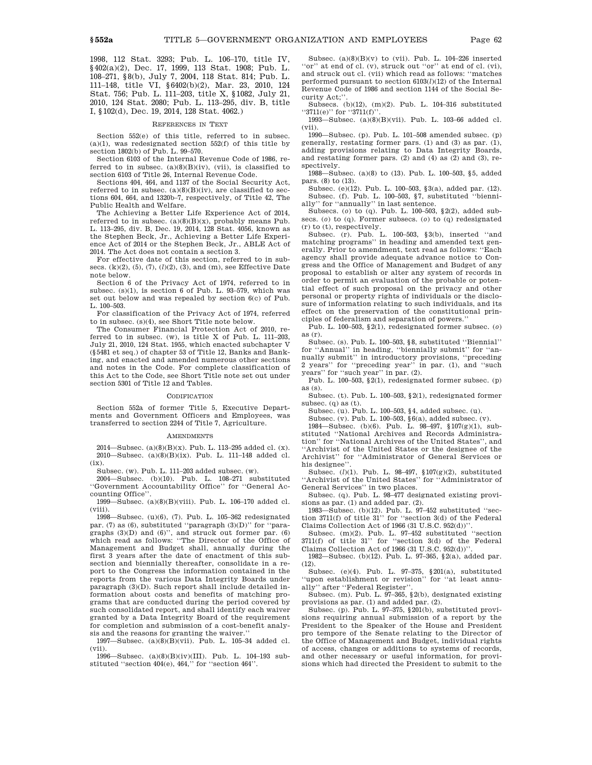1998, 112 Stat. 3293; Pub. L. 106–170, title IV, §402(a)(2), Dec. 17, 1999, 113 Stat. 1908; Pub. L. 108–271, §8(b), July 7, 2004, 118 Stat. 814; Pub. L. 111–148, title VI, §6402(b)(2), Mar. 23, 2010, 124 Stat. 756; Pub. L. 111–203, title X, §1082, July 21, 2010, 124 Stat. 2080; Pub. L. 113–295, div. B, title I, §102(d), Dec. 19, 2014, 128 Stat. 4062.)

### REFERENCES IN TEXT

Section 552(e) of this title, referred to in subsec. (a)(1), was redesignated section 552(f) of this title by section 1802(b) of Pub. L. 99–570.

Section 6103 of the Internal Revenue Code of 1986, referred to in subsec. (a)(8)(B)(iv), (vii), is classified to section 6103 of Title 26, Internal Revenue Code.

Sections 404, 464, and 1137 of the Social Security Act, referred to in subsec. (a)(8)(B)(iv), are classified to sections 604, 664, and 1320b–7, respectively, of Title 42, The Public Health and Welfare.

The Achieving a Better Life Experience Act of 2014, referred to in subsec. (a)(8)(B)(x), probably means Pub. L. 113–295, div. B, Dec. 19, 2014, 128 Stat. 4056, known as the Stephen Beck, Jr., Achieving a Better Life Experience Act of 2014 or the Stephen Beck, Jr., ABLE Act of 2014. The Act does not contain a section 3.

For effective date of this section, referred to in subsecs. (k)(2), (5), (7), (*l*)(2), (3), and (m), see Effective Date note below.

Section 6 of the Privacy Act of 1974, referred to in subsec. (s)(1), is section 6 of Pub. L. 93–579, which was set out below and was repealed by section 6(c) of Pub. L. 100–503.

For classification of the Privacy Act of 1974, referred to in subsec. (s)(4), see Short Title note below.

The Consumer Financial Protection Act of 2010, referred to in subsec. (w), is title X of Pub. L. 111–203, July 21, 2010, 124 Stat. 1955, which enacted subchapter V (§5481 et seq.) of chapter 53 of Title 12, Banks and Banking, and enacted and amended numerous other sections and notes in the Code. For complete classification of this Act to the Code, see Short Title note set out under section 5301 of Title 12 and Tables.

### CODIFICATION

Section 552a of former Title 5, Executive Departments and Government Officers and Employees, was transferred to section 2244 of Title 7, Agriculture.

### AMENDMENTS

2014—Subsec. (a)(8)(B)(x). Pub. L. 113–295 added cl. (x).

2010—Subsec. (a)(8)(B)(ix). Pub. L. 111–148 added cl. (ix).

Subsec. (w). Pub. L. 111–203 added subsec. (w).

2004—Subsec. (b)(10). Pub. L. 108–271 substituted "Government Accountability Office" for "General Accounting Office".

1999—Subsec. (a)(8)(B)(viii). Pub. L. 106–170 added cl. (viii).

1998—Subsec. (u)(6), (7). Pub. L. 105–362 redesignated par. (7) as (6), substituted "paragraph (3)(D)" for "paragraphs (3)(D) and (6)", and struck out former par. (6) which read as follows: "The Director of the Office of Management and Budget shall, annually during the first 3 years after the date of enactment of this subsection and biennially thereafter, consolidate in a report to the Congress the information contained in the reports from the various Data Integrity Boards under paragraph (3)(D). Such report shall include detailed information about costs and benefits of matching programs that are conducted during the period covered by such consolidated report, and shall identify each waiver granted by a Data Integrity Board of the requirement for completion and submission of a cost-benefit analysis and the reasons for granting the waiver."

1997—Subsec. (a)(8)(B)(vii). Pub. L. 105–34 added cl. (vii).

1996—Subsec. (a)(8)(B)(iv)(III). Pub. L. 104–193 substituted "section 404(e), 464," for "section 464".

Subsec. (a)(8)(B)(v) to (vii). Pub. L. 104–226 inserted "or" at end of cl. (v), struck out "or" at end of cl. (vi), and struck out cl. (vii) which read as follows: "matches performed pursuant to section 6103(*l*)(12) of the Internal Revenue Code of 1986 and section 1144 of the Social Security Act;".

Subsecs. (b)(12), (m)(2). Pub. L. 104–316 substituted "3711(e)" for "3711(f)".

1993—Subsec. (a)(8)(B)(vii). Pub. L. 103–66 added cl. (vii).

1990—Subsec. (p). Pub. L. 101–508 amended subsec. (p) generally, restating former pars. (1) and (3) as par. (1), adding provisions relating to Data Integrity Boards, and restating former pars. (2) and (4) as (2) and (3), respectively.

1988—Subsec. (a)(8) to (13). Pub. L. 100–503, §5, added pars. (8) to (13).

Subsec. (e)(12). Pub. L. 100–503, §3(a), added par. (12).

Subsec. (f). Pub. L. 100–503, §7, substituted "biennially" for "annually" in last sentence.

Subsecs. (*o*) to (q). Pub. L. 100–503, §2(2), added subsecs. (*o*) to (q). Former subsecs. (*o*) to (q) redesignated (r) to (t), respectively.

Subsec. (r). Pub. L. 100–503, §3(b), inserted "and matching programs" in heading and amended text generally. Prior to amendment, text read as follows: "Each agency shall provide adequate advance notice to Congress and the Office of Management and Budget of any proposal to establish or alter any system of records in order to permit an evaluation of the probable or potential effect of such proposal on the privacy and other personal or property rights of individuals or the disclosure of information relating to such individuals, and its effect on the preservation of the constitutional principles of federalism and separation of powers."

Pub. L. 100–503, §2(1), redesignated former subsec. (*o*) as (r).

Subsec. (s). Pub. L. 100–503, §8, substituted "Biennial" for "Annual" in heading, "biennially submit" for "annually submit" in introductory provisions, "preceding 2 years" for "preceding year" in par. (1), and "such years" for "such year" in par. (2).

Pub. L. 100–503, §2(1), redesignated former subsec. (p) as (s).

Subsec. (t). Pub. L. 100–503, §2(1), redesignated former subsec. (q) as (t).

Subsec. (u). Pub. L. 100–503, §4, added subsec. (u).

Subsec. (v). Pub. L. 100–503, §6(a), added subsec. (v).

1984—Subsec. (b)(6). Pub. L. 98–497, §107(g)(1), substituted "National Archives and Records Administration" for "National Archives of the United States", and "Archivist of the United States or the designee of the Archivist" for "Administrator of General Services or his designee".

Subsec. (*l*)(1). Pub. L. 98–497, §107(g)(2), substituted "Archivist of the United States" for "Administrator of General Services" in two places.

Subsec. (q). Pub. L. 98–477 designated existing provisions as par. (1) and added par. (2).

1983—Subsec. (b)(12). Pub. L. 97–452 substituted "section 3711(f) of title 31" for "section 3(d) of the Federal Claims Collection Act of 1966 (31 U.S.C. 952(d))".

Subsec. (m)(2). Pub. L. 97–452 substituted "section 3711(f) of title 31" for "section 3(d) of the Federal Claims Collection Act of 1966 (31 U.S.C. 952(d))".

1982—Subsec. (b)(12). Pub. L. 97–365, §2(a), added par. (12).

Subsec. (e)(4). Pub. L. 97–375, §201(a), substituted "upon establishment or revision" for "at least annually" after "Federal Register".

Subsec. (m). Pub. L. 97–365, §2(b), designated existing provisions as par. (1) and added par. (2).

Subsec. (p). Pub. L. 97–375, §201(b), substituted provisions requiring annual submission of a report by the President to the Speaker of the House and President pro tempore of the Senate relating to the Director of the Office of Management and Budget, individual rights of access, changes or additions to systems of records, and other necessary or useful information, for provisions which had directed the President to submit to the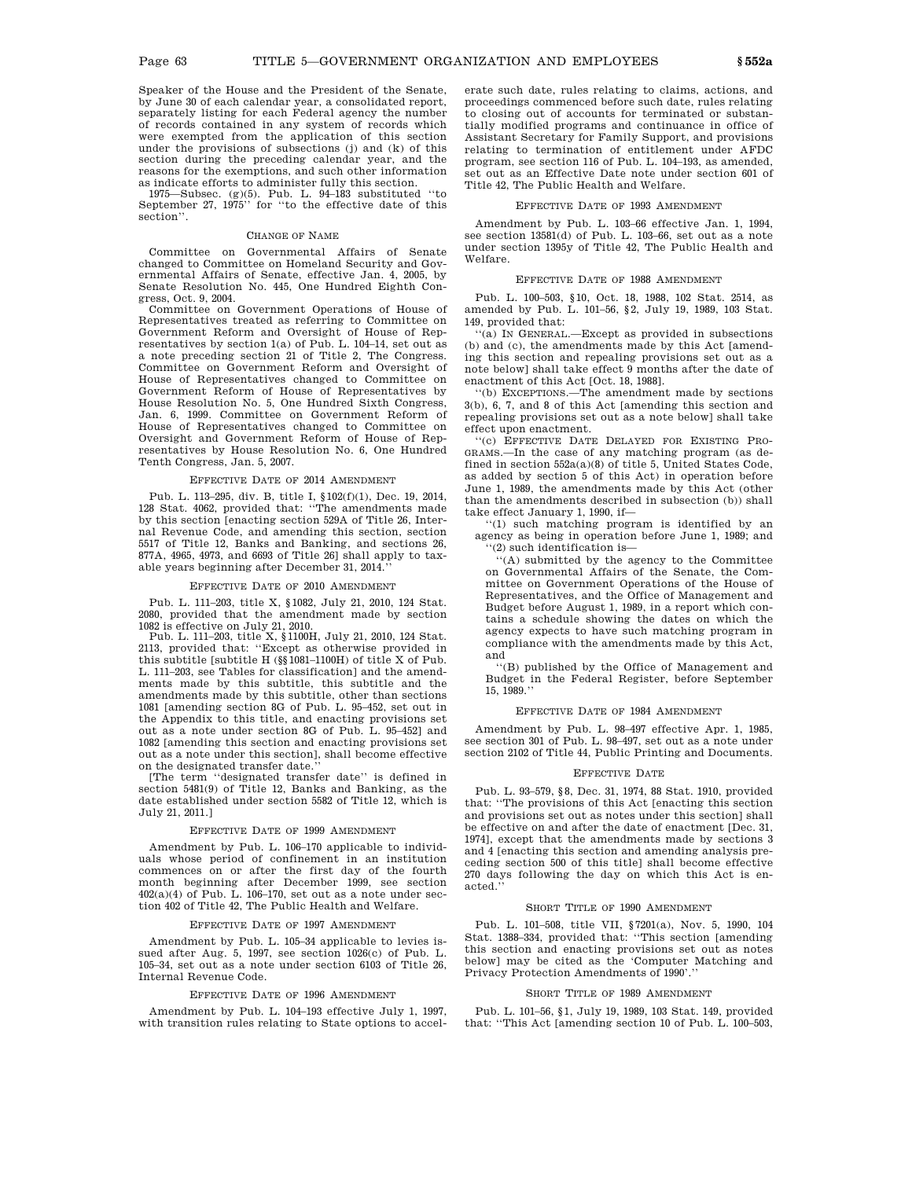Speaker of the House and the President of the Senate, by June 30 of each calendar year, a consolidated report, separately listing for each Federal agency the number of records contained in any system of records which were exempted from the application of this section under the provisions of subsections (j) and (k) of this section during the preceding calendar year, and the reasons for the exemptions, and such other information as indicate efforts to administer fully this section.

1975—Subsec. (g)(5). Pub. L. 94–183 substituted "to September 27, 1975" for "to the effective date of this section".

### CHANGE OF NAME

Committee on Governmental Affairs of Senate changed to Committee on Homeland Security and Governmental Affairs of Senate, effective Jan. 4, 2005, by Senate Resolution No. 445, One Hundred Eighth Congress, Oct. 9, 2004.

Committee on Government Operations of House of Representatives treated as referring to Committee on Government Reform and Oversight of House of Representatives by section 1(a) of Pub. L. 104–14, set out as a note preceding section 21 of Title 2, The Congress. Committee on Government Reform and Oversight of House of Representatives changed to Committee on Government Reform of House of Representatives by House Resolution No. 5, One Hundred Sixth Congress, Jan. 6, 1999. Committee on Government Reform of House of Representatives changed to Committee on Oversight and Government Reform of House of Representatives by House Resolution No. 6, One Hundred Tenth Congress, Jan. 5, 2007.

### EFFECTIVE DATE OF 2014 AMENDMENT

Pub. L. 113–295, div. B, title I, §102(f)(1), Dec. 19, 2014, 128 Stat. 4062, provided that: "The amendments made by this section [enacting section 529A of Title 26, Internal Revenue Code, and amending this section, section 5517 of Title 12, Banks and Banking, and sections 26, 877A, 4965, 4973, and 6693 of Title 26] shall apply to taxable years beginning after December 31, 2014."

### EFFECTIVE DATE OF 2010 AMENDMENT

Pub. L. 111–203, title X, §1082, July 21, 2010, 124 Stat. 2080, provided that the amendment made by section 1082 is effective on July 21, 2010.

Pub. L. 111–203, title X, §1100H, July 21, 2010, 124 Stat. 2113, provided that: "Except as otherwise provided in this subtitle [subtitle H (§§1081–1100H) of title X of Pub. L. 111–203, see Tables for classification] and the amendments made by this subtitle, this subtitle and the amendments made by this subtitle, other than sections 1081 [amending section 8G of Pub. L. 95–452, set out in the Appendix to this title, and enacting provisions set out as a note under section 8G of Pub. L. 95–452] and 1082 [amending this section and enacting provisions set out as a note under this section], shall become effective on the designated transfer date."

[The term "designated transfer date" is defined in section 5481(9) of Title 12, Banks and Banking, as the date established under section 5582 of Title 12, which is July 21, 2011.]

### EFFECTIVE DATE OF 1999 AMENDMENT

Amendment by Pub. L. 106–170 applicable to individuals whose period of confinement in an institution commences on or after the first day of the fourth month beginning after December 1999, see section 402(a)(4) of Pub. L. 106–170, set out as a note under section 402 of Title 42, The Public Health and Welfare.

### EFFECTIVE DATE OF 1997 AMENDMENT

Amendment by Pub. L. 105–34 applicable to levies issued after Aug. 5, 1997, see section 1026(c) of Pub. L. 105–34, set out as a note under section 6103 of Title 26, Internal Revenue Code.

### EFFECTIVE DATE OF 1996 AMENDMENT

Amendment by Pub. L. 104–193 effective July 1, 1997, with transition rules relating to State options to accelerate such date, rules relating to claims, actions, and proceedings commenced before such date, rules relating to closing out of accounts for terminated or substantially modified programs and continuance in office of Assistant Secretary for Family Support, and provisions relating to termination of entitlement under AFDC program, see section 116 of Pub. L. 104–193, as amended, set out as an Effective Date note under section 601 of Title 42, The Public Health and Welfare.

### EFFECTIVE DATE OF 1993 AMENDMENT

Amendment by Pub. L. 103–66 effective Jan. 1, 1994, see section 13581(d) of Pub. L. 103–66, set out as a note under section 1395y of Title 42, The Public Health and Welfare.

### EFFECTIVE DATE OF 1988 AMENDMENT

Pub. L. 100–503, §10, Oct. 18, 1988, 102 Stat. 2514, as amended by Pub. L. 101–56, §2, July 19, 1989, 103 Stat. 149, provided that:

"(a) IN GENERAL.—Except as provided in subsections (b) and (c), the amendments made by this Act [amending this section and repealing provisions set out as a note below] shall take effect 9 months after the date of enactment of this Act [Oct. 18, 1988].

"(b) EXCEPTIONS.—The amendment made by sections 3(b), 6, 7, and 8 of this Act [amending this section and repealing provisions set out as a note below] shall take effect upon enactment.

"(c) EFFECTIVE DATE DELAYED FOR EXISTING PROGRAMS.—In the case of any matching program (as defined in section 552a(a)(8) of title 5, United States Code, as added by section 5 of this Act) in operation before June 1, 1989, the amendments made by this Act (other than the amendments described in subsection (b)) shall take effect January 1, 1990, if—

"(1) such matching program is identified by an agency as being in operation before June 1, 1989; and

"(2) such identification is—

"(A) submitted by the agency to the Committee on Governmental Affairs of the Senate, the Committee on Government Operations of the House of Representatives, and the Office of Management and Budget before August 1, 1989, in a report which contains a schedule showing the dates on which the agency expects to have such matching program in compliance with the amendments made by this Act, and

"(B) published by the Office of Management and Budget in the Federal Register, before September 15, 1989."

### EFFECTIVE DATE OF 1984 AMENDMENT

Amendment by Pub. L. 98–497 effective Apr. 1, 1985, see section 301 of Pub. L. 98–497, set out as a note under section 2102 of Title 44, Public Printing and Documents.

### EFFECTIVE DATE

Pub. L. 93–579, §8, Dec. 31, 1974, 88 Stat. 1910, provided that: "The provisions of this Act [enacting this section and provisions set out as notes under this section] shall be effective on and after the date of enactment [Dec. 31, 1974], except that the amendments made by sections 3 and 4 [enacting this section and amending analysis preceding section 500 of this title] shall become effective 270 days following the day on which this Act is enacted."

### SHORT TITLE OF 1990 AMENDMENT

Pub. L. 101–508, title VII, §7201(a), Nov. 5, 1990, 104 Stat. 1388–334, provided that: "This section [amending this section and enacting provisions set out as notes below] may be cited as the 'Computer Matching and Privacy Protection Amendments of 1990'."

### SHORT TITLE OF 1989 AMENDMENT

Pub. L. 101–56, §1, July 19, 1989, 103 Stat. 149, provided that: "This Act [amending section 10 of Pub. L. 100–503,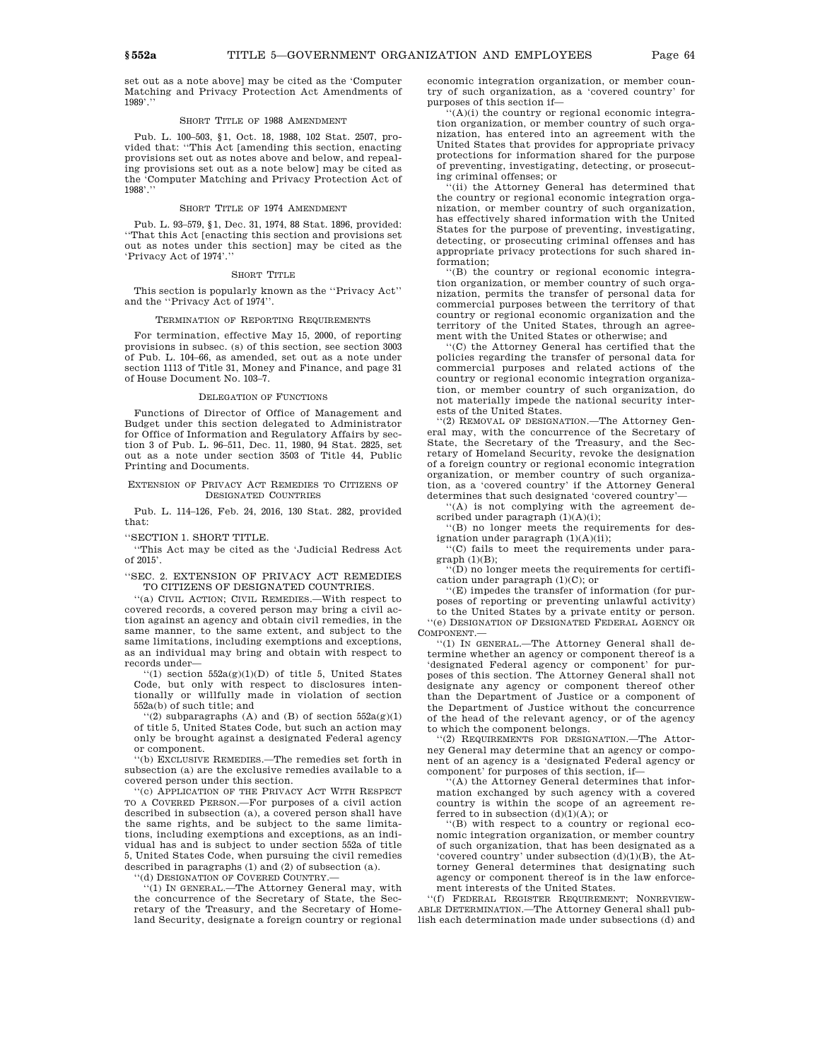set out as a note above] may be cited as the 'Computer Matching and Privacy Protection Act Amendments of 1989'.''

### SHORT TITLE OF 1988 AMENDMENT

Pub. L. 100–503, §1, Oct. 18, 1988, 102 Stat. 2507, provided that: ''This Act [amending this section, enacting provisions set out as notes above and below, and repealing provisions set out as a note below] may be cited as the 'Computer Matching and Privacy Protection Act of 1988'.''

### SHORT TITLE OF 1974 AMENDMENT

Pub. L. 93–579, §1, Dec. 31, 1974, 88 Stat. 1896, provided: ''That this Act [enacting this section and provisions set out as notes under this section] may be cited as the 'Privacy Act of 1974'.''

### SHORT TITLE

This section is popularly known as the ''Privacy Act'' and the ''Privacy Act of 1974''.

### TERMINATION OF REPORTING REQUIREMENTS

For termination, effective May 15, 2000, of reporting provisions in subsec. (s) of this section, see section 3003 of Pub. L. 104–66, as amended, set out as a note under section 1113 of Title 31, Money and Finance, and page 31 of House Document No. 103–7.

### DELEGATION OF FUNCTIONS

Functions of Director of Office of Management and Budget under this section delegated to Administrator for Office of Information and Regulatory Affairs by section 3 of Pub. L. 96–511, Dec. 11, 1980, 94 Stat. 2825, set out as a note under section 3503 of Title 44, Public Printing and Documents.

### EXTENSION OF PRIVACY ACT REMEDIES TO CITIZENS OF DESIGNATED COUNTRIES

Pub. L. 114–126, Feb. 24, 2016, 130 Stat. 282, provided that:

''SECTION 1. SHORT TITLE.

''This Act may be cited as the 'Judicial Redress Act of 2015'.

''SEC. 2. EXTENSION OF PRIVACY ACT REMEDIES TO CITIZENS OF DESIGNATED COUNTRIES.

''(a) CIVIL ACTION; CIVIL REMEDIES.—With respect to covered records, a covered person may bring a civil action against an agency and obtain civil remedies, in the same manner, to the same extent, and subject to the same limitations, including exemptions and exceptions, as an individual may bring and obtain with respect to records under—

''(1) section 552a(g)(1)(D) of title 5, United States Code, but only with respect to disclosures intentionally or willfully made in violation of section 552a(b) of such title; and

''(2) subparagraphs (A) and (B) of section 552a(g)(1) of title 5, United States Code, but such an action may only be brought against a designated Federal agency or component.

''(b) EXCLUSIVE REMEDIES.—The remedies set forth in subsection (a) are the exclusive remedies available to a covered person under this section.

''(c) APPLICATION OF THE PRIVACY ACT WITH RESPECT TO A COVERED PERSON.—For purposes of a civil action described in subsection (a), a covered person shall have the same rights, and be subject to the same limitations, including exemptions and exceptions, as an individual has and is subject to under section 552a of title 5, United States Code, when pursuing the civil remedies described in paragraphs (1) and (2) of subsection (a).

''(d) DESIGNATION OF COVERED COUNTRY.—

''(1) IN GENERAL.—The Attorney General may, with the concurrence of the Secretary of State, the Secretary of the Treasury, and the Secretary of Homeland Security, designate a foreign country or regional economic integration organization, or member country of such organization, as a 'covered country' for purposes of this section if—

''(A)(i) the country or regional economic integration organization, or member country of such organization, has entered into an agreement with the United States that provides for appropriate privacy protections for information shared for the purpose of preventing, investigating, detecting, or prosecuting criminal offenses; or

''(ii) the Attorney General has determined that the country or regional economic integration organization, or member country of such organization, has effectively shared information with the United States for the purpose of preventing, investigating, detecting, or prosecuting criminal offenses and has appropriate privacy protections for such shared information;

''(B) the country or regional economic integration organization, or member country of such organization, permits the transfer of personal data for commercial purposes between the territory of that country or regional economic organization and the territory of the United States, through an agreement with the United States or otherwise; and

''(C) the Attorney General has certified that the policies regarding the transfer of personal data for commercial purposes and related actions of the country or regional economic integration organization, or member country of such organization, do not materially impede the national security interests of the United States.

''(2) REMOVAL OF DESIGNATION.—The Attorney General may, with the concurrence of the Secretary of State, the Secretary of the Treasury, and the Secretary of Homeland Security, revoke the designation of a foreign country or regional economic integration organization, or member country of such organization, as a 'covered country' if the Attorney General determines that such designated 'covered country'—

''(A) is not complying with the agreement described under paragraph (1)(A)(i);

''(B) no longer meets the requirements for designation under paragraph (1)(A)(ii);

''(C) fails to meet the requirements under paragraph (1)(B);

''(D) no longer meets the requirements for certification under paragraph (1)(C); or

''(E) impedes the transfer of information (for purposes of reporting or preventing unlawful activity) to the United States by a private entity or person.

''(e) DESIGNATION OF DESIGNATED FEDERAL AGENCY OR COMPONENT.—

''(1) IN GENERAL.—The Attorney General shall determine whether an agency or component thereof is a 'designated Federal agency or component' for purposes of this section. The Attorney General shall not designate any agency or component thereof other than the Department of Justice or a component of the Department of Justice without the concurrence of the head of the relevant agency, or of the agency to which the component belongs.

''(2) REQUIREMENTS FOR DESIGNATION.—The Attorney General may determine that an agency or component of an agency is a 'designated Federal agency or component' for purposes of this section, if—

''(A) the Attorney General determines that information exchanged by such agency with a covered country is within the scope of an agreement referred to in subsection (d)(1)(A); or

''(B) with respect to a country or regional economic integration organization, or member country of such organization, that has been designated as a 'covered country' under subsection (d)(1)(B), the Attorney General determines that designating such agency or component thereof is in the law enforcement interests of the United States.

''(f) FEDERAL REGISTER REQUIREMENT; NONREVIEWABLE DETERMINATION.—The Attorney General shall publish each determination made under subsections (d) and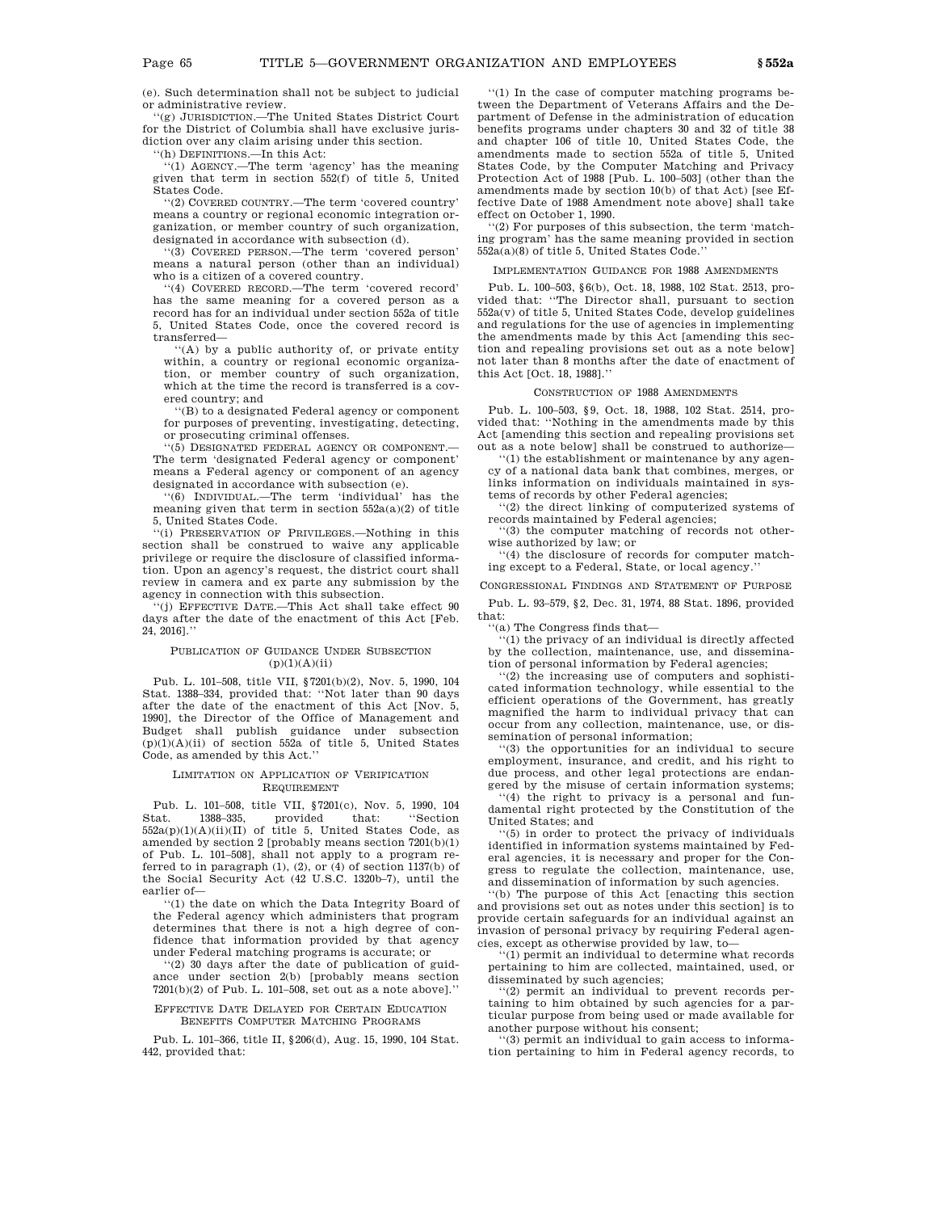(e). Such determination shall not be subject to judicial or administrative review.

''(g) JURISDICTION.—The United States District Court for the District of Columbia shall have exclusive jurisdiction over any claim arising under this section.

''(h) DEFINITIONS.—In this Act:

''(1) AGENCY.—The term 'agency' has the meaning given that term in section 552(f) of title 5, United States Code.

''(2) COVERED COUNTRY.—The term 'covered country' means a country or regional economic integration organization, or member country of such organization, designated in accordance with subsection (d).

''(3) COVERED PERSON.—The term 'covered person' means a natural person (other than an individual) who is a citizen of a covered country.

''(4) COVERED RECORD.—The term 'covered record' has the same meaning for a covered person as a record has for an individual under section 552a of title 5, United States Code, once the covered record is transferred—

''(A) by a public authority of, or private entity within, a country or regional economic organization, or member country of such organization, which at the time the record is transferred is a covered country; and

''(B) to a designated Federal agency or component for purposes of preventing, investigating, detecting, or prosecuting criminal offenses.

''(5) DESIGNATED FEDERAL AGENCY OR COMPONENT.—The term 'designated Federal agency or component' means a Federal agency or component of an agency designated in accordance with subsection (e).

''(6) INDIVIDUAL.—The term 'individual' has the meaning given that term in section 552a(a)(2) of title 5, United States Code.

''(i) PRESERVATION OF PRIVILEGES.—Nothing in this section shall be construed to waive any applicable privilege or require the disclosure of classified information. Upon an agency's request, the district court shall review in camera and ex parte any submission by the agency in connection with this subsection.

''(j) EFFECTIVE DATE.—This Act shall take effect 90 days after the date of the enactment of this Act [Feb. 24, 2016].''

PUBLICATION OF GUIDANCE UNDER SUBSECTION (p)(1)(A)(ii)

Pub. L. 101–508, title VII, §7201(b)(2), Nov. 5, 1990, 104 Stat. 1388–334, provided that: ''Not later than 90 days after the date of the enactment of this Act [Nov. 5, 1990], the Director of the Office of Management and Budget shall publish guidance under subsection (p)(1)(A)(ii) of section 552a of title 5, United States Code, as amended by this Act.''

LIMITATION ON APPLICATION OF VERIFICATION REQUIREMENT

Pub. L. 101–508, title VII, §7201(c), Nov. 5, 1990, 104 Stat. 1388–335, provided that: ''Section 552a(p)(1)(A)(ii)(II) of title 5, United States Code, as amended by section 2 [probably means section 7201(b)(1) of Pub. L. 101–508], shall not apply to a program referred to in paragraph (1), (2), or (4) of section 1137(b) of the Social Security Act (42 U.S.C. 1320b–7), until the earlier of—

''(1) the date on which the Data Integrity Board of the Federal agency which administers that program determines that there is not a high degree of confidence that information provided by that agency under Federal matching programs is accurate; or

''(2) 30 days after the date of publication of guidance under section 2(b) [probably means section 7201(b)(2) of Pub. L. 101–508, set out as a note above].''

EFFECTIVE DATE DELAYED FOR CERTAIN EDUCATION BENEFITS COMPUTER MATCHING PROGRAMS

Pub. L. 101–366, title II, §206(d), Aug. 15, 1990, 104 Stat. 442, provided that:

''(1) In the case of computer matching programs between the Department of Veterans Affairs and the Department of Defense in the administration of education benefits programs under chapters 30 and 32 of title 38 and chapter 106 of title 10, United States Code, the amendments made to section 552a of title 5, United States Code, by the Computer Matching and Privacy Protection Act of 1988 [Pub. L. 100–503] (other than the amendments made by section 10(b) of that Act) [see Effective Date of 1988 Amendment note above] shall take effect on October 1, 1990.

''(2) For purposes of this subsection, the term 'matching program' has the same meaning provided in section 552a(a)(8) of title 5, United States Code.''

IMPLEMENTATION GUIDANCE FOR 1988 AMENDMENTS

Pub. L. 100–503, §6(b), Oct. 18, 1988, 102 Stat. 2513, provided that: ''The Director shall, pursuant to section 552a(v) of title 5, United States Code, develop guidelines and regulations for the use of agencies in implementing the amendments made by this Act [amending this section and repealing provisions set out as a note below] not later than 8 months after the date of enactment of this Act [Oct. 18, 1988].''

CONSTRUCTION OF 1988 AMENDMENTS

Pub. L. 100–503, §9, Oct. 18, 1988, 102 Stat. 2514, provided that: ''Nothing in the amendments made by this Act [amending this section and repealing provisions set out as a note below] shall be construed to authorize—

''(1) the establishment or maintenance by any agency of a national data bank that combines, merges, or links information on individuals maintained in systems of records by other Federal agencies;

''(2) the direct linking of computerized systems of records maintained by Federal agencies;

''(3) the computer matching of records not otherwise authorized by law; or

''(4) the disclosure of records for computer matching except to a Federal, State, or local agency.''

CONGRESSIONAL FINDINGS AND STATEMENT OF PURPOSE

Pub. L. 93–579, §2, Dec. 31, 1974, 88 Stat. 1896, provided that:

''(a) The Congress finds that—

''(1) the privacy of an individual is directly affected by the collection, maintenance, use, and dissemination of personal information by Federal agencies;

''(2) the increasing use of computers and sophisticated information technology, while essential to the efficient operations of the Government, has greatly magnified the harm to individual privacy that can occur from any collection, maintenance, use, or dissemination of personal information;

''(3) the opportunities for an individual to secure employment, insurance, and credit, and his right to due process, and other legal protections are endangered by the misuse of certain information systems;

''(4) the right to privacy is a personal and fundamental right protected by the Constitution of the United States; and

''(5) in order to protect the privacy of individuals identified in information systems maintained by Federal agencies, it is necessary and proper for the Congress to regulate the collection, maintenance, use, and dissemination of information by such agencies.

''(b) The purpose of this Act [enacting this section and provisions set out as notes under this section] is to provide certain safeguards for an individual against an invasion of personal privacy by requiring Federal agencies, except as otherwise provided by law, to—

''(1) permit an individual to determine what records pertaining to him are collected, maintained, used, or disseminated by such agencies;

''(2) permit an individual to prevent records pertaining to him obtained by such agencies for a particular purpose from being used or made available for another purpose without his consent;

''(3) permit an individual to gain access to information pertaining to him in Federal agency records, to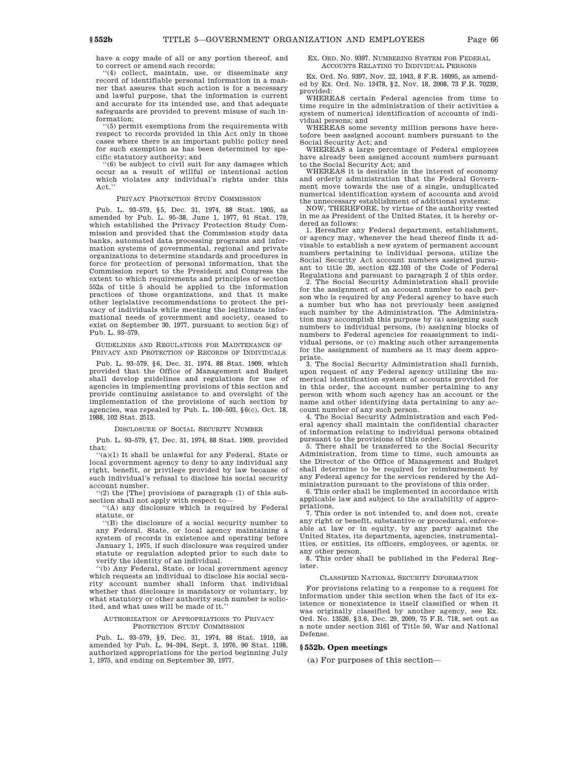have a copy made of all or any portion thereof, and to correct or amend such records;

''(4) collect, maintain, use, or disseminate any record of identifiable personal information in a manner that assures that such action is for a necessary and lawful purpose, that the information is current and accurate for its intended use, and that adequate safeguards are provided to prevent misuse of such information;

''(5) permit exemptions from the requirements with respect to records provided in this Act only in those cases where there is an important public policy need for such exemption as has been determined by specific statutory authority; and

''(6) be subject to civil suit for any damages which occur as a result of willful or intentional action which violates any individual's rights under this Act.''

PRIVACY PROTECTION STUDY COMMISSION

Pub. L. 93–579, §5, Dec. 31, 1974, 88 Stat. 1905, as amended by Pub. L. 95–38, June 1, 1977, 91 Stat. 179, which established the Privacy Protection Study Commission and provided that the Commission study data banks, automated data processing programs and information systems of governmental, regional and private organizations to determine standards and procedures in force for protection of personal information, that the Commission report to the President and Congress the extent to which requirements and principles of section 552a of title 5 should be applied to the information practices of those organizations, and that it make other legislative recommendations to protect the privacy of individuals while meeting the legitimate informational needs of government and society, ceased to exist on September 30, 1977, pursuant to section 5(g) of Pub. L. 93–579.

GUIDELINES AND REGULATIONS FOR MAINTENANCE OF PRIVACY AND PROTECTION OF RECORDS OF INDIVIDUALS

Pub. L. 93–579, §6, Dec. 31, 1974, 88 Stat. 1909, which provided that the Office of Management and Budget shall develop guidelines and regulations for use of agencies in implementing provisions of this section and provide continuing assistance to and oversight of the implementation of the provisions of such section by agencies, was repealed by Pub. L. 100–503, §6(c), Oct. 18, 1988, 102 Stat. 2513.

DISCLOSURE OF SOCIAL SECURITY NUMBER

Pub. L. 93–579, §7, Dec. 31, 1974, 88 Stat. 1909, provided that:

''(a)(1) It shall be unlawful for any Federal, State or local government agency to deny to any individual any right, benefit, or privilege provided by law because of such individual's refusal to disclose his social security account number.

''(2) the [The] provisions of paragraph (1) of this subsection shall not apply with respect to—

''(A) any disclosure which is required by Federal statute, or

''(B) the disclosure of a social security number to any Federal, State, or local agency maintaining a system of records in existence and operating before January 1, 1975, if such disclosure was required under statute or regulation adopted prior to such date to verify the identity of an individual.

''(b) Any Federal, State, or local government agency which requests an individual to disclose his social security account number shall inform that individual whether that disclosure is mandatory or voluntary, by what statutory or other authority such number is solicited, and what uses will be made of it.''

AUTHORIZATION OF APPROPRIATIONS TO PRIVACY PROTECTION STUDY COMMISSION

Pub. L. 93–579, §9, Dec. 31, 1974, 88 Stat. 1910, as amended by Pub. L. 94–394, Sept. 3, 1976, 90 Stat. 1198, authorized appropriations for the period beginning July 1, 1975, and ending on September 30, 1977.

EX. ORD. NO. 9397. NUMBERING SYSTEM FOR FEDERAL ACCOUNTS RELATING TO INDIVIDUAL PERSONS

Ex. Ord. No. 9397, Nov. 22, 1943, 8 F.R. 16095, as amended by Ex. Ord. No. 13478, §2, Nov. 18, 2008, 73 F.R. 70239, provided:

WHEREAS certain Federal agencies from time to time require in the administration of their activities a system of numerical identification of accounts of individual persons; and

WHEREAS some seventy million persons have heretofore been assigned account numbers pursuant to the Social Security Act; and

WHEREAS a large percentage of Federal employees have already been assigned account numbers pursuant to the Social Security Act; and

WHEREAS it is desirable in the interest of economy and orderly administration that the Federal Government move towards the use of a single, unduplicated numerical identification system of accounts and avoid the unnecessary establishment of additional systems:

NOW, THEREFORE, by virtue of the authority vested in me as President of the United States, it is hereby ordered as follows:

1. Hereafter any Federal department, establishment, or agency may, whenever the head thereof finds it advisable to establish a new system of permanent account numbers pertaining to individual persons, utilize the Social Security Act account numbers assigned pursuant to title 20, section 422.103 of the Code of Federal Regulations and pursuant to paragraph 2 of this order.

2. The Social Security Administration shall provide for the assignment of an account number to each person who is required by any Federal agency to have such a number but who has not previously been assigned such number by the Administration. The Administration may accomplish this purpose by (a) assigning such numbers to individual persons, (b) assigning blocks of numbers to Federal agencies for reassignment to individual persons, or (c) making such other arrangements for the assignment of numbers as it may deem appropriate.

3. The Social Security Administration shall furnish, upon request of any Federal agency utilizing the numerical identification system of accounts provided for in this order, the account number pertaining to any person with whom such agency has an account or the name and other identifying data pertaining to any account number of any such person.

4. The Social Security Administration and each Federal agency shall maintain the confidential character of information relating to individual persons obtained pursuant to the provisions of this order.

5. There shall be transferred to the Social Security Administration, from time to time, such amounts as the Director of the Office of Management and Budget shall determine to be required for reimbursement by any Federal agency for the services rendered by the Administration pursuant to the provisions of this order.

6. This order shall be implemented in accordance with applicable law and subject to the availability of appropriations.

7. This order is not intended to, and does not, create any right or benefit, substantive or procedural, enforceable at law or in equity, by any party against the United States, its departments, agencies, instrumentalities, or entities, its officers, employees, or agents, or any other person.

8. This order shall be published in the Federal Register.

CLASSIFIED NATIONAL SECURITY INFORMATION

For provisions relating to a response to a request for information under this section when the fact of its existence or nonexistence is itself classified or when it was originally classified by another agency, see Ex. Ord. No. 13526, §3.6, Dec. 29, 2009, 75 F.R. 718, set out as a note under section 3161 of Title 50, War and National Defense.

## §552b. Open meetings

(a) For purposes of this section—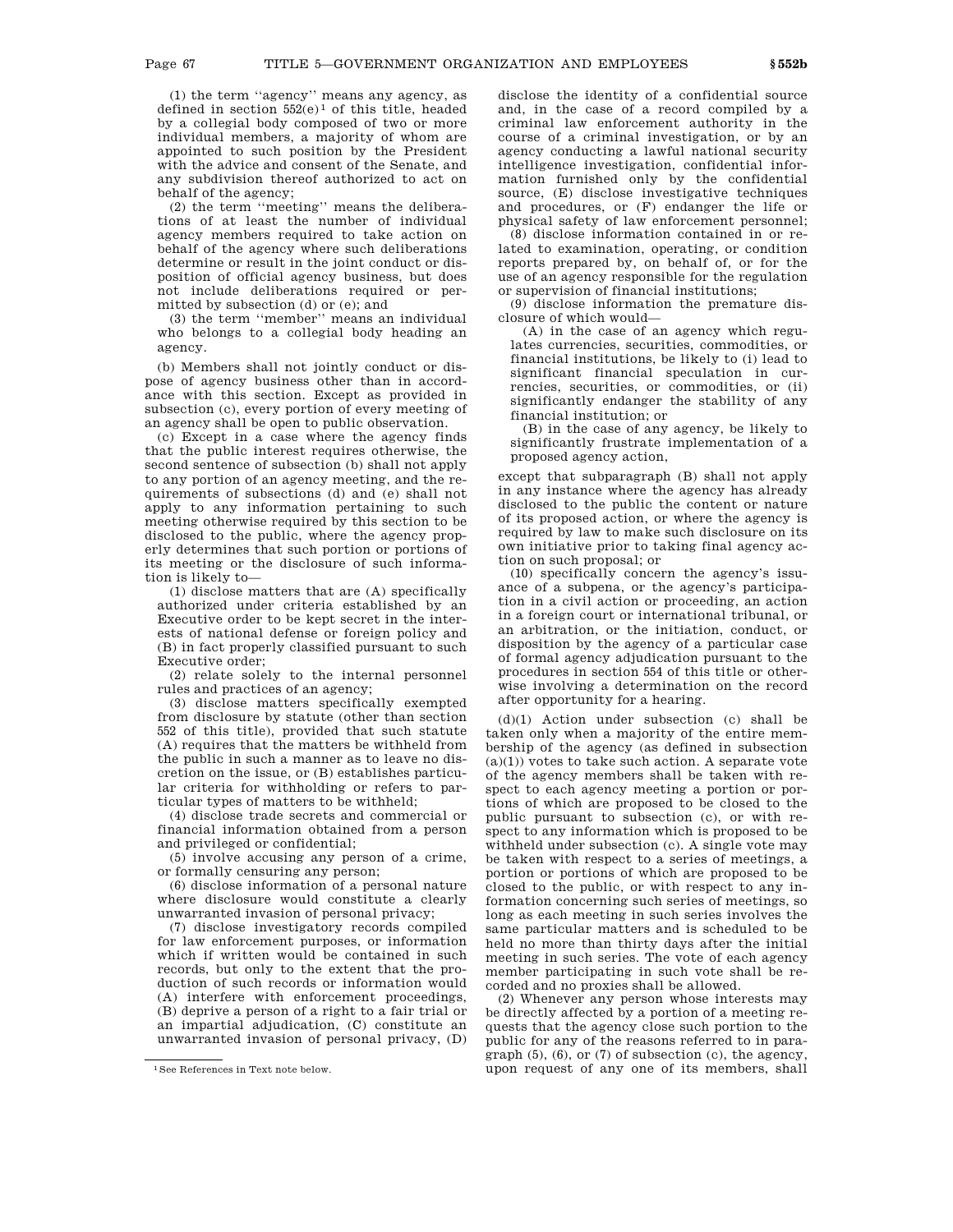(1) the term "agency" means any agency, as defined in section 552(e)[1] of this title, headed by a collegial body composed of two or more individual members, a majority of whom are appointed to such position by the President with the advice and consent of the Senate, and any subdivision thereof authorized to act on behalf of the agency;

(2) the term "meeting" means the deliberations of at least the number of individual agency members required to take action on behalf of the agency where such deliberations determine or result in the joint conduct or disposition of official agency business, but does not include deliberations required or permitted by subsection (d) or (e); and

(3) the term "member" means an individual who belongs to a collegial body heading an agency.

(b) Members shall not jointly conduct or dispose of agency business other than in accordance with this section. Except as provided in subsection (c), every portion of every meeting of an agency shall be open to public observation.

(c) Except in a case where the agency finds that the public interest requires otherwise, the second sentence of subsection (b) shall not apply to any portion of an agency meeting, and the requirements of subsections (d) and (e) shall not apply to any information pertaining to such meeting otherwise required by this section to be disclosed to the public, where the agency properly determines that such portion or portions of its meeting or the disclosure of such information is likely to—

(1) disclose matters that are (A) specifically authorized under criteria established by an Executive order to be kept secret in the interests of national defense or foreign policy and (B) in fact properly classified pursuant to such Executive order;

(2) relate solely to the internal personnel rules and practices of an agency;

(3) disclose matters specifically exempted from disclosure by statute (other than section 552 of this title), provided that such statute (A) requires that the matters be withheld from the public in such a manner as to leave no discretion on the issue, or (B) establishes particular criteria for withholding or refers to particular types of matters to be withheld;

(4) disclose trade secrets and commercial or financial information obtained from a person and privileged or confidential;

(5) involve accusing any person of a crime, or formally censuring any person;

(6) disclose information of a personal nature where disclosure would constitute a clearly unwarranted invasion of personal privacy;

(7) disclose investigatory records compiled for law enforcement purposes, or information which if written would be contained in such records, but only to the extent that the production of such records or information would (A) interfere with enforcement proceedings, (B) deprive a person of a right to a fair trial or an impartial adjudication, (C) constitute an unwarranted invasion of personal privacy, (D) disclose the identity of a confidential source and, in the case of a record compiled by a criminal law enforcement authority in the course of a criminal investigation, or by an agency conducting a lawful national security intelligence investigation, confidential information furnished only by the confidential source, (E) disclose investigative techniques and procedures, or (F) endanger the life or physical safety of law enforcement personnel;

(8) disclose information contained in or related to examination, operating, or condition reports prepared by, on behalf of, or for the use of an agency responsible for the regulation or supervision of financial institutions;

(9) disclose information the premature disclosure of which would—

(A) in the case of an agency which regulates currencies, securities, commodities, or financial institutions, be likely to (i) lead to significant financial speculation in currencies, securities, or commodities, or (ii) significantly endanger the stability of any financial institution; or

(B) in the case of any agency, be likely to significantly frustrate implementation of a proposed agency action,

except that subparagraph (B) shall not apply in any instance where the agency has already disclosed to the public the content or nature of its proposed action, or where the agency is required by law to make such disclosure on its own initiative prior to taking final agency action on such proposal; or

(10) specifically concern the agency's issuance of a subpena, or the agency's participation in a civil action or proceeding, an action in a foreign court or international tribunal, or an arbitration, or the initiation, conduct, or disposition by the agency of a particular case of formal agency adjudication pursuant to the procedures in section 554 of this title or otherwise involving a determination on the record after opportunity for a hearing.

(d)(1) Action under subsection (c) shall be taken only when a majority of the entire membership of the agency (as defined in subsection (a)(1)) votes to take such action. A separate vote of the agency members shall be taken with respect to each agency meeting a portion or portions of which are proposed to be closed to the public pursuant to subsection (c), or with respect to any information which is proposed to be withheld under subsection (c). A single vote may be taken with respect to a series of meetings, a portion or portions of which are proposed to be closed to the public, or with respect to any information concerning such series of meetings, so long as each meeting in such series involves the same particular matters and is scheduled to be held no more than thirty days after the initial meeting in such series. The vote of each agency member participating in such vote shall be recorded and no proxies shall be allowed.

(2) Whenever any person whose interests may be directly affected by a portion of a meeting requests that the agency close such portion to the public for any of the reasons referred to in paragraph (5), (6), or (7) of subsection (c), the agency, upon request of any one of its members, shall

[1] See References in Text note below.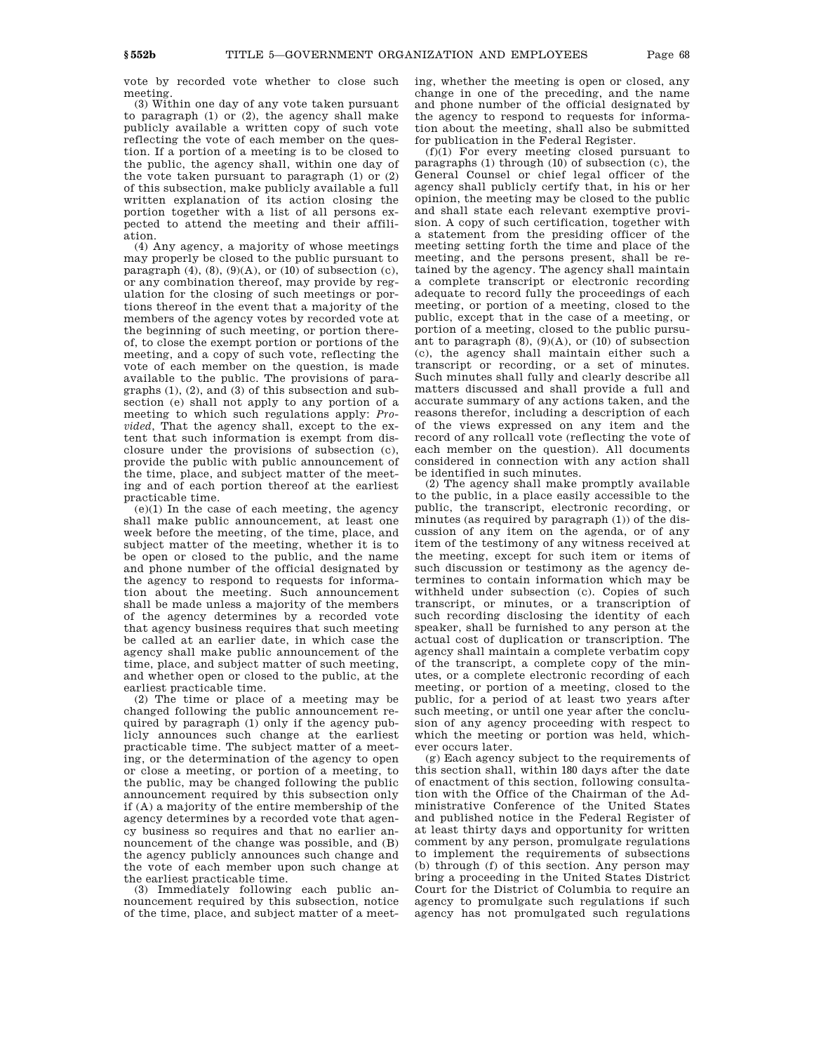vote by recorded vote whether to close such meeting.

(3) Within one day of any vote taken pursuant to paragraph (1) or (2), the agency shall make publicly available a written copy of such vote reflecting the vote of each member on the question. If a portion of a meeting is to be closed to the public, the agency shall, within one day of the vote taken pursuant to paragraph (1) or (2) of this subsection, make publicly available a full written explanation of its action closing the portion together with a list of all persons expected to attend the meeting and their affiliation.

(4) Any agency, a majority of whose meetings may properly be closed to the public pursuant to paragraph (4), (8), (9)(A), or (10) of subsection (c), or any combination thereof, may provide by regulation for the closing of such meetings or portions thereof in the event that a majority of the members of the agency votes by recorded vote at the beginning of such meeting, or portion thereof, to close the exempt portion or portions of the meeting, and a copy of such vote, reflecting the vote of each member on the question, is made available to the public. The provisions of paragraphs (1), (2), and (3) of this subsection and subsection (e) shall not apply to any portion of a meeting to which such regulations apply: *Provided*, That the agency shall, except to the extent that such information is exempt from disclosure under the provisions of subsection (c), provide the public with public announcement of the time, place, and subject matter of the meeting and of each portion thereof at the earliest practicable time.

(e)(1) In the case of each meeting, the agency shall make public announcement, at least one week before the meeting, of the time, place, and subject matter of the meeting, whether it is to be open or closed to the public, and the name and phone number of the official designated by the agency to respond to requests for information about the meeting. Such announcement shall be made unless a majority of the members of the agency determines by a recorded vote that agency business requires that such meeting be called at an earlier date, in which case the agency shall make public announcement of the time, place, and subject matter of such meeting, and whether open or closed to the public, at the earliest practicable time.

(2) The time or place of a meeting may be changed following the public announcement required by paragraph (1) only if the agency publicly announces such change at the earliest practicable time. The subject matter of a meeting, or the determination of the agency to open or close a meeting, or portion of a meeting, to the public, may be changed following the public announcement required by this subsection only if (A) a majority of the entire membership of the agency determines by a recorded vote that agency business so requires and that no earlier announcement of the change was possible, and (B) the agency publicly announces such change and the vote of each member upon such change at the earliest practicable time.

(3) Immediately following each public announcement required by this subsection, notice of the time, place, and subject matter of a meeting, whether the meeting is open or closed, any change in one of the preceding, and the name and phone number of the official designated by the agency to respond to requests for information about the meeting, shall also be submitted for publication in the Federal Register.

(f)(1) For every meeting closed pursuant to paragraphs (1) through (10) of subsection (c), the General Counsel or chief legal officer of the agency shall publicly certify that, in his or her opinion, the meeting may be closed to the public and shall state each relevant exemptive provision. A copy of such certification, together with a statement from the presiding officer of the meeting setting forth the time and place of the meeting, and the persons present, shall be retained by the agency. The agency shall maintain a complete transcript or electronic recording adequate to record fully the proceedings of each meeting, or portion of a meeting, closed to the public, except that in the case of a meeting, or portion of a meeting, closed to the public pursuant to paragraph (8), (9)(A), or (10) of subsection (c), the agency shall maintain either such a transcript or recording, or a set of minutes. Such minutes shall fully and clearly describe all matters discussed and shall provide a full and accurate summary of any actions taken, and the reasons therefor, including a description of each of the views expressed on any item and the record of any rollcall vote (reflecting the vote of each member on the question). All documents considered in connection with any action shall be identified in such minutes.

(2) The agency shall make promptly available to the public, in a place easily accessible to the public, the transcript, electronic recording, or minutes (as required by paragraph (1)) of the discussion of any item on the agenda, or of any item of the testimony of any witness received at the meeting, except for such item or items of such discussion or testimony as the agency determines to contain information which may be withheld under subsection (c). Copies of such transcript, or minutes, or a transcription of such recording disclosing the identity of each speaker, shall be furnished to any person at the actual cost of duplication or transcription. The agency shall maintain a complete verbatim copy of the transcript, a complete copy of the minutes, or a complete electronic recording of each meeting, or portion of a meeting, closed to the public, for a period of at least two years after such meeting, or until one year after the conclusion of any agency proceeding with respect to which the meeting or portion was held, whichever occurs later.

(g) Each agency subject to the requirements of this section shall, within 180 days after the date of enactment of this section, following consultation with the Office of the Chairman of the Administrative Conference of the United States and published notice in the Federal Register of at least thirty days and opportunity for written comment by any person, promulgate regulations to implement the requirements of subsections (b) through (f) of this section. Any person may bring a proceeding in the United States District Court for the District of Columbia to require an agency to promulgate such regulations if such agency has not promulgated such regulations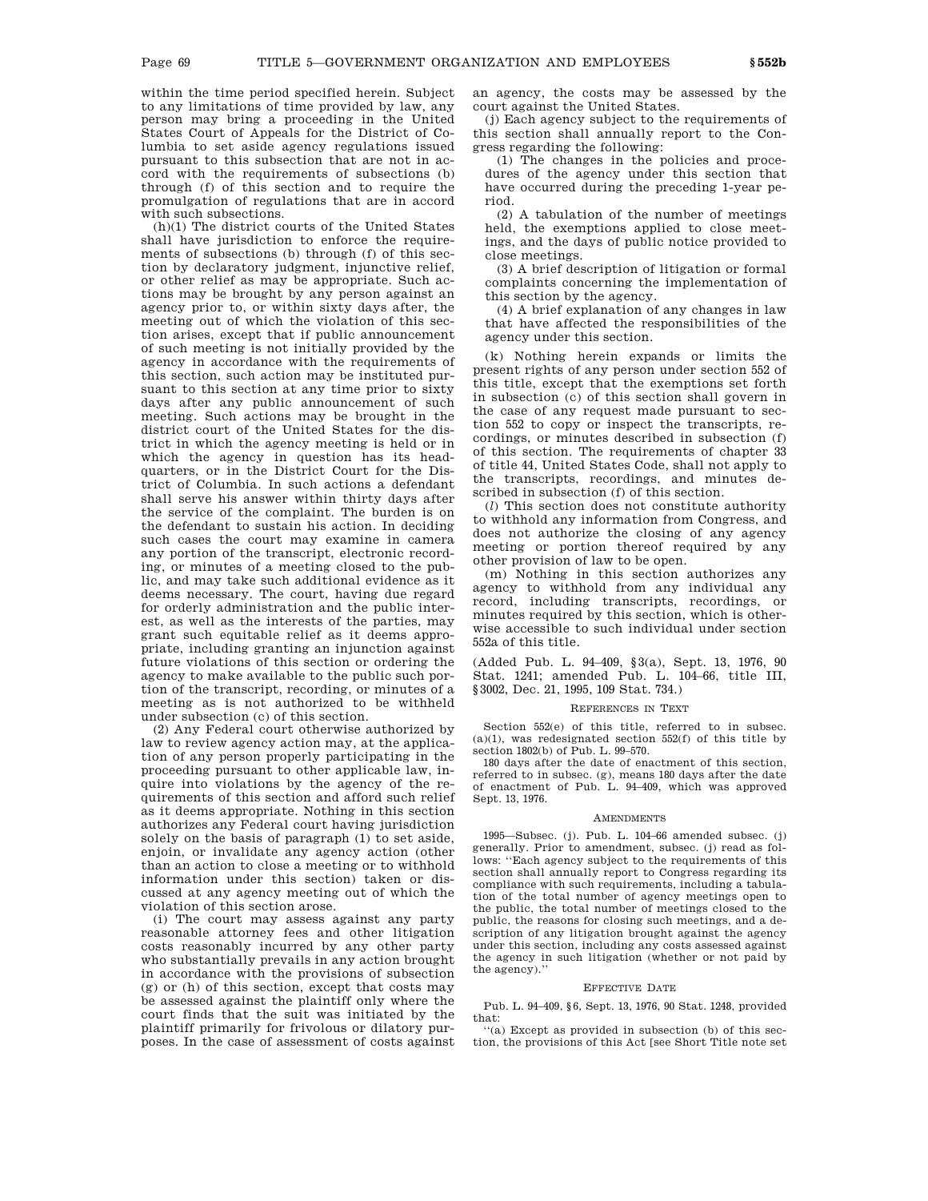within the time period specified herein. Subject to any limitations of time provided by law, any person may bring a proceeding in the United States Court of Appeals for the District of Columbia to set aside agency regulations issued pursuant to this subsection that are not in accord with the requirements of subsections (b) through (f) of this section and to require the promulgation of regulations that are in accord with such subsections.

(h)(1) The district courts of the United States shall have jurisdiction to enforce the requirements of subsections (b) through (f) of this section by declaratory judgment, injunctive relief, or other relief as may be appropriate. Such actions may be brought by any person against an agency prior to, or within sixty days after, the meeting out of which the violation of this section arises, except that if public announcement of such meeting is not initially provided by the agency in accordance with the requirements of this section, such action may be instituted pursuant to this section at any time prior to sixty days after any public announcement of such meeting. Such actions may be brought in the district court of the United States for the district in which the agency meeting is held or in which the agency in question has its headquarters, or in the District Court for the District of Columbia. In such actions a defendant shall serve his answer within thirty days after the service of the complaint. The burden is on the defendant to sustain his action. In deciding such cases the court may examine in camera any portion of the transcript, electronic recording, or minutes of a meeting closed to the public, and may take such additional evidence as it deems necessary. The court, having due regard for orderly administration and the public interest, as well as the interests of the parties, may grant such equitable relief as it deems appropriate, including granting an injunction against future violations of this section or ordering the agency to make available to the public such portion of the transcript, recording, or minutes of a meeting as is not authorized to be withheld under subsection (c) of this section.

(2) Any Federal court otherwise authorized by law to review agency action may, at the application of any person properly participating in the proceeding pursuant to other applicable law, inquire into violations by the agency of the requirements of this section and afford such relief as it deems appropriate. Nothing in this section authorizes any Federal court having jurisdiction solely on the basis of paragraph (1) to set aside, enjoin, or invalidate any agency action (other than an action to close a meeting or to withhold information under this section) taken or discussed at any agency meeting out of which the violation of this section arose.

(i) The court may assess against any party reasonable attorney fees and other litigation costs reasonably incurred by any other party who substantially prevails in any action brought in accordance with the provisions of subsection (g) or (h) of this section, except that costs may be assessed against the plaintiff only where the court finds that the suit was initiated by the plaintiff primarily for frivolous or dilatory purposes. In the case of assessment of costs against an agency, the costs may be assessed by the court against the United States.

(j) Each agency subject to the requirements of this section shall annually report to the Congress regarding the following:

(1) The changes in the policies and procedures of the agency under this section that have occurred during the preceding 1-year period.

(2) A tabulation of the number of meetings held, the exemptions applied to close meetings, and the days of public notice provided to close meetings.

(3) A brief description of litigation or formal complaints concerning the implementation of this section by the agency.

(4) A brief explanation of any changes in law that have affected the responsibilities of the agency under this section.

(k) Nothing herein expands or limits the present rights of any person under section 552 of this title, except that the exemptions set forth in subsection (c) of this section shall govern in the case of any request made pursuant to section 552 to copy or inspect the transcripts, recordings, or minutes described in subsection (f) of this section. The requirements of chapter 33 of title 44, United States Code, shall not apply to the transcripts, recordings, and minutes described in subsection (f) of this section.

(*l*) This section does not constitute authority to withhold any information from Congress, and does not authorize the closing of any agency meeting or portion thereof required by any other provision of law to be open.

(m) Nothing in this section authorizes any agency to withhold from any individual any record, including transcripts, recordings, or minutes required by this section, which is otherwise accessible to such individual under section 552a of this title.

(Added Pub. L. 94–409, §3(a), Sept. 13, 1976, 90 Stat. 1241; amended Pub. L. 104–66, title III, §3002, Dec. 21, 1995, 109 Stat. 734.)

#### REFERENCES IN TEXT

Section 552(e) of this title, referred to in subsec. (a)(1), was redesignated section 552(f) of this title by section 1802(b) of Pub. L. 99–570.

180 days after the date of enactment of this section, referred to in subsec. (g), means 180 days after the date of enactment of Pub. L. 94–409, which was approved Sept. 13, 1976.

#### AMENDMENTS

1995—Subsec. (j). Pub. L. 104–66 amended subsec. (j) generally. Prior to amendment, subsec. (j) read as follows: ''Each agency subject to the requirements of this section shall annually report to Congress regarding its compliance with such requirements, including a tabulation of the total number of agency meetings open to the public, the total number of meetings closed to the public, the reasons for closing such meetings, and a description of any litigation brought against the agency under this section, including any costs assessed against the agency in such litigation (whether or not paid by the agency).''

#### EFFECTIVE DATE

Pub. L. 94–409, §6, Sept. 13, 1976, 90 Stat. 1248, provided that:

''(a) Except as provided in subsection (b) of this section, the provisions of this Act [see Short Title note set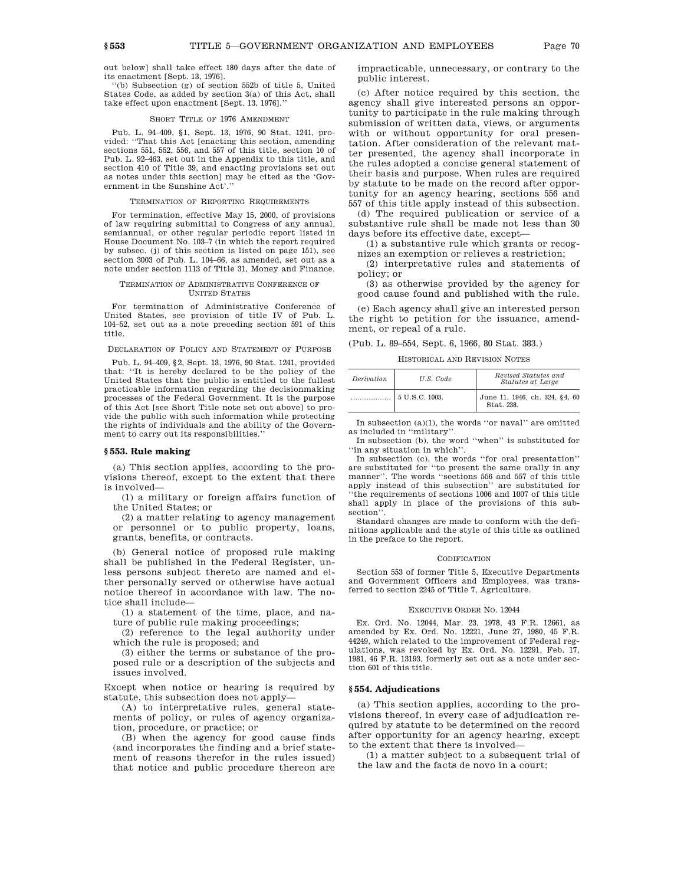out below] shall take effect 180 days after the date of its enactment [Sept. 13, 1976].

''(b) Subsection (g) of section 552b of title 5, United States Code, as added by section 3(a) of this Act, shall take effect upon enactment [Sept. 13, 1976].''

SHORT TITLE OF 1976 AMENDMENT

Pub. L. 94–409, §1, Sept. 13, 1976, 90 Stat. 1241, provided: ''That this Act [enacting this section, amending sections 551, 552, 556, and 557 of this title, section 10 of Pub. L. 92–463, set out in the Appendix to this title, and section 410 of Title 39, and enacting provisions set out as notes under this section] may be cited as the 'Government in the Sunshine Act'.''

TERMINATION OF REPORTING REQUIREMENTS

For termination, effective May 15, 2000, of provisions of law requiring submittal to Congress of any annual, semiannual, or other regular periodic report listed in House Document No. 103–7 (in which the report required by subsec. (j) of this section is listed on page 151), see section 3003 of Pub. L. 104–66, as amended, set out as a note under section 1113 of Title 31, Money and Finance.

TERMINATION OF ADMINISTRATIVE CONFERENCE OF UNITED STATES

For termination of Administrative Conference of United States, see provision of title IV of Pub. L. 104–52, set out as a note preceding section 591 of this title.

DECLARATION OF POLICY AND STATEMENT OF PURPOSE

Pub. L. 94–409, §2, Sept. 13, 1976, 90 Stat. 1241, provided that: ''It is hereby declared to be the policy of the United States that the public is entitled to the fullest practicable information regarding the decisionmaking processes of the Federal Government. It is the purpose of this Act [see Short Title note set out above] to provide the public with such information while protecting the rights of individuals and the ability of the Government to carry out its responsibilities.''

### § 553. Rule making

(a) This section applies, according to the provisions thereof, except to the extent that there is involved—

(1) a military or foreign affairs function of the United States; or

(2) a matter relating to agency management or personnel or to public property, loans, grants, benefits, or contracts.

(b) General notice of proposed rule making shall be published in the Federal Register, unless persons subject thereto are named and either personally served or otherwise have actual notice thereof in accordance with law. The notice shall include—

(1) a statement of the time, place, and nature of public rule making proceedings;

(2) reference to the legal authority under which the rule is proposed; and

(3) either the terms or substance of the proposed rule or a description of the subjects and issues involved.

Except when notice or hearing is required by statute, this subsection does not apply—

(A) to interpretative rules, general statements of policy, or rules of agency organization, procedure, or practice; or

(B) when the agency for good cause finds (and incorporates the finding and a brief statement of reasons therefor in the rules issued) that notice and public procedure thereon are impracticable, unnecessary, or contrary to the public interest.

(c) After notice required by this section, the agency shall give interested persons an opportunity to participate in the rule making through submission of written data, views, or arguments with or without opportunity for oral presentation. After consideration of the relevant matter presented, the agency shall incorporate in the rules adopted a concise general statement of their basis and purpose. When rules are required by statute to be made on the record after opportunity for an agency hearing, sections 556 and 557 of this title apply instead of this subsection.

(d) The required publication or service of a substantive rule shall be made not less than 30 days before its effective date, except—

(1) a substantive rule which grants or recognizes an exemption or relieves a restriction;

(2) interpretative rules and statements of policy; or

(3) as otherwise provided by the agency for good cause found and published with the rule.

(e) Each agency shall give an interested person the right to petition for the issuance, amendment, or repeal of a rule.

(Pub. L. 89–554, Sept. 6, 1966, 80 Stat. 383.)

HISTORICAL AND REVISION NOTES

| *Derivation* | *U.S. Code* | *Revised Statutes and Statutes at Large* |
|---|---|---|
| .................. | 5 U.S.C. 1003. | June 11, 1946, ch. 324, §4, 60 Stat. 238. |

In subsection (a)(1), the words ''or naval'' are omitted as included in ''military''.

In subsection (b), the word ''when'' is substituted for ''in any situation in which''.

In subsection (c), the words ''for oral presentation'' are substituted for ''to present the same orally in any manner''. The words ''sections 556 and 557 of this title apply instead of this subsection'' are substituted for ''the requirements of sections 1006 and 1007 of this title shall apply in place of the provisions of this subsection''.

Standard changes are made to conform with the definitions applicable and the style of this title as outlined in the preface to the report.

CODIFICATION

Section 553 of former Title 5, Executive Departments and Government Officers and Employees, was transferred to section 2245 of Title 7, Agriculture.

EXECUTIVE ORDER NO. 12044

Ex. Ord. No. 12044, Mar. 23, 1978, 43 F.R. 12661, as amended by Ex. Ord. No. 12221, June 27, 1980, 45 F.R. 44249, which related to the improvement of Federal regulations, was revoked by Ex. Ord. No. 12291, Feb. 17, 1981, 46 F.R. 13193, formerly set out as a note under section 601 of this title.

### § 554. Adjudications

(a) This section applies, according to the provisions thereof, in every case of adjudication required by statute to be determined on the record after opportunity for an agency hearing, except to the extent that there is involved—

(1) a matter subject to a subsequent trial of the law and the facts de novo in a court;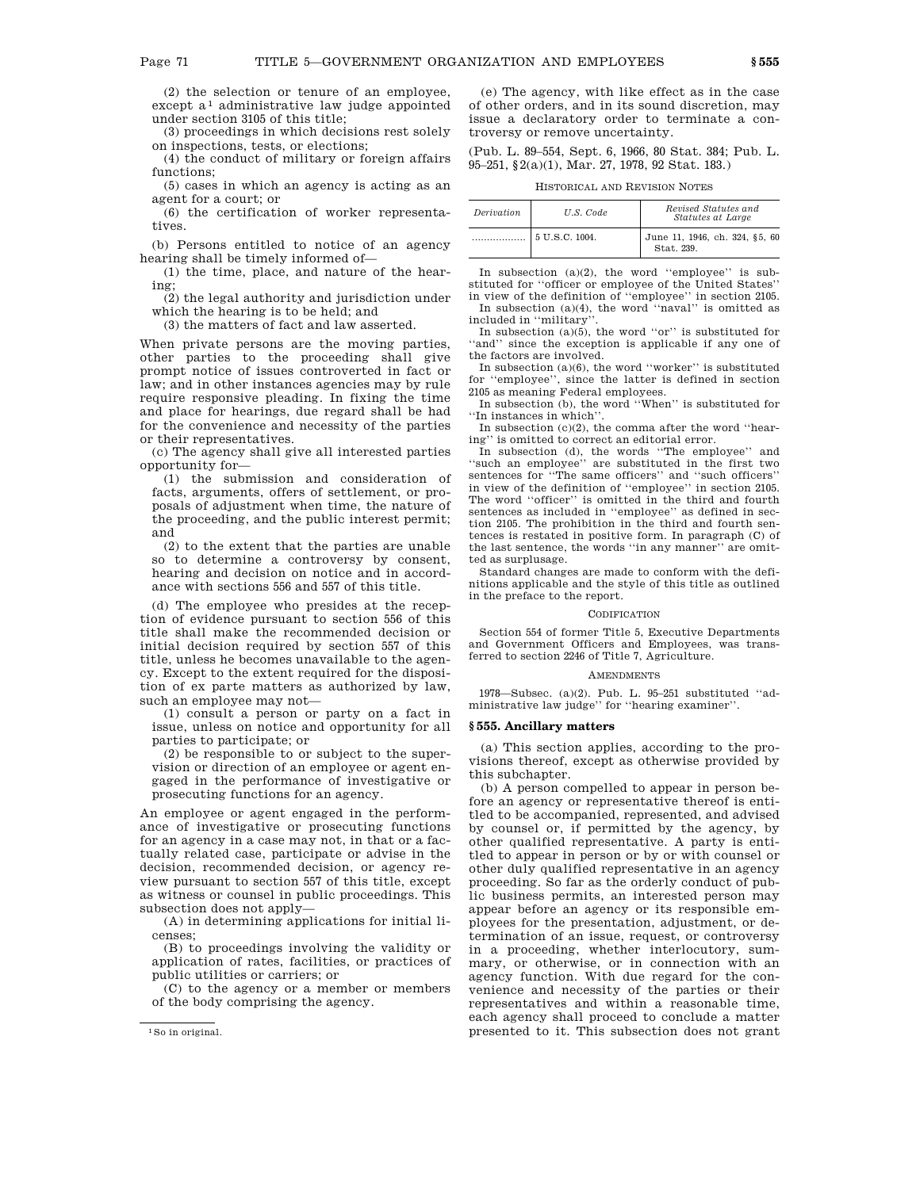(2) the selection or tenure of an employee, except a[1] administrative law judge appointed under section 3105 of this title;

(3) proceedings in which decisions rest solely on inspections, tests, or elections;

(4) the conduct of military or foreign affairs functions;

(5) cases in which an agency is acting as an agent for a court; or

(6) the certification of worker representatives.

(b) Persons entitled to notice of an agency hearing shall be timely informed of—

(1) the time, place, and nature of the hearing;

(2) the legal authority and jurisdiction under which the hearing is to be held; and

(3) the matters of fact and law asserted.

When private persons are the moving parties, other parties to the proceeding shall give prompt notice of issues controverted in fact or law; and in other instances agencies may by rule require responsive pleading. In fixing the time and place for hearings, due regard shall be had for the convenience and necessity of the parties or their representatives.

(c) The agency shall give all interested parties opportunity for—

(1) the submission and consideration of facts, arguments, offers of settlement, or proposals of adjustment when time, the nature of the proceeding, and the public interest permit; and

(2) to the extent that the parties are unable so to determine a controversy by consent, hearing and decision on notice and in accordance with sections 556 and 557 of this title.

(d) The employee who presides at the reception of evidence pursuant to section 556 of this title shall make the recommended decision or initial decision required by section 557 of this title, unless he becomes unavailable to the agency. Except to the extent required for the disposition of ex parte matters as authorized by law, such an employee may not—

(1) consult a person or party on a fact in issue, unless on notice and opportunity for all parties to participate; or

(2) be responsible to or subject to the supervision or direction of an employee or agent engaged in the performance of investigative or prosecuting functions for an agency.

An employee or agent engaged in the performance of investigative or prosecuting functions for an agency in a case may not, in that or a factually related case, participate or advise in the decision, recommended decision, or agency review pursuant to section 557 of this title, except as witness or counsel in public proceedings. This subsection does not apply—

(A) in determining applications for initial licenses;

(B) to proceedings involving the validity or application of rates, facilities, or practices of public utilities or carriers; or

(C) to the agency or a member or members of the body comprising the agency.

[1] So in original.

(e) The agency, with like effect as in the case of other orders, and in its sound discretion, may issue a declaratory order to terminate a controversy or remove uncertainty.

(Pub. L. 89–554, Sept. 6, 1966, 80 Stat. 384; Pub. L. 95–251, §2(a)(1), Mar. 27, 1978, 92 Stat. 183.)

HISTORICAL AND REVISION NOTES

| *Derivation* | *U.S. Code* | *Revised Statutes and Statutes at Large* |
|---|---|---|
| .................. | 5 U.S.C. 1004. | June 11, 1946, ch. 324, §5, 60 Stat. 239. |

In subsection (a)(2), the word "employee" is substituted for "officer or employee of the United States" in view of the definition of "employee" in section 2105.

In subsection (a)(4), the word "naval" is omitted as included in "military".

In subsection (a)(5), the word "or" is substituted for "and" since the exception is applicable if any one of the factors are involved.

In subsection (a)(6), the word "worker" is substituted for "employee", since the latter is defined in section 2105 as meaning Federal employees.

In subsection (b), the word "When" is substituted for "In instances in which".

In subsection (c)(2), the comma after the word "hearing" is omitted to correct an editorial error.

In subsection (d), the words "The employee" and "such an employee" are substituted in the first two sentences for "The same officers" and "such officers" in view of the definition of "employee" in section 2105. The word "officer" is omitted in the third and fourth sentences as included in "employee" as defined in section 2105. The prohibition in the third and fourth sentences is restated in positive form. In paragraph (C) of the last sentence, the words "in any manner" are omitted as surplusage.

Standard changes are made to conform with the definitions applicable and the style of this title as outlined in the preface to the report.

CODIFICATION

Section 554 of former Title 5, Executive Departments and Government Officers and Employees, was transferred to section 2246 of Title 7, Agriculture.

AMENDMENTS

1978—Subsec. (a)(2). Pub. L. 95–251 substituted "administrative law judge" for "hearing examiner".

## §555. Ancillary matters

(a) This section applies, according to the provisions thereof, except as otherwise provided by this subchapter.

(b) A person compelled to appear in person before an agency or representative thereof is entitled to be accompanied, represented, and advised by counsel or, if permitted by the agency, by other qualified representative. A party is entitled to appear in person or by or with counsel or other duly qualified representative in an agency proceeding. So far as the orderly conduct of public business permits, an interested person may appear before an agency or its responsible employees for the presentation, adjustment, or determination of an issue, request, or controversy in a proceeding, whether interlocutory, summary, or otherwise, or in connection with an agency function. With due regard for the convenience and necessity of the parties or their representatives and within a reasonable time, each agency shall proceed to conclude a matter presented to it. This subsection does not grant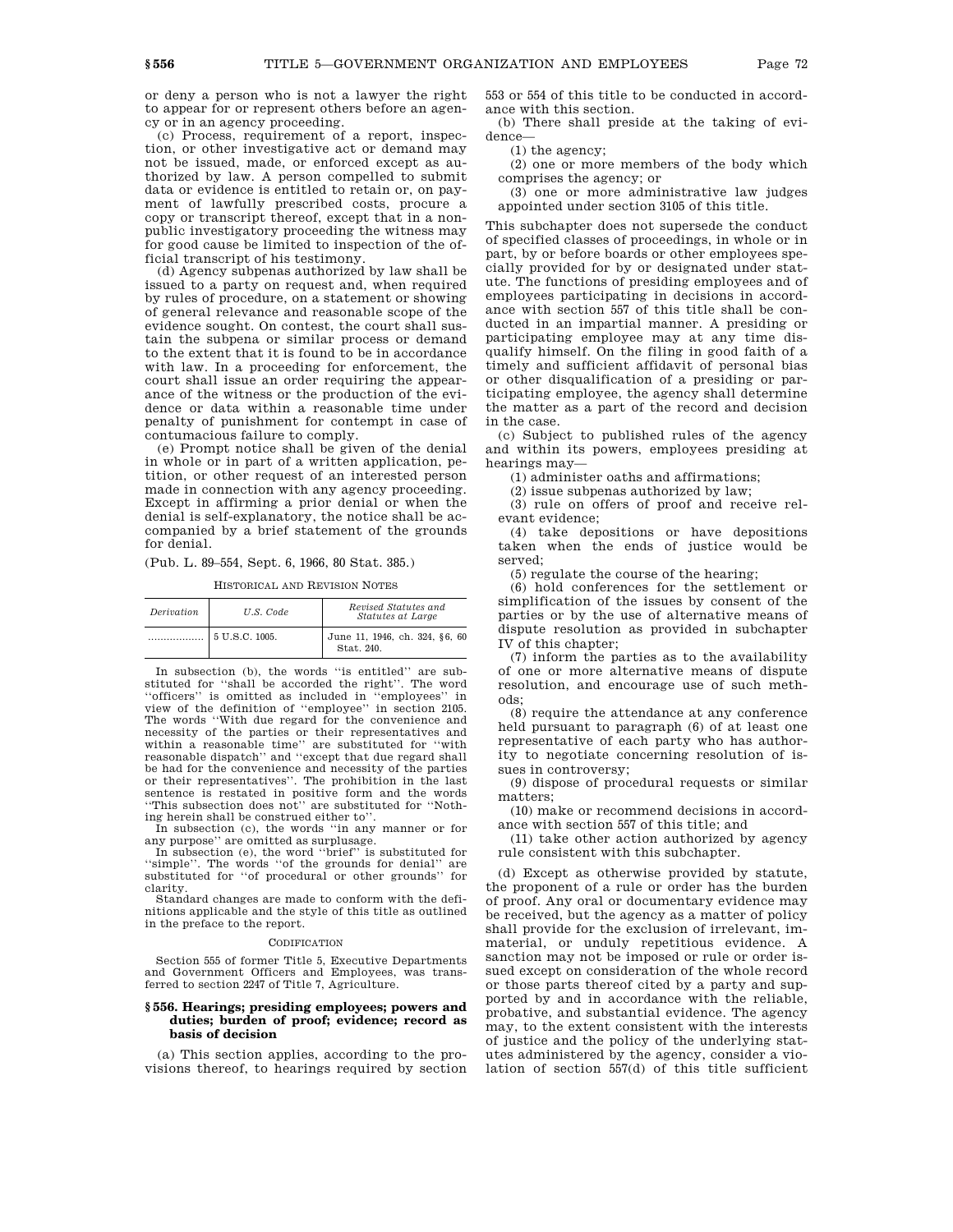or deny a person who is not a lawyer the right to appear for or represent others before an agency or in an agency proceeding.

(c) Process, requirement of a report, inspection, or other investigative act or demand may not be issued, made, or enforced except as authorized by law. A person compelled to submit data or evidence is entitled to retain or, on payment of lawfully prescribed costs, procure a copy or transcript thereof, except that in a nonpublic investigatory proceeding the witness may for good cause be limited to inspection of the official transcript of his testimony.

(d) Agency subpenas authorized by law shall be issued to a party on request and, when required by rules of procedure, on a statement or showing of general relevance and reasonable scope of the evidence sought. On contest, the court shall sustain the subpena or similar process or demand to the extent that it is found to be in accordance with law. In a proceeding for enforcement, the court shall issue an order requiring the appearance of the witness or the production of the evidence or data within a reasonable time under penalty of punishment for contempt in case of contumacious failure to comply.

(e) Prompt notice shall be given of the denial in whole or in part of a written application, petition, or other request of an interested person made in connection with any agency proceeding. Except in affirming a prior denial or when the denial is self-explanatory, the notice shall be accompanied by a brief statement of the grounds for denial.

(Pub. L. 89–554, Sept. 6, 1966, 80 Stat. 385.)

HISTORICAL AND REVISION NOTES

| *Derivation* | *U.S. Code* | *Revised Statutes and Statutes at Large* |
|---|---|---|
| .................. | 5 U.S.C. 1005. | June 11, 1946, ch. 324, §6, 60 Stat. 240. |

In subsection (b), the words "is entitled" are substituted for "shall be accorded the right". The word "officers" is omitted as included in "employees" in view of the definition of "employee" in section 2105. The words "With due regard for the convenience and necessity of the parties or their representatives and within a reasonable time" are substituted for "with reasonable dispatch" and "except that due regard shall be had for the convenience and necessity of the parties or their representatives". The prohibition in the last sentence is restated in positive form and the words "This subsection does not" are substituted for "Nothing herein shall be construed either to".

In subsection (c), the words "in any manner or for any purpose" are omitted as surplusage.

In subsection (e), the word "brief" is substituted for "simple". The words "of the grounds for denial" are substituted for "of procedural or other grounds" for clarity.

Standard changes are made to conform with the definitions applicable and the style of this title as outlined in the preface to the report.

CODIFICATION

Section 555 of former Title 5, Executive Departments and Government Officers and Employees, was transferred to section 2247 of Title 7, Agriculture.

### §556. Hearings; presiding employees; powers and duties; burden of proof; evidence; record as basis of decision

(a) This section applies, according to the provisions thereof, to hearings required by section 553 or 554 of this title to be conducted in accordance with this section.

(b) There shall preside at the taking of evidence—

(1) the agency;

(2) one or more members of the body which comprises the agency; or

(3) one or more administrative law judges appointed under section 3105 of this title.

This subchapter does not supersede the conduct of specified classes of proceedings, in whole or in part, by or before boards or other employees specially provided for by or designated under statute. The functions of presiding employees and of employees participating in decisions in accordance with section 557 of this title shall be conducted in an impartial manner. A presiding or participating employee may at any time disqualify himself. On the filing in good faith of a timely and sufficient affidavit of personal bias or other disqualification of a presiding or participating employee, the agency shall determine the matter as a part of the record and decision in the case.

(c) Subject to published rules of the agency and within its powers, employees presiding at hearings may—

(1) administer oaths and affirmations;

(2) issue subpenas authorized by law;

(3) rule on offers of proof and receive relevant evidence;

(4) take depositions or have depositions taken when the ends of justice would be served;

(5) regulate the course of the hearing;

(6) hold conferences for the settlement or simplification of the issues by consent of the parties or by the use of alternative means of dispute resolution as provided in subchapter IV of this chapter;

(7) inform the parties as to the availability of one or more alternative means of dispute resolution, and encourage use of such methods;

(8) require the attendance at any conference held pursuant to paragraph (6) of at least one representative of each party who has authority to negotiate concerning resolution of issues in controversy;

(9) dispose of procedural requests or similar matters;

(10) make or recommend decisions in accordance with section 557 of this title; and

(11) take other action authorized by agency rule consistent with this subchapter.

(d) Except as otherwise provided by statute, the proponent of a rule or order has the burden of proof. Any oral or documentary evidence may be received, but the agency as a matter of policy shall provide for the exclusion of irrelevant, immaterial, or unduly repetitious evidence. A sanction may not be imposed or rule or order issued except on consideration of the whole record or those parts thereof cited by a party and supported by and in accordance with the reliable, probative, and substantial evidence. The agency may, to the extent consistent with the interests of justice and the policy of the underlying statutes administered by the agency, consider a violation of section 557(d) of this title sufficient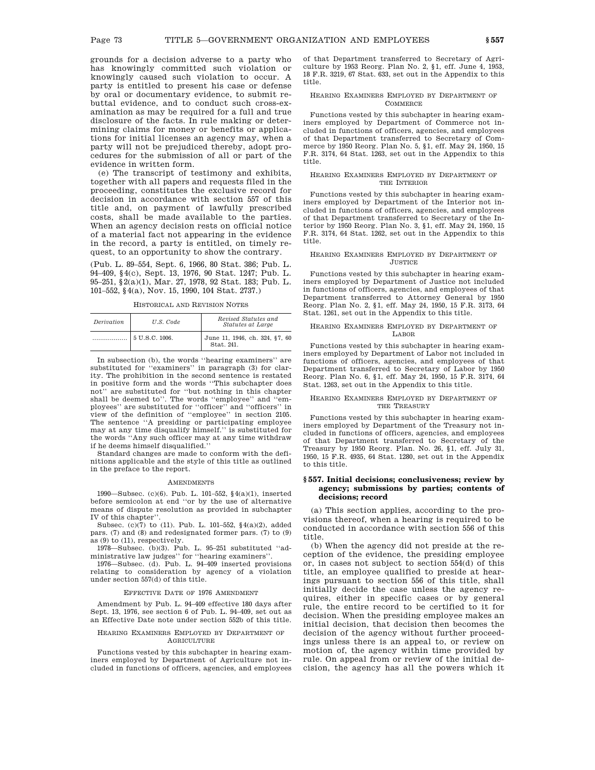grounds for a decision adverse to a party who has knowingly committed such violation or knowingly caused such violation to occur. A party is entitled to present his case or defense by oral or documentary evidence, to submit rebuttal evidence, and to conduct such cross-examination as may be required for a full and true disclosure of the facts. In rule making or determining claims for money or benefits or applications for initial licenses an agency may, when a party will not be prejudiced thereby, adopt procedures for the submission of all or part of the evidence in written form.

(e) The transcript of testimony and exhibits, together with all papers and requests filed in the proceeding, constitutes the exclusive record for decision in accordance with section 557 of this title and, on payment of lawfully prescribed costs, shall be made available to the parties. When an agency decision rests on official notice of a material fact not appearing in the evidence in the record, a party is entitled, on timely request, to an opportunity to show the contrary.

(Pub. L. 89–554, Sept. 6, 1966, 80 Stat. 386; Pub. L. 94–409, §4(c), Sept. 13, 1976, 90 Stat. 1247; Pub. L. 95–251, §2(a)(1), Mar. 27, 1978, 92 Stat. 183; Pub. L. 101–552, §4(a), Nov. 15, 1990, 104 Stat. 2737.)

HISTORICAL AND REVISION NOTES

| *Derivation* | *U.S. Code* | *Revised Statutes and Statutes at Large* |
|---|---|---|
| .................. | 5 U.S.C. 1006. | June 11, 1946, ch. 324, §7, 60 Stat. 241. |

In subsection (b), the words "hearing examiners" are substituted for "examiners" in paragraph (3) for clarity. The prohibition in the second sentence is restated in positive form and the words "This subchapter does not" are substituted for "but nothing in this chapter shall be deemed to". The words "employee" and "employees" are substituted for "officer" and "officers" in view of the definition of "employee" in section 2105. The sentence "A presiding or participating employee may at any time disqualify himself." is substituted for the words "Any such officer may at any time withdraw if he deems himself disqualified."

Standard changes are made to conform with the definitions applicable and the style of this title as outlined in the preface to the report.

AMENDMENTS

1990—Subsec. (c)(6). Pub. L. 101–552, §4(a)(1), inserted before semicolon at end "or by the use of alternative means of dispute resolution as provided in subchapter IV of this chapter".

Subsec. (c)(7) to (11). Pub. L. 101–552, §4(a)(2), added pars. (7) and (8) and redesignated former pars. (7) to (9) as (9) to (11), respectively.

1978—Subsec. (b)(3). Pub. L. 95–251 substituted "administrative law judges" for "hearing examiners".

1976—Subsec. (d). Pub. L. 94–409 inserted provisions relating to consideration by agency of a violation under section 557(d) of this title.

EFFECTIVE DATE OF 1976 AMENDMENT

Amendment by Pub. L. 94–409 effective 180 days after Sept. 13, 1976, see section 6 of Pub. L. 94–409, set out as an Effective Date note under section 552b of this title.

HEARING EXAMINERS EMPLOYED BY DEPARTMENT OF AGRICULTURE

Functions vested by this subchapter in hearing examiners employed by Department of Agriculture not included in functions of officers, agencies, and employees of that Department transferred to Secretary of Agriculture by 1953 Reorg. Plan No. 2, §1, eff. June 4, 1953, 18 F.R. 3219, 67 Stat. 633, set out in the Appendix to this title.

HEARING EXAMINERS EMPLOYED BY DEPARTMENT OF COMMERCE

Functions vested by this subchapter in hearing examiners employed by Department of Commerce not included in functions of officers, agencies, and employees of that Department transferred to Secretary of Commerce by 1950 Reorg. Plan No. 5, §1, eff. May 24, 1950, 15 F.R. 3174, 64 Stat. 1263, set out in the Appendix to this title.

HEARING EXAMINERS EMPLOYED BY DEPARTMENT OF THE INTERIOR

Functions vested by this subchapter in hearing examiners employed by Department of the Interior not included in functions of officers, agencies, and employees of that Department transferred to Secretary of the Interior by 1950 Reorg. Plan No. 3, §1, eff. May 24, 1950, 15 F.R. 3174, 64 Stat. 1262, set out in the Appendix to this title.

HEARING EXAMINERS EMPLOYED BY DEPARTMENT OF JUSTICE

Functions vested by this subchapter in hearing examiners employed by Department of Justice not included in functions of officers, agencies, and employees of that Department transferred to Attorney General by 1950 Reorg. Plan No. 2, §1, eff. May 24, 1950, 15 F.R. 3173, 64 Stat. 1261, set out in the Appendix to this title.

HEARING EXAMINERS EMPLOYED BY DEPARTMENT OF LABOR

Functions vested by this subchapter in hearing examiners employed by Department of Labor not included in functions of officers, agencies, and employees of that Department transferred to Secretary of Labor by 1950 Reorg. Plan No. 6, §1, eff. May 24, 1950, 15 F.R. 3174, 64 Stat. 1263, set out in the Appendix to this title.

HEARING EXAMINERS EMPLOYED BY DEPARTMENT OF THE TREASURY

Functions vested by this subchapter in hearing examiners employed by Department of the Treasury not included in functions of officers, agencies, and employees of that Department transferred to Secretary of the Treasury by 1950 Reorg. Plan. No. 26, §1, eff. July 31, 1950, 15 F.R. 4935, 64 Stat. 1280, set out in the Appendix to this title.

### §557. Initial decisions; conclusiveness; review by agency; submissions by parties; contents of decisions; record

(a) This section applies, according to the provisions thereof, when a hearing is required to be conducted in accordance with section 556 of this title.

(b) When the agency did not preside at the reception of the evidence, the presiding employee or, in cases not subject to section 554(d) of this title, an employee qualified to preside at hearings pursuant to section 556 of this title, shall initially decide the case unless the agency requires, either in specific cases or by general rule, the entire record to be certified to it for decision. When the presiding employee makes an initial decision, that decision then becomes the decision of the agency without further proceedings unless there is an appeal to, or review on motion of, the agency within time provided by rule. On appeal from or review of the initial decision, the agency has all the powers which it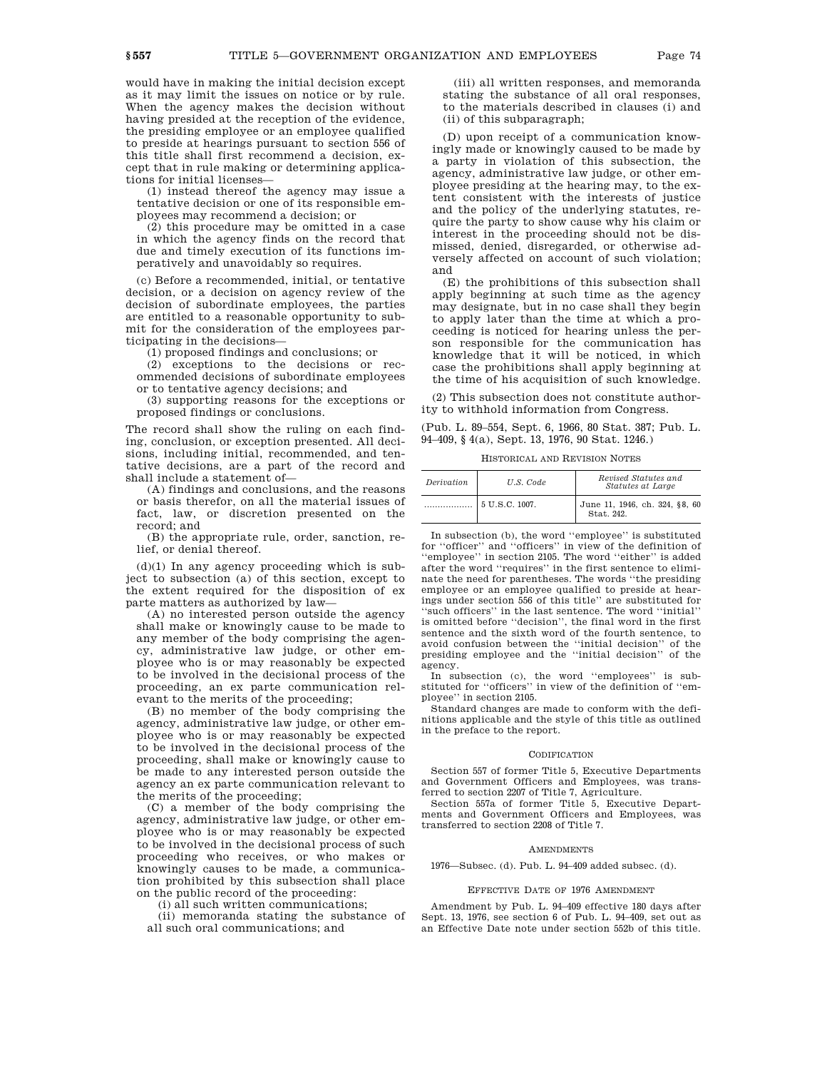would have in making the initial decision except as it may limit the issues on notice or by rule. When the agency makes the decision without having presided at the reception of the evidence, the presiding employee or an employee qualified to preside at hearings pursuant to section 556 of this title shall first recommend a decision, except that in rule making or determining applications for initial licenses—

(1) instead thereof the agency may issue a tentative decision or one of its responsible employees may recommend a decision; or

(2) this procedure may be omitted in a case in which the agency finds on the record that due and timely execution of its functions imperatively and unavoidably so requires.

(c) Before a recommended, initial, or tentative decision, or a decision on agency review of the decision of subordinate employees, the parties are entitled to a reasonable opportunity to submit for the consideration of the employees participating in the decisions—

(1) proposed findings and conclusions; or

(2) exceptions to the decisions or recommended decisions of subordinate employees or to tentative agency decisions; and

(3) supporting reasons for the exceptions or proposed findings or conclusions.

The record shall show the ruling on each finding, conclusion, or exception presented. All decisions, including initial, recommended, and tentative decisions, are a part of the record and shall include a statement of—

(A) findings and conclusions, and the reasons or basis therefor, on all the material issues of fact, law, or discretion presented on the record; and

(B) the appropriate rule, order, sanction, relief, or denial thereof.

(d)(1) In any agency proceeding which is subject to subsection (a) of this section, except to the extent required for the disposition of ex parte matters as authorized by law—

(A) no interested person outside the agency shall make or knowingly cause to be made to any member of the body comprising the agency, administrative law judge, or other employee who is or may reasonably be expected to be involved in the decisional process of the proceeding, an ex parte communication relevant to the merits of the proceeding;

(B) no member of the body comprising the agency, administrative law judge, or other employee who is or may reasonably be expected to be involved in the decisional process of the proceeding, shall make or knowingly cause to be made to any interested person outside the agency an ex parte communication relevant to the merits of the proceeding;

(C) a member of the body comprising the agency, administrative law judge, or other employee who is or may reasonably be expected to be involved in the decisional process of such proceeding who receives, or who makes or knowingly causes to be made, a communication prohibited by this subsection shall place on the public record of the proceeding:

(i) all such written communications;

(ii) memoranda stating the substance of all such oral communications; and

(iii) all written responses, and memoranda stating the substance of all oral responses, to the materials described in clauses (i) and (ii) of this subparagraph;

(D) upon receipt of a communication knowingly made or knowingly caused to be made by a party in violation of this subsection, the agency, administrative law judge, or other employee presiding at the hearing may, to the extent consistent with the interests of justice and the policy of the underlying statutes, require the party to show cause why his claim or interest in the proceeding should not be dismissed, denied, disregarded, or otherwise adversely affected on account of such violation; and

(E) the prohibitions of this subsection shall apply beginning at such time as the agency may designate, but in no case shall they begin to apply later than the time at which a proceeding is noticed for hearing unless the person responsible for the communication has knowledge that it will be noticed, in which case the prohibitions shall apply beginning at the time of his acquisition of such knowledge.

(2) This subsection does not constitute authority to withhold information from Congress.

(Pub. L. 89–554, Sept. 6, 1966, 80 Stat. 387; Pub. L. 94–409, § 4(a), Sept. 13, 1976, 90 Stat. 1246.)

HISTORICAL AND REVISION NOTES

| *Derivation* | *U.S. Code* | *Revised Statutes and Statutes at Large* |
|---|---|---|
| .................. | 5 U.S.C. 1007. | June 11, 1946, ch. 324, §8, 60 Stat. 242. |

In subsection (b), the word ''employee'' is substituted for ''officer'' and ''officers'' in view of the definition of ''employee'' in section 2105. The word ''either'' is added after the word ''requires'' in the first sentence to eliminate the need for parentheses. The words ''the presiding employee or an employee qualified to preside at hearings under section 556 of this title'' are substituted for ''such officers'' in the last sentence. The word ''initial'' is omitted before ''decision'', the final word in the first sentence and the sixth word of the fourth sentence, to avoid confusion between the ''initial decision'' of the presiding employee and the ''initial decision'' of the agency.

In subsection (c), the word ''employees'' is substituted for ''officers'' in view of the definition of ''employee'' in section 2105.

Standard changes are made to conform with the definitions applicable and the style of this title as outlined in the preface to the report.

CODIFICATION

Section 557 of former Title 5, Executive Departments and Government Officers and Employees, was transferred to section 2207 of Title 7, Agriculture.

Section 557a of former Title 5, Executive Departments and Government Officers and Employees, was transferred to section 2208 of Title 7.

AMENDMENTS

1976—Subsec. (d). Pub. L. 94–409 added subsec. (d).

EFFECTIVE DATE OF 1976 AMENDMENT

Amendment by Pub. L. 94–409 effective 180 days after Sept. 13, 1976, see section 6 of Pub. L. 94–409, set out as an Effective Date note under section 552b of this title.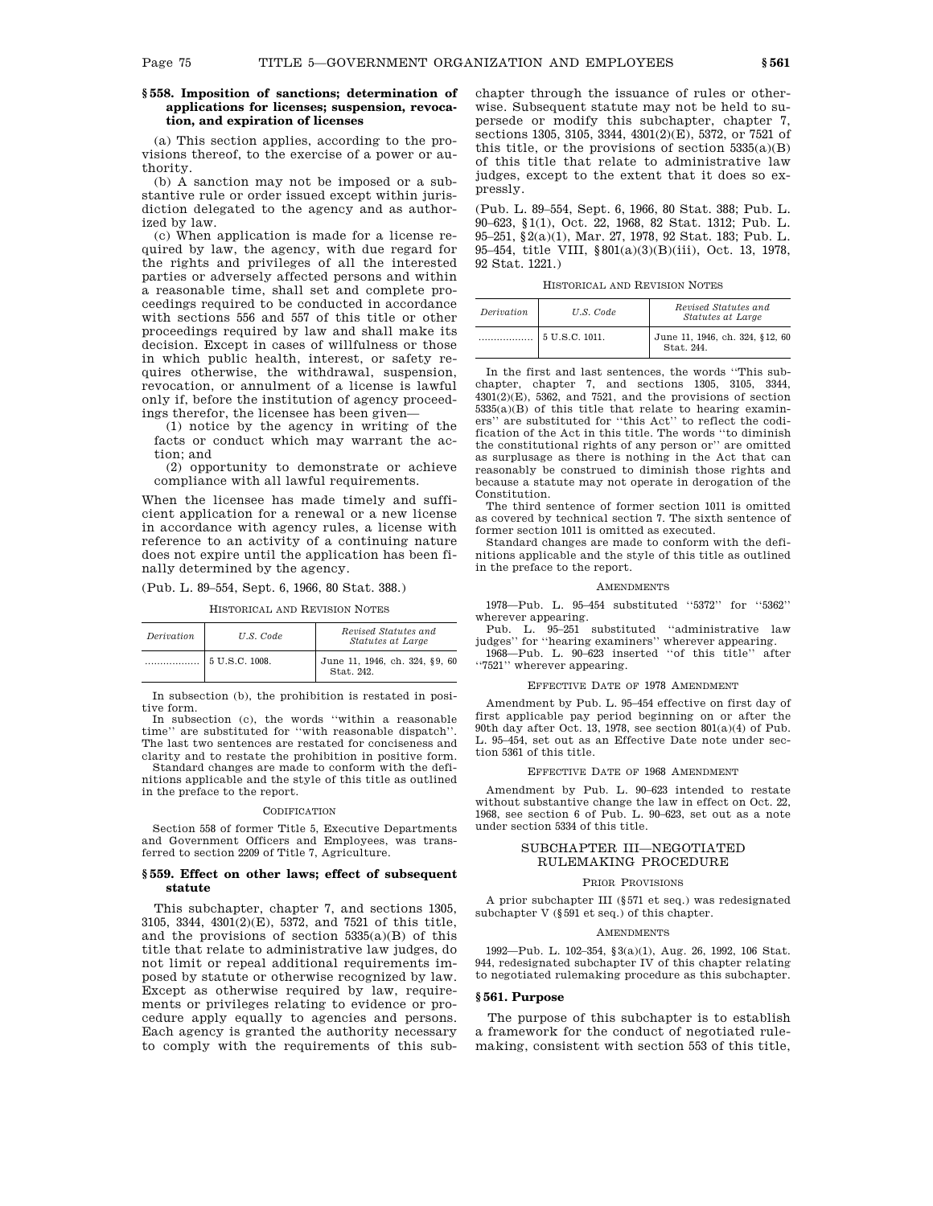### § 558. Imposition of sanctions; determination of applications for licenses; suspension, revocation, and expiration of licenses

(a) This section applies, according to the provisions thereof, to the exercise of a power or authority.

(b) A sanction may not be imposed or a substantive rule or order issued except within jurisdiction delegated to the agency and as authorized by law.

(c) When application is made for a license required by law, the agency, with due regard for the rights and privileges of all the interested parties or adversely affected persons and within a reasonable time, shall set and complete proceedings required to be conducted in accordance with sections 556 and 557 of this title or other proceedings required by law and shall make its decision. Except in cases of willfulness or those in which public health, interest, or safety requires otherwise, the withdrawal, suspension, revocation, or annulment of a license is lawful only if, before the institution of agency proceedings therefor, the licensee has been given—

(1) notice by the agency in writing of the facts or conduct which may warrant the action; and

(2) opportunity to demonstrate or achieve compliance with all lawful requirements.

When the licensee has made timely and sufficient application for a renewal or a new license in accordance with agency rules, a license with reference to an activity of a continuing nature does not expire until the application has been finally determined by the agency.

(Pub. L. 89–554, Sept. 6, 1966, 80 Stat. 388.)

HISTORICAL AND REVISION NOTES

| *Derivation* | *U.S. Code* | *Revised Statutes and Statutes at Large* |
|---|---|---|
| .................. | 5 U.S.C. 1008. | June 11, 1946, ch. 324, §9, 60 Stat. 242. |

In subsection (b), the prohibition is restated in positive form.

In subsection (c), the words "within a reasonable time" are substituted for "with reasonable dispatch". The last two sentences are restated for conciseness and clarity and to restate the prohibition in positive form.

Standard changes are made to conform with the definitions applicable and the style of this title as outlined in the preface to the report.

CODIFICATION

Section 558 of former Title 5, Executive Departments and Government Officers and Employees, was transferred to section 2209 of Title 7, Agriculture.

### § 559. Effect on other laws; effect of subsequent statute

This subchapter, chapter 7, and sections 1305, 3105, 3344, 4301(2)(E), 5372, and 7521 of this title, and the provisions of section 5335(a)(B) of this title that relate to administrative law judges, do not limit or repeal additional requirements imposed by statute or otherwise recognized by law. Except as otherwise required by law, requirements or privileges relating to evidence or procedure apply equally to agencies and persons. Each agency is granted the authority necessary to comply with the requirements of this subchapter through the issuance of rules or otherwise. Subsequent statute may not be held to supersede or modify this subchapter, chapter 7, sections 1305, 3105, 3344, 4301(2)(E), 5372, or 7521 of this title, or the provisions of section 5335(a)(B) of this title that relate to administrative law judges, except to the extent that it does so expressly.

(Pub. L. 89–554, Sept. 6, 1966, 80 Stat. 388; Pub. L. 90–623, §1(1), Oct. 22, 1968, 82 Stat. 1312; Pub. L. 95–251, §2(a)(1), Mar. 27, 1978, 92 Stat. 183; Pub. L. 95–454, title VIII, §801(a)(3)(B)(iii), Oct. 13, 1978, 92 Stat. 1221.)

HISTORICAL AND REVISION NOTES

| *Derivation* | *U.S. Code* | *Revised Statutes and Statutes at Large* |
|---|---|---|
| .................. | 5 U.S.C. 1011. | June 11, 1946, ch. 324, §12, 60 Stat. 244. |

In the first and last sentences, the words "This subchapter, chapter 7, and sections 1305, 3105, 3344, 4301(2)(E), 5362, and 7521, and the provisions of section 5335(a)(B) of this title that relate to hearing examiners" are substituted for "this Act" to reflect the codification of the Act in this title. The words "to diminish the constitutional rights of any person or" are omitted as surplusage as there is nothing in the Act that can reasonably be construed to diminish those rights and because a statute may not operate in derogation of the Constitution.

The third sentence of former section 1011 is omitted as covered by technical section 7. The sixth sentence of former section 1011 is omitted as executed.

Standard changes are made to conform with the definitions applicable and the style of this title as outlined in the preface to the report.

AMENDMENTS

1978—Pub. L. 95–454 substituted "5372" for "5362" wherever appearing.

Pub. L. 95–251 substituted "administrative law judges" for "hearing examiners" wherever appearing.

1968—Pub. L. 90–623 inserted "of this title" after "7521" wherever appearing.

EFFECTIVE DATE OF 1978 AMENDMENT

Amendment by Pub. L. 95–454 effective on first day of first applicable pay period beginning on or after the 90th day after Oct. 13, 1978, see section 801(a)(4) of Pub. L. 95–454, set out as an Effective Date note under section 5361 of this title.

EFFECTIVE DATE OF 1968 AMENDMENT

Amendment by Pub. L. 90–623 intended to restate without substantive change the law in effect on Oct. 22, 1968, see section 6 of Pub. L. 90–623, set out as a note under section 5334 of this title.

## SUBCHAPTER III—NEGOTIATED RULEMAKING PROCEDURE

PRIOR PROVISIONS

A prior subchapter III (§571 et seq.) was redesignated subchapter V (§591 et seq.) of this chapter.

AMENDMENTS

1992—Pub. L. 102–354, §3(a)(1), Aug. 26, 1992, 106 Stat. 944, redesignated subchapter IV of this chapter relating to negotiated rulemaking procedure as this subchapter.

### § 561. Purpose

The purpose of this subchapter is to establish a framework for the conduct of negotiated rulemaking, consistent with section 553 of this title,